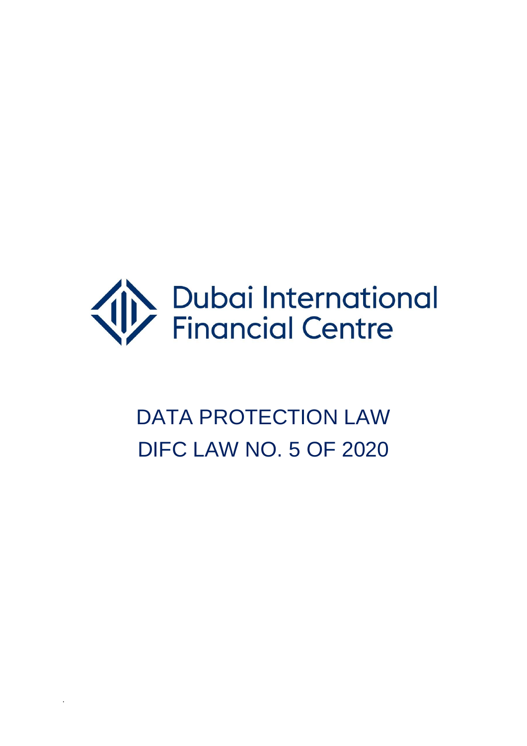Dubai International Financial Centre

# DATA PROTECTION LAW

# DIFC LAW NO. 5 OF 2020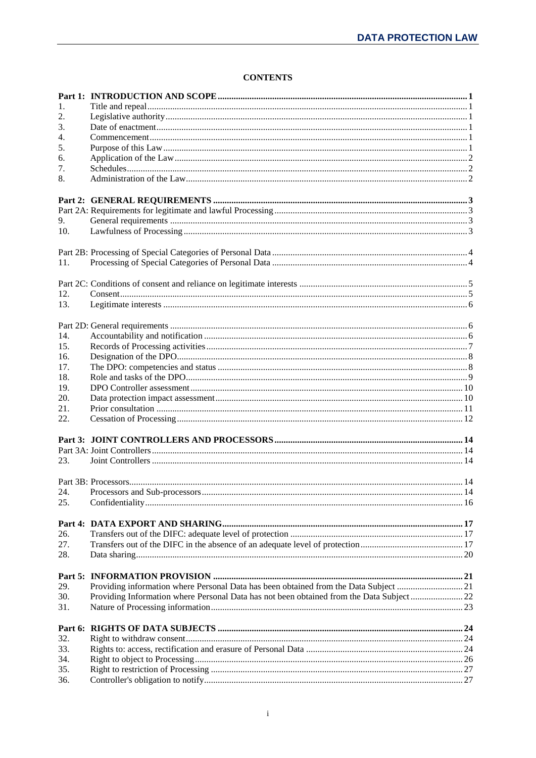**CONTENTS**

| | | |
|---|---|---|
| **Part 1:** | **INTRODUCTION AND SCOPE** | **1** |
| 1. | Title and repeal | 1 |
| 2. | Legislative authority | 1 |
| 3. | Date of enactment | 1 |
| 4. | Commencement | 1 |
| 5. | Purpose of this Law | 1 |
| 6. | Application of the Law | 2 |
| 7. | Schedules | 2 |
| 8. | Administration of the Law | 2 |
| **Part 2:** | **GENERAL REQUIREMENTS** | **3** |
| Part 2A: | Requirements for legitimate and lawful Processing | 3 |
| 9. | General requirements | 3 |
| 10. | Lawfulness of Processing | 3 |
| Part 2B: | Processing of Special Categories of Personal Data | 4 |
| 11. | Processing of Special Categories of Personal Data | 4 |
| Part 2C: | Conditions of consent and reliance on legitimate interests | 5 |
| 12. | Consent | 5 |
| 13. | Legitimate interests | 6 |
| Part 2D: | General requirements | 6 |
| 14. | Accountability and notification | 6 |
| 15. | Records of Processing activities | 7 |
| 16. | Designation of the DPO | 8 |
| 17. | The DPO: competencies and status | 8 |
| 18. | Role and tasks of the DPO | 9 |
| 19. | DPO Controller assessment | 10 |
| 20. | Data protection impact assessment | 10 |
| 21. | Prior consultation | 11 |
| 22. | Cessation of Processing | 12 |
| **Part 3:** | **JOINT CONTROLLERS AND PROCESSORS** | **14** |
| Part 3A: | Joint Controllers | 14 |
| 23. | Joint Controllers | 14 |
| Part 3B: | Processors | 14 |
| 24. | Processors and Sub-processors | 14 |
| 25. | Confidentiality | 16 |
| **Part 4:** | **DATA EXPORT AND SHARING** | **17** |
| 26. | Transfers out of the DIFC: adequate level of protection | 17 |
| 27. | Transfers out of the DIFC in the absence of an adequate level of protection | 17 |
| 28. | Data sharing | 20 |
| **Part 5:** | **INFORMATION PROVISION** | **21** |
| 29. | Providing information where Personal Data has been obtained from the Data Subject | 21 |
| 30. | Providing Information where Personal Data has not been obtained from the Data Subject | 22 |
| 31. | Nature of Processing information | 23 |
| **Part 6:** | **RIGHTS OF DATA SUBJECTS** | **24** |
| 32. | Right to withdraw consent | 24 |
| 33. | Rights to: access, rectification and erasure of Personal Data | 24 |
| 34. | Right to object to Processing | 26 |
| 35. | Right to restriction of Processing | 27 |
| 36. | Controller's obligation to notify | 27 |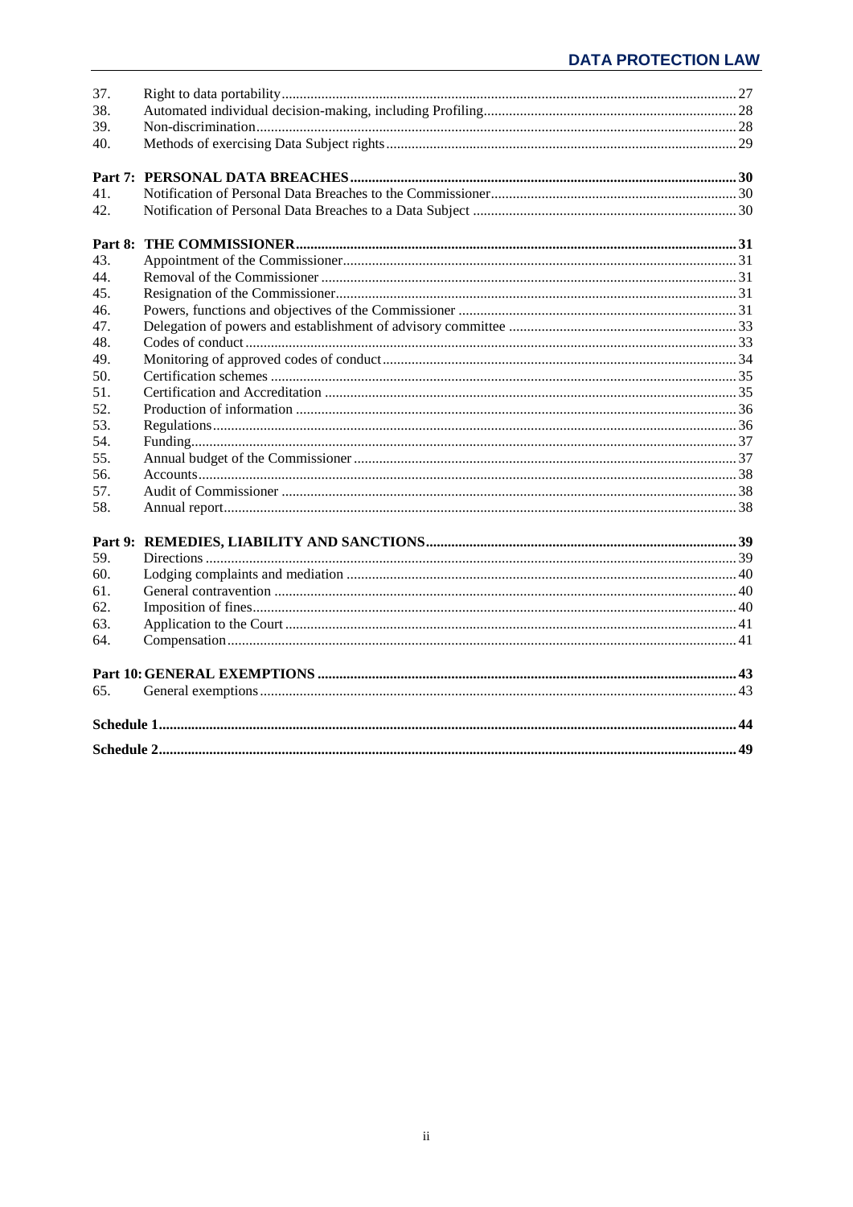| | | |
|---|---|---|
| 37. | Right to data portability | 27 |
| 38. | Automated individual decision-making, including Profiling | 28 |
| 39. | Non-discrimination | 28 |
| 40. | Methods of exercising Data Subject rights | 29 |
| **Part 7:** | **PERSONAL DATA BREACHES** | **30** |
| 41. | Notification of Personal Data Breaches to the Commissioner | 30 |
| 42. | Notification of Personal Data Breaches to a Data Subject | 30 |
| **Part 8:** | **THE COMMISSIONER** | **31** |
| 43. | Appointment of the Commissioner | 31 |
| 44. | Removal of the Commissioner | 31 |
| 45. | Resignation of the Commissioner | 31 |
| 46. | Powers, functions and objectives of the Commissioner | 31 |
| 47. | Delegation of powers and establishment of advisory committee | 33 |
| 48. | Codes of conduct | 33 |
| 49. | Monitoring of approved codes of conduct | 34 |
| 50. | Certification schemes | 35 |
| 51. | Certification and Accreditation | 35 |
| 52. | Production of information | 36 |
| 53. | Regulations | 36 |
| 54. | Funding | 37 |
| 55. | Annual budget of the Commissioner | 37 |
| 56. | Accounts | 38 |
| 57. | Audit of Commissioner | 38 |
| 58. | Annual report | 38 |
| **Part 9:** | **REMEDIES, LIABILITY AND SANCTIONS** | **39** |
| 59. | Directions | 39 |
| 60. | Lodging complaints and mediation | 40 |
| 61. | General contravention | 40 |
| 62. | Imposition of fines | 40 |
| 63. | Application to the Court | 41 |
| 64. | Compensation | 41 |
| **Part 10:** | **GENERAL EXEMPTIONS** | **43** |
| 65. | General exemptions | 43 |
| **Schedule 1** | | **44** |
| **Schedule 2** | | **49** |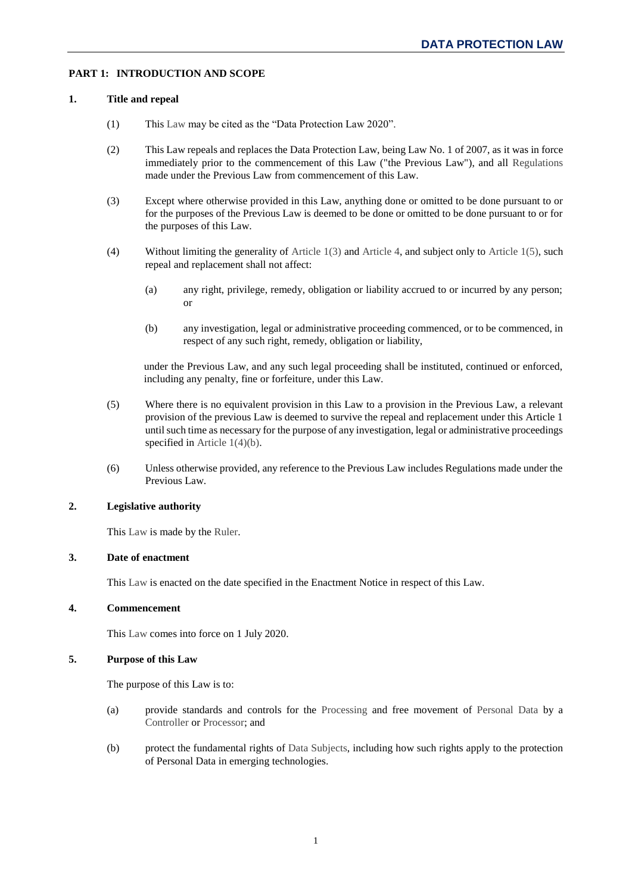## PART 1: INTRODUCTION AND SCOPE

### 1. Title and repeal

(1) This Law may be cited as the "Data Protection Law 2020".

(2) This Law repeals and replaces the Data Protection Law, being Law No. 1 of 2007, as it was in force immediately prior to the commencement of this Law ("the Previous Law"), and all Regulations made under the Previous Law from commencement of this Law.

(3) Except where otherwise provided in this Law, anything done or omitted to be done pursuant to or for the purposes of the Previous Law is deemed to be done or omitted to be done pursuant to or for the purposes of this Law.

(4) Without limiting the generality of Article 1(3) and Article 4, and subject only to Article 1(5), such repeal and replacement shall not affect:

- (a) any right, privilege, remedy, obligation or liability accrued to or incurred by any person; or
- (b) any investigation, legal or administrative proceeding commenced, or to be commenced, in respect of any such right, remedy, obligation or liability,

under the Previous Law, and any such legal proceeding shall be instituted, continued or enforced, including any penalty, fine or forfeiture, under this Law.

(5) Where there is no equivalent provision in this Law to a provision in the Previous Law, a relevant provision of the previous Law is deemed to survive the repeal and replacement under this Article 1 until such time as necessary for the purpose of any investigation, legal or administrative proceedings specified in Article 1(4)(b).

(6) Unless otherwise provided, any reference to the Previous Law includes Regulations made under the Previous Law.

### 2. Legislative authority

This Law is made by the Ruler.

### 3. Date of enactment

This Law is enacted on the date specified in the Enactment Notice in respect of this Law.

### 4. Commencement

This Law comes into force on 1 July 2020.

### 5. Purpose of this Law

The purpose of this Law is to:

- (a) provide standards and controls for the Processing and free movement of Personal Data by a Controller or Processor; and
- (b) protect the fundamental rights of Data Subjects, including how such rights apply to the protection of Personal Data in emerging technologies.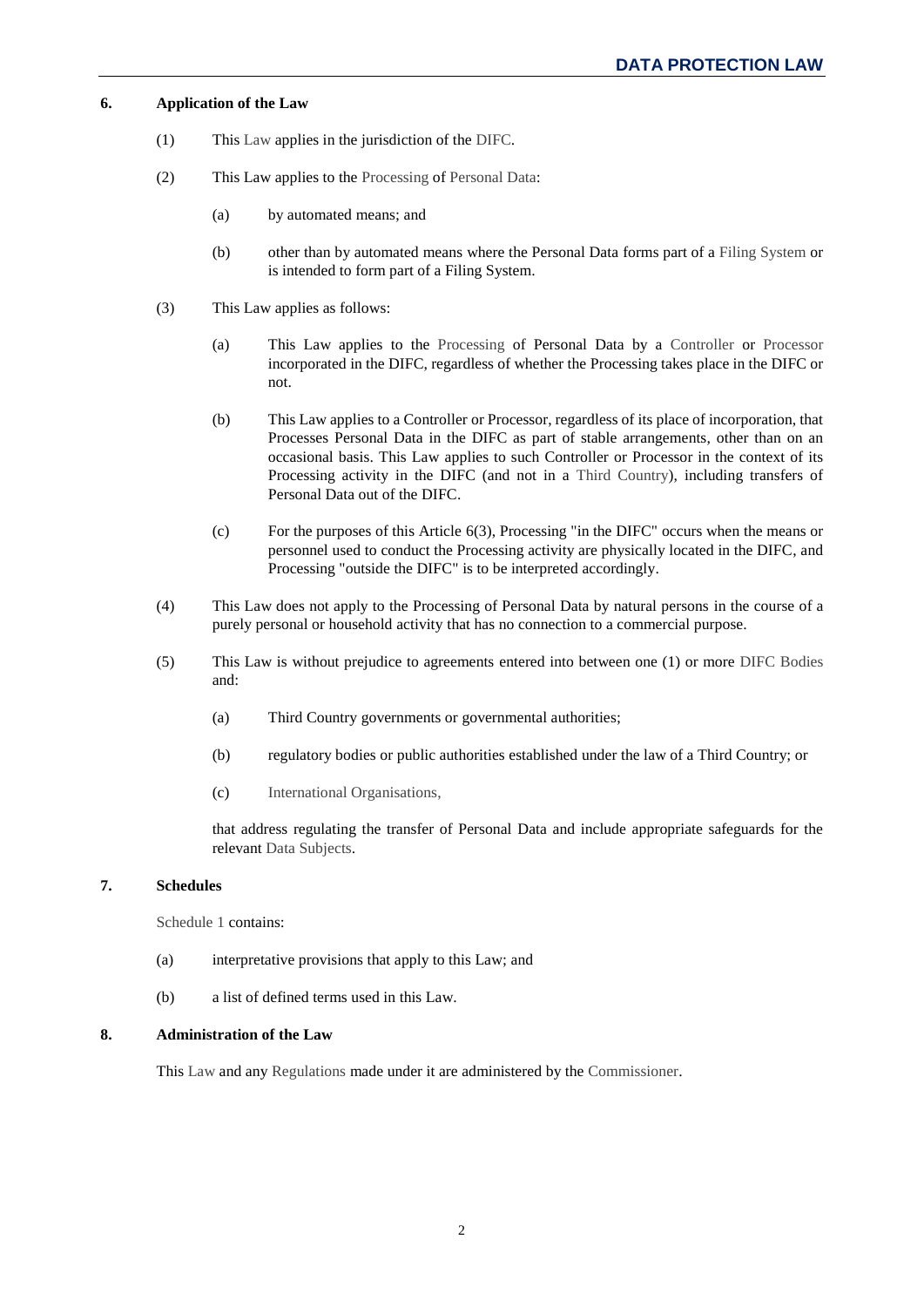## 6. Application of the Law

(1) This Law applies in the jurisdiction of the DIFC.

(2) This Law applies to the Processing of Personal Data:

(a) by automated means; and

(b) other than by automated means where the Personal Data forms part of a Filing System or is intended to form part of a Filing System.

(3) This Law applies as follows:

(a) This Law applies to the Processing of Personal Data by a Controller or Processor incorporated in the DIFC, regardless of whether the Processing takes place in the DIFC or not.

(b) This Law applies to a Controller or Processor, regardless of its place of incorporation, that Processes Personal Data in the DIFC as part of stable arrangements, other than on an occasional basis. This Law applies to such Controller or Processor in the context of its Processing activity in the DIFC (and not in a Third Country), including transfers of Personal Data out of the DIFC.

(c) For the purposes of this Article 6(3), Processing "in the DIFC" occurs when the means or personnel used to conduct the Processing activity are physically located in the DIFC, and Processing "outside the DIFC" is to be interpreted accordingly.

(4) This Law does not apply to the Processing of Personal Data by natural persons in the course of a purely personal or household activity that has no connection to a commercial purpose.

(5) This Law is without prejudice to agreements entered into between one (1) or more DIFC Bodies and:

(a) Third Country governments or governmental authorities;

(b) regulatory bodies or public authorities established under the law of a Third Country; or

(c) International Organisations,

that address regulating the transfer of Personal Data and include appropriate safeguards for the relevant Data Subjects.

## 7. Schedules

Schedule 1 contains:

(a) interpretative provisions that apply to this Law; and

(b) a list of defined terms used in this Law.

## 8. Administration of the Law

This Law and any Regulations made under it are administered by the Commissioner.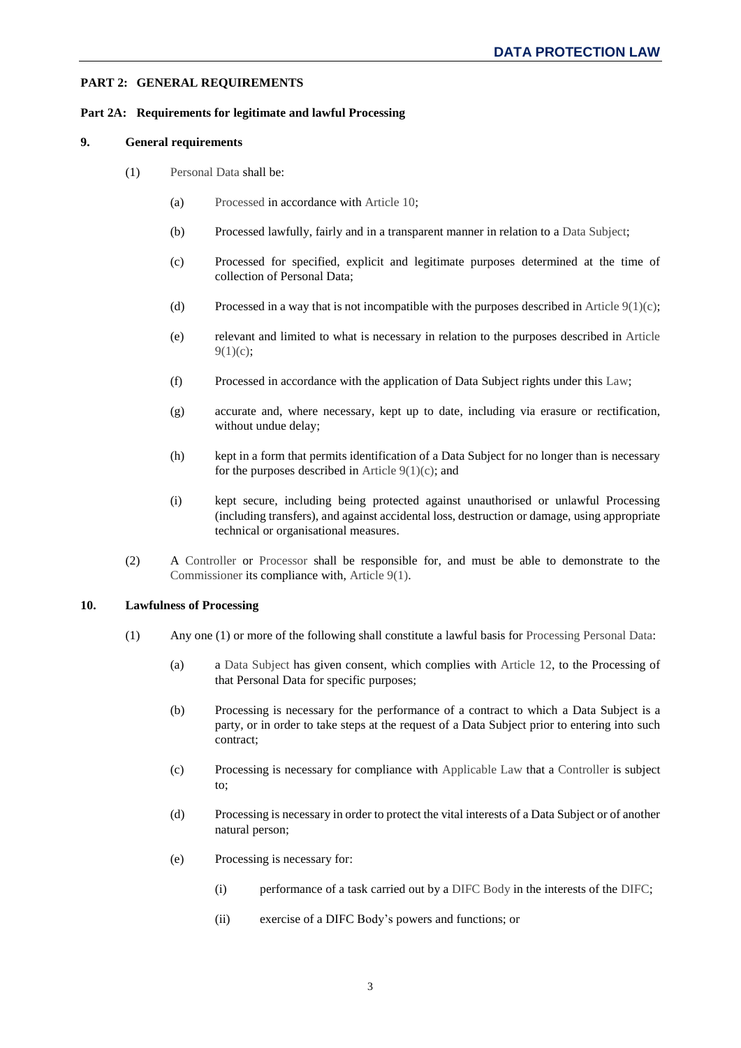## PART 2: GENERAL REQUIREMENTS

### Part 2A: Requirements for legitimate and lawful Processing

### 9. General requirements

(1) Personal Data shall be:

(a) Processed in accordance with Article 10;

(b) Processed lawfully, fairly and in a transparent manner in relation to a Data Subject;

(c) Processed for specified, explicit and legitimate purposes determined at the time of collection of Personal Data;

(d) Processed in a way that is not incompatible with the purposes described in Article 9(1)(c);

(e) relevant and limited to what is necessary in relation to the purposes described in Article 9(1)(c);

(f) Processed in accordance with the application of Data Subject rights under this Law;

(g) accurate and, where necessary, kept up to date, including via erasure or rectification, without undue delay;

(h) kept in a form that permits identification of a Data Subject for no longer than is necessary for the purposes described in Article 9(1)(c); and

(i) kept secure, including being protected against unauthorised or unlawful Processing (including transfers), and against accidental loss, destruction or damage, using appropriate technical or organisational measures.

(2) A Controller or Processor shall be responsible for, and must be able to demonstrate to the Commissioner its compliance with, Article 9(1).

### 10. Lawfulness of Processing

(1) Any one (1) or more of the following shall constitute a lawful basis for Processing Personal Data:

(a) a Data Subject has given consent, which complies with Article 12, to the Processing of that Personal Data for specific purposes;

(b) Processing is necessary for the performance of a contract to which a Data Subject is a party, or in order to take steps at the request of a Data Subject prior to entering into such contract;

(c) Processing is necessary for compliance with Applicable Law that a Controller is subject to;

(d) Processing is necessary in order to protect the vital interests of a Data Subject or of another natural person;

(e) Processing is necessary for:

(i) performance of a task carried out by a DIFC Body in the interests of the DIFC;

(ii) exercise of a DIFC Body's powers and functions; or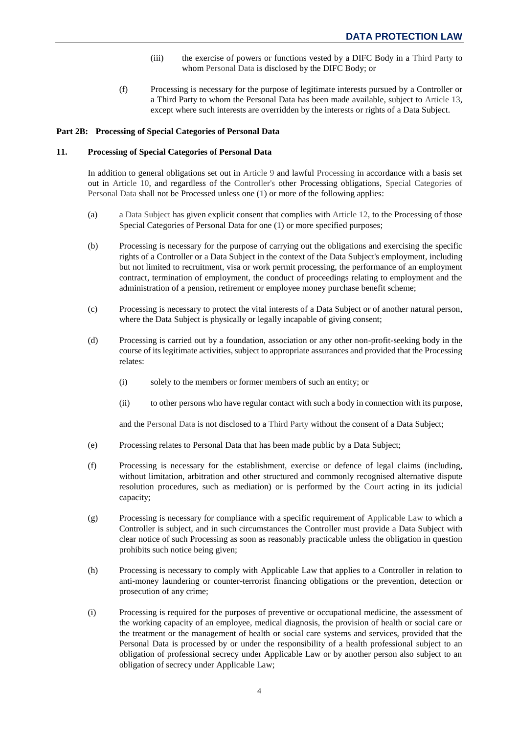(iii) the exercise of powers or functions vested by a DIFC Body in a Third Party to whom Personal Data is disclosed by the DIFC Body; or

(f) Processing is necessary for the purpose of legitimate interests pursued by a Controller or a Third Party to whom the Personal Data has been made available, subject to Article 13, except where such interests are overridden by the interests or rights of a Data Subject.

**Part 2B: Processing of Special Categories of Personal Data**

**11. Processing of Special Categories of Personal Data**

In addition to general obligations set out in Article 9 and lawful Processing in accordance with a basis set out in Article 10, and regardless of the Controller's other Processing obligations, Special Categories of Personal Data shall not be Processed unless one (1) or more of the following applies:

(a) a Data Subject has given explicit consent that complies with Article 12, to the Processing of those Special Categories of Personal Data for one (1) or more specified purposes;

(b) Processing is necessary for the purpose of carrying out the obligations and exercising the specific rights of a Controller or a Data Subject in the context of the Data Subject's employment, including but not limited to recruitment, visa or work permit processing, the performance of an employment contract, termination of employment, the conduct of proceedings relating to employment and the administration of a pension, retirement or employee money purchase benefit scheme;

(c) Processing is necessary to protect the vital interests of a Data Subject or of another natural person, where the Data Subject is physically or legally incapable of giving consent;

(d) Processing is carried out by a foundation, association or any other non-profit-seeking body in the course of its legitimate activities, subject to appropriate assurances and provided that the Processing relates:

(i) solely to the members or former members of such an entity; or

(ii) to other persons who have regular contact with such a body in connection with its purpose,

and the Personal Data is not disclosed to a Third Party without the consent of a Data Subject;

(e) Processing relates to Personal Data that has been made public by a Data Subject;

(f) Processing is necessary for the establishment, exercise or defence of legal claims (including, without limitation, arbitration and other structured and commonly recognised alternative dispute resolution procedures, such as mediation) or is performed by the Court acting in its judicial capacity;

(g) Processing is necessary for compliance with a specific requirement of Applicable Law to which a Controller is subject, and in such circumstances the Controller must provide a Data Subject with clear notice of such Processing as soon as reasonably practicable unless the obligation in question prohibits such notice being given;

(h) Processing is necessary to comply with Applicable Law that applies to a Controller in relation to anti-money laundering or counter-terrorist financing obligations or the prevention, detection or prosecution of any crime;

(i) Processing is required for the purposes of preventive or occupational medicine, the assessment of the working capacity of an employee, medical diagnosis, the provision of health or social care or the treatment or the management of health or social care systems and services, provided that the Personal Data is processed by or under the responsibility of a health professional subject to an obligation of professional secrecy under Applicable Law or by another person also subject to an obligation of secrecy under Applicable Law;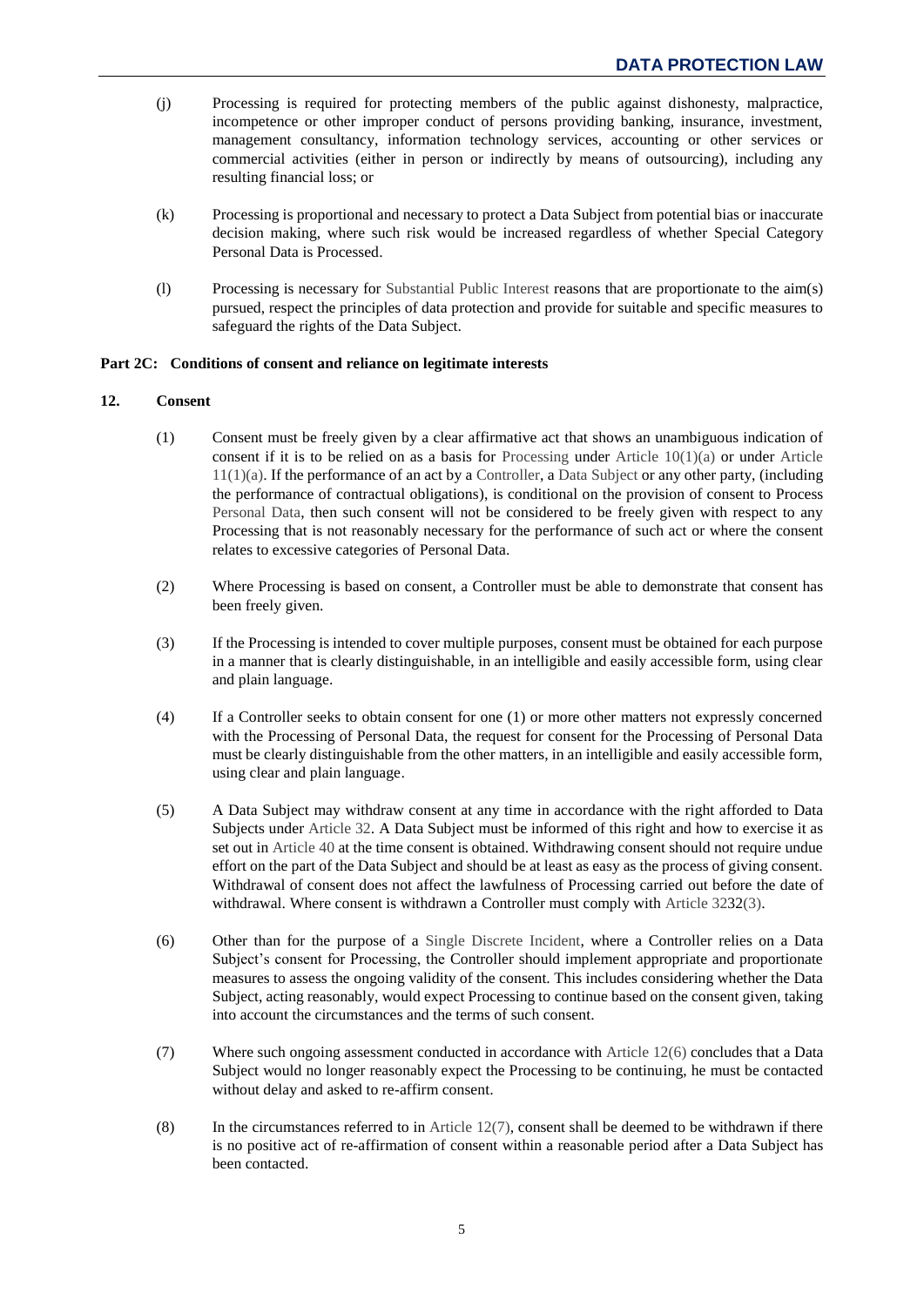(j) Processing is required for protecting members of the public against dishonesty, malpractice, incompetence or other improper conduct of persons providing banking, insurance, investment, management consultancy, information technology services, accounting or other services or commercial activities (either in person or indirectly by means of outsourcing), including any resulting financial loss; or

(k) Processing is proportional and necessary to protect a Data Subject from potential bias or inaccurate decision making, where such risk would be increased regardless of whether Special Category Personal Data is Processed.

(l) Processing is necessary for Substantial Public Interest reasons that are proportionate to the aim(s) pursued, respect the principles of data protection and provide for suitable and specific measures to safeguard the rights of the Data Subject.

**Part 2C: Conditions of consent and reliance on legitimate interests**

**12. Consent**

(1) Consent must be freely given by a clear affirmative act that shows an unambiguous indication of consent if it is to be relied on as a basis for Processing under Article 10(1)(a) or under Article 11(1)(a). If the performance of an act by a Controller, a Data Subject or any other party, (including the performance of contractual obligations), is conditional on the provision of consent to Process Personal Data, then such consent will not be considered to be freely given with respect to any Processing that is not reasonably necessary for the performance of such act or where the consent relates to excessive categories of Personal Data.

(2) Where Processing is based on consent, a Controller must be able to demonstrate that consent has been freely given.

(3) If the Processing is intended to cover multiple purposes, consent must be obtained for each purpose in a manner that is clearly distinguishable, in an intelligible and easily accessible form, using clear and plain language.

(4) If a Controller seeks to obtain consent for one (1) or more other matters not expressly concerned with the Processing of Personal Data, the request for consent for the Processing of Personal Data must be clearly distinguishable from the other matters, in an intelligible and easily accessible form, using clear and plain language.

(5) A Data Subject may withdraw consent at any time in accordance with the right afforded to Data Subjects under Article 32. A Data Subject must be informed of this right and how to exercise it as set out in Article 40 at the time consent is obtained. Withdrawing consent should not require undue effort on the part of the Data Subject and should be at least as easy as the process of giving consent. Withdrawal of consent does not affect the lawfulness of Processing carried out before the date of withdrawal. Where consent is withdrawn a Controller must comply with Article 3232(3).

(6) Other than for the purpose of a Single Discrete Incident, where a Controller relies on a Data Subject's consent for Processing, the Controller should implement appropriate and proportionate measures to assess the ongoing validity of the consent. This includes considering whether the Data Subject, acting reasonably, would expect Processing to continue based on the consent given, taking into account the circumstances and the terms of such consent.

(7) Where such ongoing assessment conducted in accordance with Article 12(6) concludes that a Data Subject would no longer reasonably expect the Processing to be continuing, he must be contacted without delay and asked to re-affirm consent.

(8) In the circumstances referred to in Article 12(7), consent shall be deemed to be withdrawn if there is no positive act of re-affirmation of consent within a reasonable period after a Data Subject has been contacted.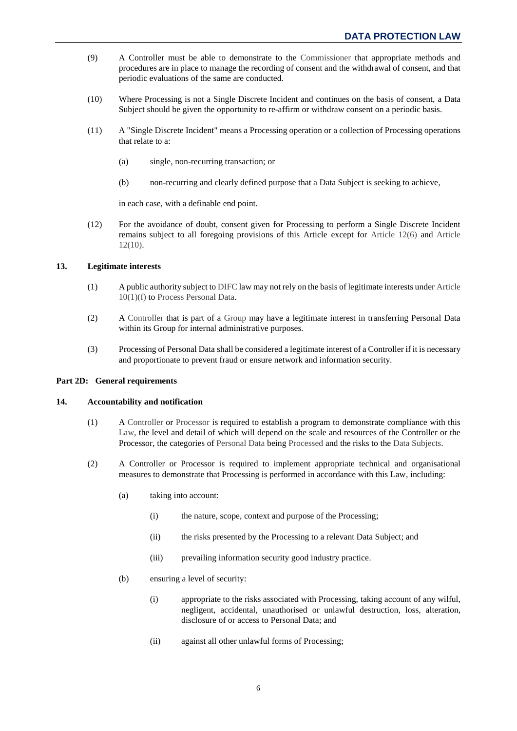(9) A Controller must be able to demonstrate to the Commissioner that appropriate methods and procedures are in place to manage the recording of consent and the withdrawal of consent, and that periodic evaluations of the same are conducted.

(10) Where Processing is not a Single Discrete Incident and continues on the basis of consent, a Data Subject should be given the opportunity to re-affirm or withdraw consent on a periodic basis.

(11) A "Single Discrete Incident" means a Processing operation or a collection of Processing operations that relate to a:

(a) single, non-recurring transaction; or

(b) non-recurring and clearly defined purpose that a Data Subject is seeking to achieve,

in each case, with a definable end point.

(12) For the avoidance of doubt, consent given for Processing to perform a Single Discrete Incident remains subject to all foregoing provisions of this Article except for Article 12(6) and Article 12(10).

### 13. Legitimate interests

(1) A public authority subject to DIFC law may not rely on the basis of legitimate interests under Article 10(1)(f) to Process Personal Data.

(2) A Controller that is part of a Group may have a legitimate interest in transferring Personal Data within its Group for internal administrative purposes.

(3) Processing of Personal Data shall be considered a legitimate interest of a Controller if it is necessary and proportionate to prevent fraud or ensure network and information security.

## Part 2D: General requirements

### 14. Accountability and notification

(1) A Controller or Processor is required to establish a program to demonstrate compliance with this Law, the level and detail of which will depend on the scale and resources of the Controller or the Processor, the categories of Personal Data being Processed and the risks to the Data Subjects.

(2) A Controller or Processor is required to implement appropriate technical and organisational measures to demonstrate that Processing is performed in accordance with this Law, including:

(a) taking into account:

(i) the nature, scope, context and purpose of the Processing;

(ii) the risks presented by the Processing to a relevant Data Subject; and

(iii) prevailing information security good industry practice.

(b) ensuring a level of security:

(i) appropriate to the risks associated with Processing, taking account of any wilful, negligent, accidental, unauthorised or unlawful destruction, loss, alteration, disclosure of or access to Personal Data; and

(ii) against all other unlawful forms of Processing;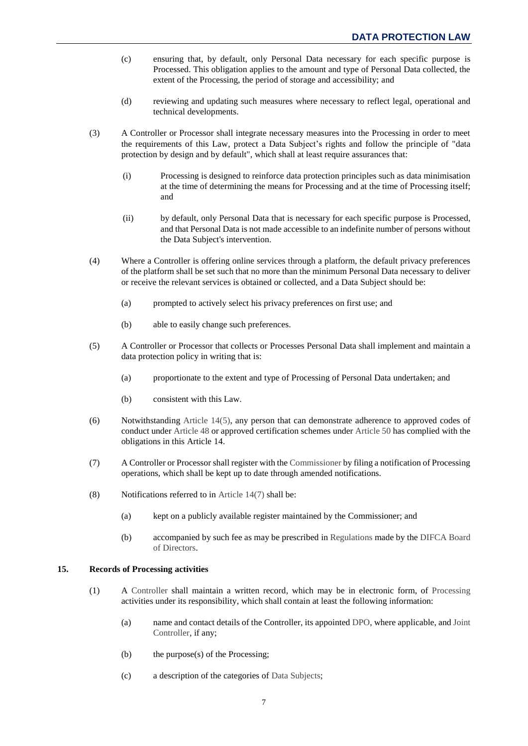(c) ensuring that, by default, only Personal Data necessary for each specific purpose is Processed. This obligation applies to the amount and type of Personal Data collected, the extent of the Processing, the period of storage and accessibility; and

(d) reviewing and updating such measures where necessary to reflect legal, operational and technical developments.

(3) A Controller or Processor shall integrate necessary measures into the Processing in order to meet the requirements of this Law, protect a Data Subject's rights and follow the principle of "data protection by design and by default", which shall at least require assurances that:

(i) Processing is designed to reinforce data protection principles such as data minimisation at the time of determining the means for Processing and at the time of Processing itself; and

(ii) by default, only Personal Data that is necessary for each specific purpose is Processed, and that Personal Data is not made accessible to an indefinite number of persons without the Data Subject's intervention.

(4) Where a Controller is offering online services through a platform, the default privacy preferences of the platform shall be set such that no more than the minimum Personal Data necessary to deliver or receive the relevant services is obtained or collected, and a Data Subject should be:

(a) prompted to actively select his privacy preferences on first use; and

(b) able to easily change such preferences.

(5) A Controller or Processor that collects or Processes Personal Data shall implement and maintain a data protection policy in writing that is:

(a) proportionate to the extent and type of Processing of Personal Data undertaken; and

(b) consistent with this Law.

(6) Notwithstanding Article 14(5), any person that can demonstrate adherence to approved codes of conduct under Article 48 or approved certification schemes under Article 50 has complied with the obligations in this Article 14.

(7) A Controller or Processor shall register with the Commissioner by filing a notification of Processing operations, which shall be kept up to date through amended notifications.

(8) Notifications referred to in Article 14(7) shall be:

(a) kept on a publicly available register maintained by the Commissioner; and

(b) accompanied by such fee as may be prescribed in Regulations made by the DIFCA Board of Directors.

## 15. Records of Processing activities

(1) A Controller shall maintain a written record, which may be in electronic form, of Processing activities under its responsibility, which shall contain at least the following information:

(a) name and contact details of the Controller, its appointed DPO, where applicable, and Joint Controller, if any;

(b) the purpose(s) of the Processing;

(c) a description of the categories of Data Subjects;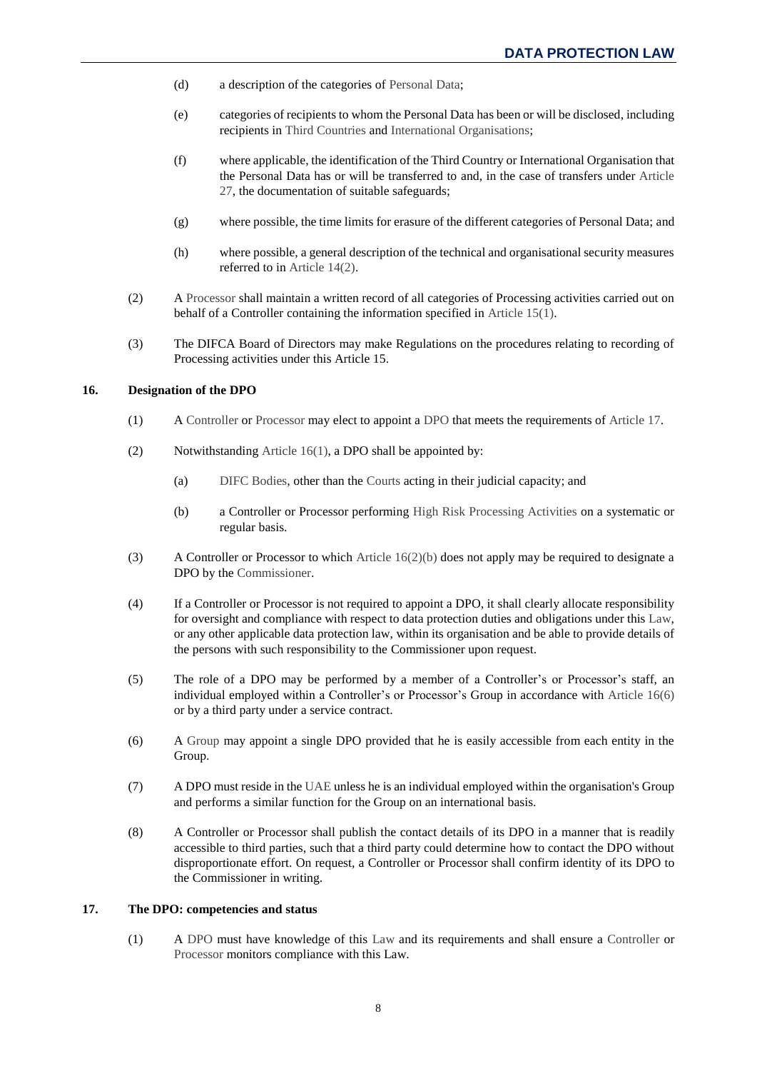(d) a description of the categories of Personal Data;

(e) categories of recipients to whom the Personal Data has been or will be disclosed, including recipients in Third Countries and International Organisations;

(f) where applicable, the identification of the Third Country or International Organisation that the Personal Data has or will be transferred to and, in the case of transfers under Article 27, the documentation of suitable safeguards;

(g) where possible, the time limits for erasure of the different categories of Personal Data; and

(h) where possible, a general description of the technical and organisational security measures referred to in Article 14(2).

(2) A Processor shall maintain a written record of all categories of Processing activities carried out on behalf of a Controller containing the information specified in Article 15(1).

(3) The DIFCA Board of Directors may make Regulations on the procedures relating to recording of Processing activities under this Article 15.

**16. Designation of the DPO**

(1) A Controller or Processor may elect to appoint a DPO that meets the requirements of Article 17.

(2) Notwithstanding Article 16(1), a DPO shall be appointed by:

(a) DIFC Bodies, other than the Courts acting in their judicial capacity; and

(b) a Controller or Processor performing High Risk Processing Activities on a systematic or regular basis.

(3) A Controller or Processor to which Article 16(2)(b) does not apply may be required to designate a DPO by the Commissioner.

(4) If a Controller or Processor is not required to appoint a DPO, it shall clearly allocate responsibility for oversight and compliance with respect to data protection duties and obligations under this Law, or any other applicable data protection law, within its organisation and be able to provide details of the persons with such responsibility to the Commissioner upon request.

(5) The role of a DPO may be performed by a member of a Controller's or Processor's staff, an individual employed within a Controller's or Processor's Group in accordance with Article 16(6) or by a third party under a service contract.

(6) A Group may appoint a single DPO provided that he is easily accessible from each entity in the Group.

(7) A DPO must reside in the UAE unless he is an individual employed within the organisation's Group and performs a similar function for the Group on an international basis.

(8) A Controller or Processor shall publish the contact details of its DPO in a manner that is readily accessible to third parties, such that a third party could determine how to contact the DPO without disproportionate effort. On request, a Controller or Processor shall confirm identity of its DPO to the Commissioner in writing.

**17. The DPO: competencies and status**

(1) A DPO must have knowledge of this Law and its requirements and shall ensure a Controller or Processor monitors compliance with this Law.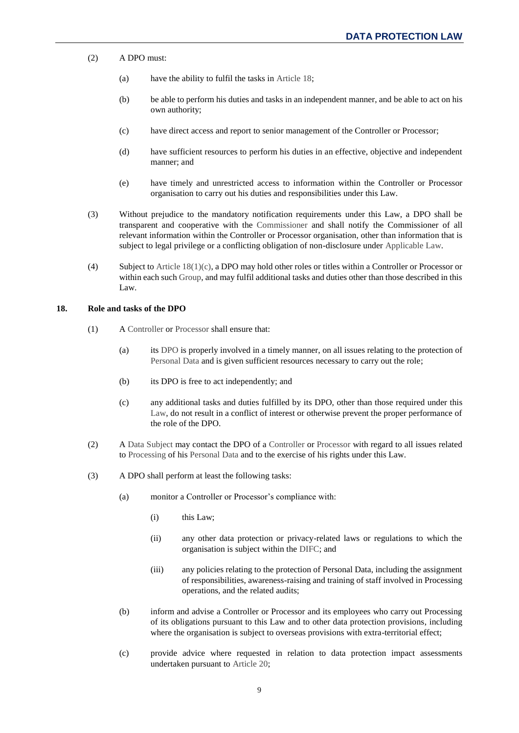(2) A DPO must:

(a) have the ability to fulfil the tasks in Article 18;

(b) be able to perform his duties and tasks in an independent manner, and be able to act on his own authority;

(c) have direct access and report to senior management of the Controller or Processor;

(d) have sufficient resources to perform his duties in an effective, objective and independent manner; and

(e) have timely and unrestricted access to information within the Controller or Processor organisation to carry out his duties and responsibilities under this Law.

(3) Without prejudice to the mandatory notification requirements under this Law, a DPO shall be transparent and cooperative with the Commissioner and shall notify the Commissioner of all relevant information within the Controller or Processor organisation, other than information that is subject to legal privilege or a conflicting obligation of non-disclosure under Applicable Law.

(4) Subject to Article 18(1)(c), a DPO may hold other roles or titles within a Controller or Processor or within each such Group, and may fulfil additional tasks and duties other than those described in this Law.

**18. Role and tasks of the DPO**

(1) A Controller or Processor shall ensure that:

(a) its DPO is properly involved in a timely manner, on all issues relating to the protection of Personal Data and is given sufficient resources necessary to carry out the role;

(b) its DPO is free to act independently; and

(c) any additional tasks and duties fulfilled by its DPO, other than those required under this Law, do not result in a conflict of interest or otherwise prevent the proper performance of the role of the DPO.

(2) A Data Subject may contact the DPO of a Controller or Processor with regard to all issues related to Processing of his Personal Data and to the exercise of his rights under this Law.

(3) A DPO shall perform at least the following tasks:

(a) monitor a Controller or Processor's compliance with:

(i) this Law;

(ii) any other data protection or privacy-related laws or regulations to which the organisation is subject within the DIFC; and

(iii) any policies relating to the protection of Personal Data, including the assignment of responsibilities, awareness-raising and training of staff involved in Processing operations, and the related audits;

(b) inform and advise a Controller or Processor and its employees who carry out Processing of its obligations pursuant to this Law and to other data protection provisions, including where the organisation is subject to overseas provisions with extra-territorial effect;

(c) provide advice where requested in relation to data protection impact assessments undertaken pursuant to Article 20;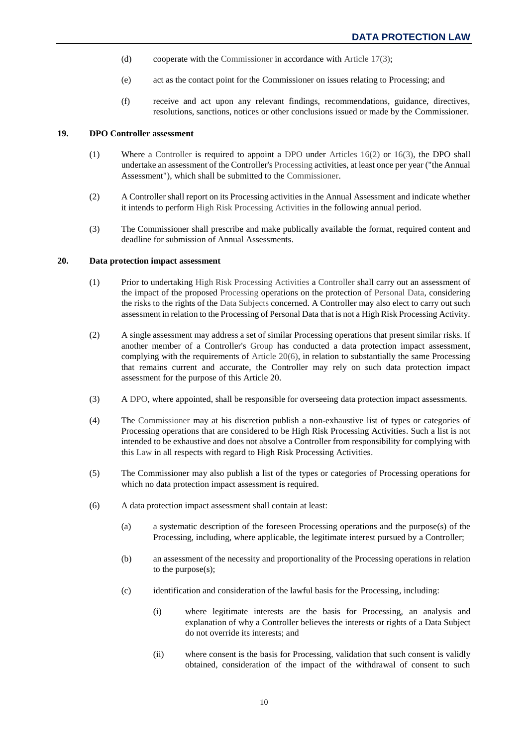(d) cooperate with the Commissioner in accordance with Article 17(3);

(e) act as the contact point for the Commissioner on issues relating to Processing; and

(f) receive and act upon any relevant findings, recommendations, guidance, directives, resolutions, sanctions, notices or other conclusions issued or made by the Commissioner.

### 19. DPO Controller assessment

(1) Where a Controller is required to appoint a DPO under Articles 16(2) or 16(3), the DPO shall undertake an assessment of the Controller's Processing activities, at least once per year ("the Annual Assessment"), which shall be submitted to the Commissioner.

(2) A Controller shall report on its Processing activities in the Annual Assessment and indicate whether it intends to perform High Risk Processing Activities in the following annual period.

(3) The Commissioner shall prescribe and make publically available the format, required content and deadline for submission of Annual Assessments.

### 20. Data protection impact assessment

(1) Prior to undertaking High Risk Processing Activities a Controller shall carry out an assessment of the impact of the proposed Processing operations on the protection of Personal Data, considering the risks to the rights of the Data Subjects concerned. A Controller may also elect to carry out such assessment in relation to the Processing of Personal Data that is not a High Risk Processing Activity.

(2) A single assessment may address a set of similar Processing operations that present similar risks. If another member of a Controller's Group has conducted a data protection impact assessment, complying with the requirements of Article 20(6), in relation to substantially the same Processing that remains current and accurate, the Controller may rely on such data protection impact assessment for the purpose of this Article 20.

(3) A DPO, where appointed, shall be responsible for overseeing data protection impact assessments.

(4) The Commissioner may at his discretion publish a non-exhaustive list of types or categories of Processing operations that are considered to be High Risk Processing Activities. Such a list is not intended to be exhaustive and does not absolve a Controller from responsibility for complying with this Law in all respects with regard to High Risk Processing Activities.

(5) The Commissioner may also publish a list of the types or categories of Processing operations for which no data protection impact assessment is required.

(6) A data protection impact assessment shall contain at least:

(a) a systematic description of the foreseen Processing operations and the purpose(s) of the Processing, including, where applicable, the legitimate interest pursued by a Controller;

(b) an assessment of the necessity and proportionality of the Processing operations in relation to the purpose(s);

(c) identification and consideration of the lawful basis for the Processing, including:

(i) where legitimate interests are the basis for Processing, an analysis and explanation of why a Controller believes the interests or rights of a Data Subject do not override its interests; and

(ii) where consent is the basis for Processing, validation that such consent is validly obtained, consideration of the impact of the withdrawal of consent to such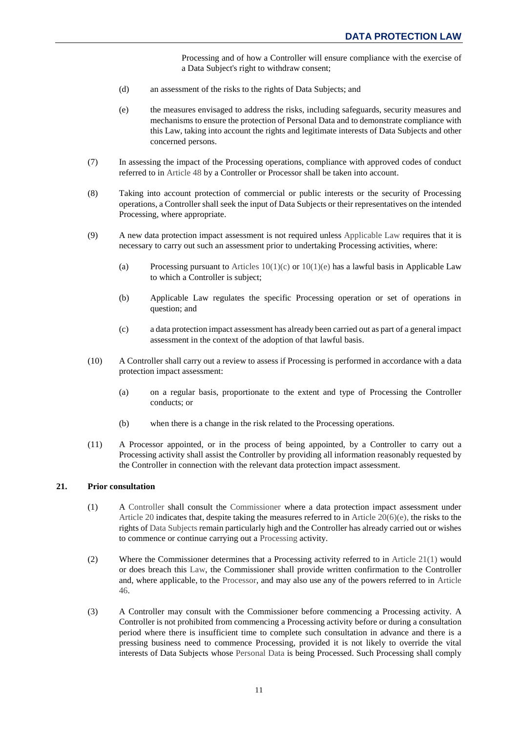Processing and of how a Controller will ensure compliance with the exercise of a Data Subject's right to withdraw consent;

(d) an assessment of the risks to the rights of Data Subjects; and

(e) the measures envisaged to address the risks, including safeguards, security measures and mechanisms to ensure the protection of Personal Data and to demonstrate compliance with this Law, taking into account the rights and legitimate interests of Data Subjects and other concerned persons.

(7) In assessing the impact of the Processing operations, compliance with approved codes of conduct referred to in Article 48 by a Controller or Processor shall be taken into account.

(8) Taking into account protection of commercial or public interests or the security of Processing operations, a Controller shall seek the input of Data Subjects or their representatives on the intended Processing, where appropriate.

(9) A new data protection impact assessment is not required unless Applicable Law requires that it is necessary to carry out such an assessment prior to undertaking Processing activities, where:

(a) Processing pursuant to Articles 10(1)(c) or 10(1)(e) has a lawful basis in Applicable Law to which a Controller is subject;

(b) Applicable Law regulates the specific Processing operation or set of operations in question; and

(c) a data protection impact assessment has already been carried out as part of a general impact assessment in the context of the adoption of that lawful basis.

(10) A Controller shall carry out a review to assess if Processing is performed in accordance with a data protection impact assessment:

(a) on a regular basis, proportionate to the extent and type of Processing the Controller conducts; or

(b) when there is a change in the risk related to the Processing operations.

(11) A Processor appointed, or in the process of being appointed, by a Controller to carry out a Processing activity shall assist the Controller by providing all information reasonably requested by the Controller in connection with the relevant data protection impact assessment.

**21. Prior consultation**

(1) A Controller shall consult the Commissioner where a data protection impact assessment under Article 20 indicates that, despite taking the measures referred to in Article 20(6)(e), the risks to the rights of Data Subjects remain particularly high and the Controller has already carried out or wishes to commence or continue carrying out a Processing activity.

(2) Where the Commissioner determines that a Processing activity referred to in Article 21(1) would or does breach this Law, the Commissioner shall provide written confirmation to the Controller and, where applicable, to the Processor, and may also use any of the powers referred to in Article 46.

(3) A Controller may consult with the Commissioner before commencing a Processing activity. A Controller is not prohibited from commencing a Processing activity before or during a consultation period where there is insufficient time to complete such consultation in advance and there is a pressing business need to commence Processing, provided it is not likely to override the vital interests of Data Subjects whose Personal Data is being Processed. Such Processing shall comply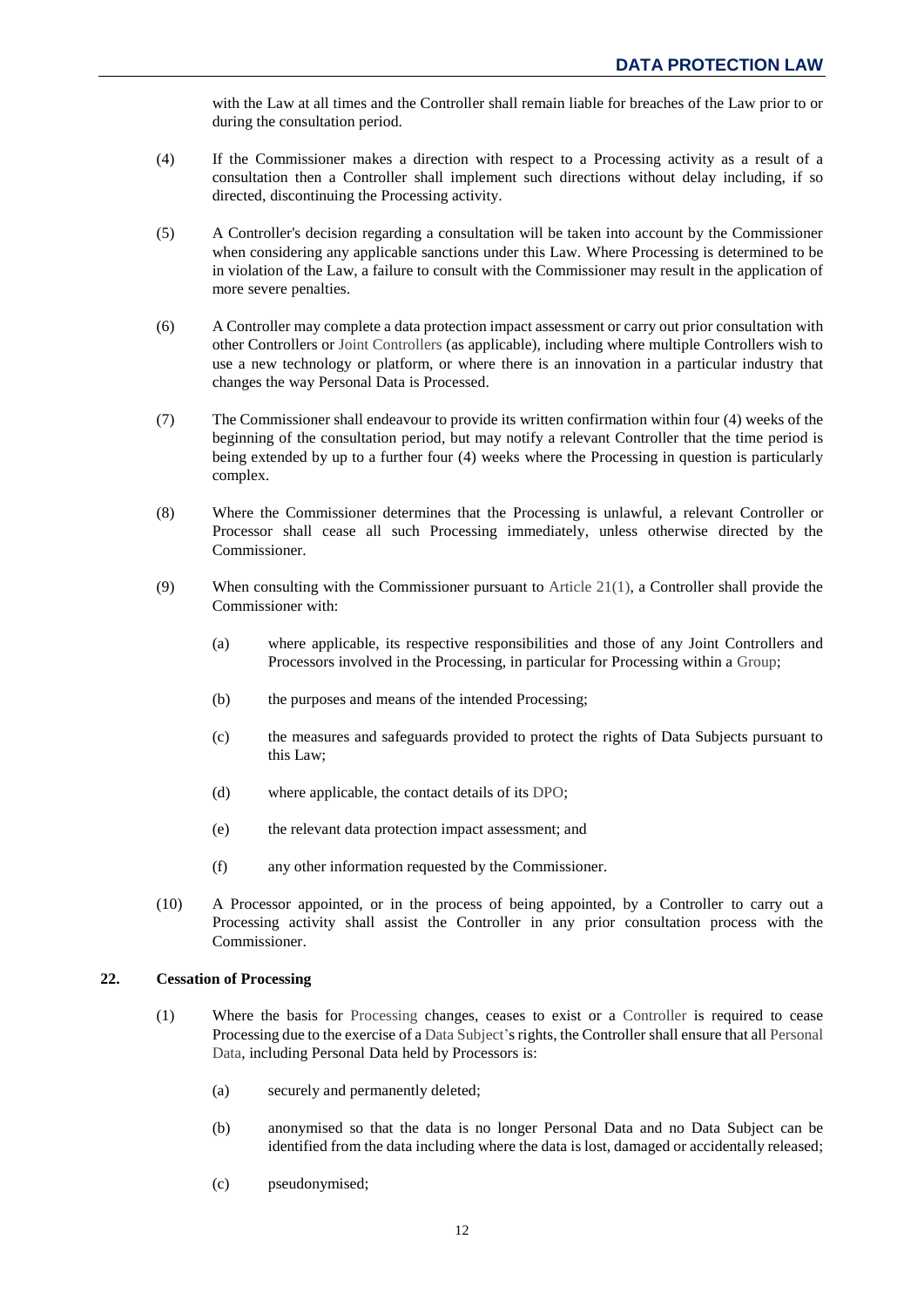with the Law at all times and the Controller shall remain liable for breaches of the Law prior to or during the consultation period.

(4) If the Commissioner makes a direction with respect to a Processing activity as a result of a consultation then a Controller shall implement such directions without delay including, if so directed, discontinuing the Processing activity.

(5) A Controller's decision regarding a consultation will be taken into account by the Commissioner when considering any applicable sanctions under this Law. Where Processing is determined to be in violation of the Law, a failure to consult with the Commissioner may result in the application of more severe penalties.

(6) A Controller may complete a data protection impact assessment or carry out prior consultation with other Controllers or Joint Controllers (as applicable), including where multiple Controllers wish to use a new technology or platform, or where there is an innovation in a particular industry that changes the way Personal Data is Processed.

(7) The Commissioner shall endeavour to provide its written confirmation within four (4) weeks of the beginning of the consultation period, but may notify a relevant Controller that the time period is being extended by up to a further four (4) weeks where the Processing in question is particularly complex.

(8) Where the Commissioner determines that the Processing is unlawful, a relevant Controller or Processor shall cease all such Processing immediately, unless otherwise directed by the Commissioner.

(9) When consulting with the Commissioner pursuant to Article 21(1), a Controller shall provide the Commissioner with:

(a) where applicable, its respective responsibilities and those of any Joint Controllers and Processors involved in the Processing, in particular for Processing within a Group;

(b) the purposes and means of the intended Processing;

(c) the measures and safeguards provided to protect the rights of Data Subjects pursuant to this Law;

(d) where applicable, the contact details of its DPO;

(e) the relevant data protection impact assessment; and

(f) any other information requested by the Commissioner.

(10) A Processor appointed, or in the process of being appointed, by a Controller to carry out a Processing activity shall assist the Controller in any prior consultation process with the Commissioner.

**22. Cessation of Processing**

(1) Where the basis for Processing changes, ceases to exist or a Controller is required to cease Processing due to the exercise of a Data Subject's rights, the Controller shall ensure that all Personal Data, including Personal Data held by Processors is:

(a) securely and permanently deleted;

(b) anonymised so that the data is no longer Personal Data and no Data Subject can be identified from the data including where the data is lost, damaged or accidentally released;

(c) pseudonymised;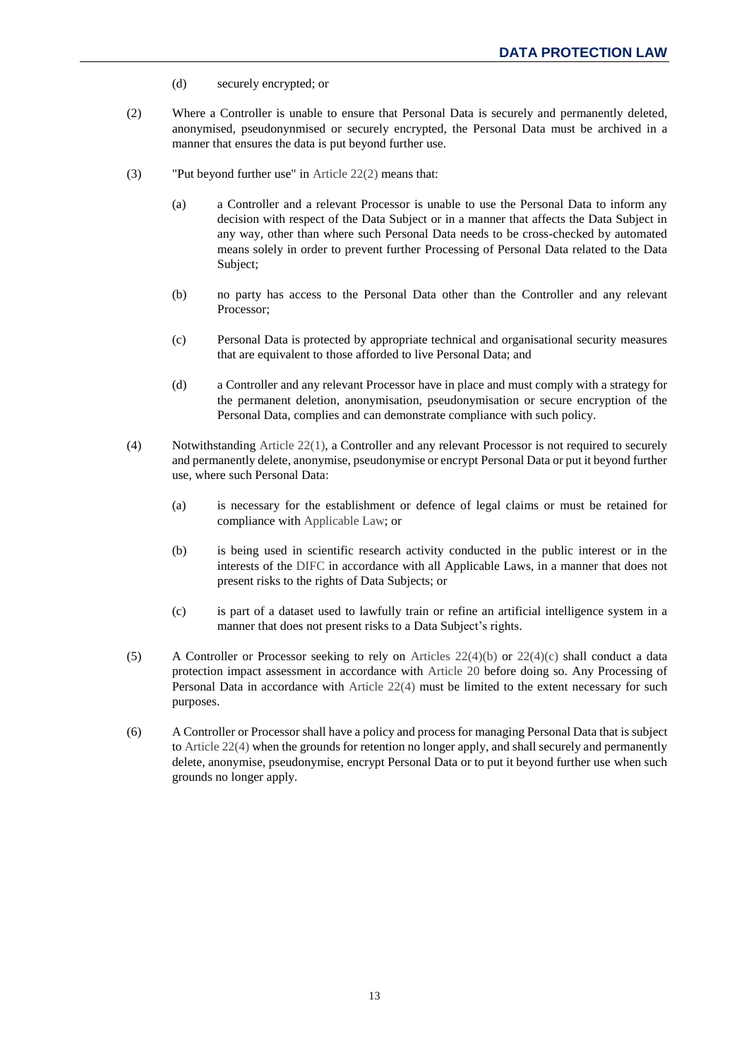(d) securely encrypted; or

(2) Where a Controller is unable to ensure that Personal Data is securely and permanently deleted, anonymised, pseudonynmised or securely encrypted, the Personal Data must be archived in a manner that ensures the data is put beyond further use.

(3) "Put beyond further use" in Article 22(2) means that:

(a) a Controller and a relevant Processor is unable to use the Personal Data to inform any decision with respect of the Data Subject or in a manner that affects the Data Subject in any way, other than where such Personal Data needs to be cross-checked by automated means solely in order to prevent further Processing of Personal Data related to the Data Subject;

(b) no party has access to the Personal Data other than the Controller and any relevant Processor;

(c) Personal Data is protected by appropriate technical and organisational security measures that are equivalent to those afforded to live Personal Data; and

(d) a Controller and any relevant Processor have in place and must comply with a strategy for the permanent deletion, anonymisation, pseudonymisation or secure encryption of the Personal Data, complies and can demonstrate compliance with such policy.

(4) Notwithstanding Article 22(1), a Controller and any relevant Processor is not required to securely and permanently delete, anonymise, pseudonymise or encrypt Personal Data or put it beyond further use, where such Personal Data:

(a) is necessary for the establishment or defence of legal claims or must be retained for compliance with Applicable Law; or

(b) is being used in scientific research activity conducted in the public interest or in the interests of the DIFC in accordance with all Applicable Laws, in a manner that does not present risks to the rights of Data Subjects; or

(c) is part of a dataset used to lawfully train or refine an artificial intelligence system in a manner that does not present risks to a Data Subject's rights.

(5) A Controller or Processor seeking to rely on Articles 22(4)(b) or 22(4)(c) shall conduct a data protection impact assessment in accordance with Article 20 before doing so. Any Processing of Personal Data in accordance with Article 22(4) must be limited to the extent necessary for such purposes.

(6) A Controller or Processor shall have a policy and process for managing Personal Data that is subject to Article 22(4) when the grounds for retention no longer apply, and shall securely and permanently delete, anonymise, pseudonymise, encrypt Personal Data or to put it beyond further use when such grounds no longer apply.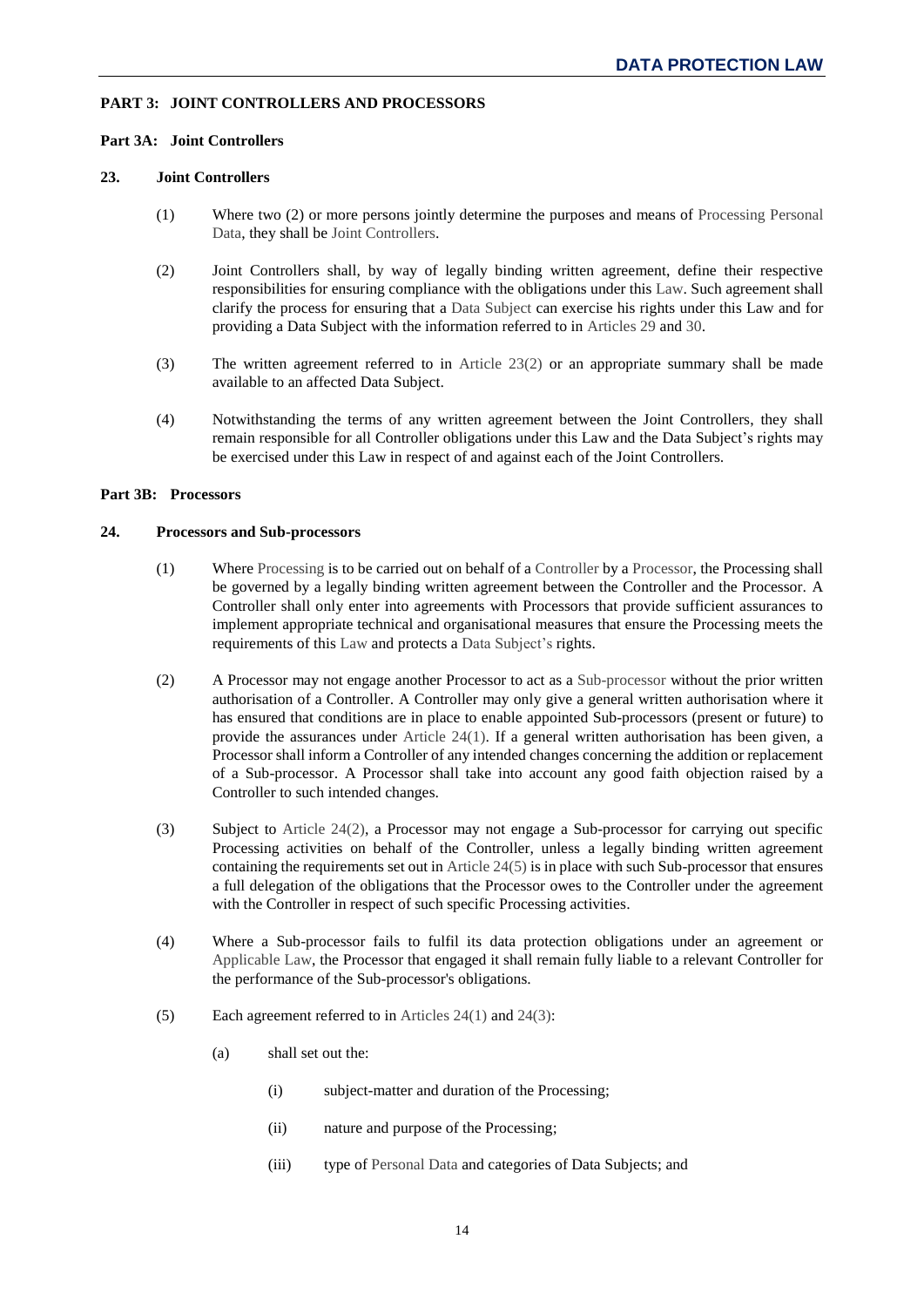## PART 3: JOINT CONTROLLERS AND PROCESSORS

### Part 3A: Joint Controllers

#### 23. Joint Controllers

(1) Where two (2) or more persons jointly determine the purposes and means of Processing Personal Data, they shall be Joint Controllers.

(2) Joint Controllers shall, by way of legally binding written agreement, define their respective responsibilities for ensuring compliance with the obligations under this Law. Such agreement shall clarify the process for ensuring that a Data Subject can exercise his rights under this Law and for providing a Data Subject with the information referred to in Articles 29 and 30.

(3) The written agreement referred to in Article 23(2) or an appropriate summary shall be made available to an affected Data Subject.

(4) Notwithstanding the terms of any written agreement between the Joint Controllers, they shall remain responsible for all Controller obligations under this Law and the Data Subject's rights may be exercised under this Law in respect of and against each of the Joint Controllers.

### Part 3B: Processors

#### 24. Processors and Sub-processors

(1) Where Processing is to be carried out on behalf of a Controller by a Processor, the Processing shall be governed by a legally binding written agreement between the Controller and the Processor. A Controller shall only enter into agreements with Processors that provide sufficient assurances to implement appropriate technical and organisational measures that ensure the Processing meets the requirements of this Law and protects a Data Subject's rights.

(2) A Processor may not engage another Processor to act as a Sub-processor without the prior written authorisation of a Controller. A Controller may only give a general written authorisation where it has ensured that conditions are in place to enable appointed Sub-processors (present or future) to provide the assurances under Article 24(1). If a general written authorisation has been given, a Processor shall inform a Controller of any intended changes concerning the addition or replacement of a Sub-processor. A Processor shall take into account any good faith objection raised by a Controller to such intended changes.

(3) Subject to Article 24(2), a Processor may not engage a Sub-processor for carrying out specific Processing activities on behalf of the Controller, unless a legally binding written agreement containing the requirements set out in Article 24(5) is in place with such Sub-processor that ensures a full delegation of the obligations that the Processor owes to the Controller under the agreement with the Controller in respect of such specific Processing activities.

(4) Where a Sub-processor fails to fulfil its data protection obligations under an agreement or Applicable Law, the Processor that engaged it shall remain fully liable to a relevant Controller for the performance of the Sub-processor's obligations.

(5) Each agreement referred to in Articles 24(1) and 24(3):

- (a) shall set out the:
  - (i) subject-matter and duration of the Processing;
  - (ii) nature and purpose of the Processing;
  - (iii) type of Personal Data and categories of Data Subjects; and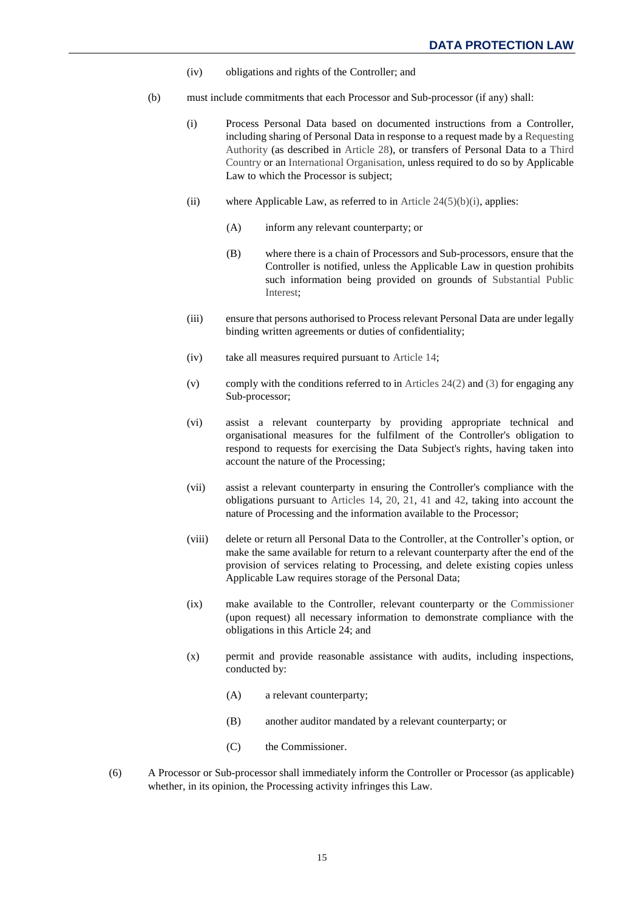(iv) obligations and rights of the Controller; and

(b) must include commitments that each Processor and Sub-processor (if any) shall:

(i) Process Personal Data based on documented instructions from a Controller, including sharing of Personal Data in response to a request made by a Requesting Authority (as described in Article 28), or transfers of Personal Data to a Third Country or an International Organisation, unless required to do so by Applicable Law to which the Processor is subject;

(ii) where Applicable Law, as referred to in Article 24(5)(b)(i), applies:

(A) inform any relevant counterparty; or

(B) where there is a chain of Processors and Sub-processors, ensure that the Controller is notified, unless the Applicable Law in question prohibits such information being provided on grounds of Substantial Public Interest;

(iii) ensure that persons authorised to Process relevant Personal Data are under legally binding written agreements or duties of confidentiality;

(iv) take all measures required pursuant to Article 14;

(v) comply with the conditions referred to in Articles 24(2) and (3) for engaging any Sub-processor;

(vi) assist a relevant counterparty by providing appropriate technical and organisational measures for the fulfilment of the Controller's obligation to respond to requests for exercising the Data Subject's rights, having taken into account the nature of the Processing;

(vii) assist a relevant counterparty in ensuring the Controller's compliance with the obligations pursuant to Articles 14, 20, 21, 41 and 42, taking into account the nature of Processing and the information available to the Processor;

(viii) delete or return all Personal Data to the Controller, at the Controller's option, or make the same available for return to a relevant counterparty after the end of the provision of services relating to Processing, and delete existing copies unless Applicable Law requires storage of the Personal Data;

(ix) make available to the Controller, relevant counterparty or the Commissioner (upon request) all necessary information to demonstrate compliance with the obligations in this Article 24; and

(x) permit and provide reasonable assistance with audits, including inspections, conducted by:

(A) a relevant counterparty;

(B) another auditor mandated by a relevant counterparty; or

(C) the Commissioner.

(6) A Processor or Sub-processor shall immediately inform the Controller or Processor (as applicable) whether, in its opinion, the Processing activity infringes this Law.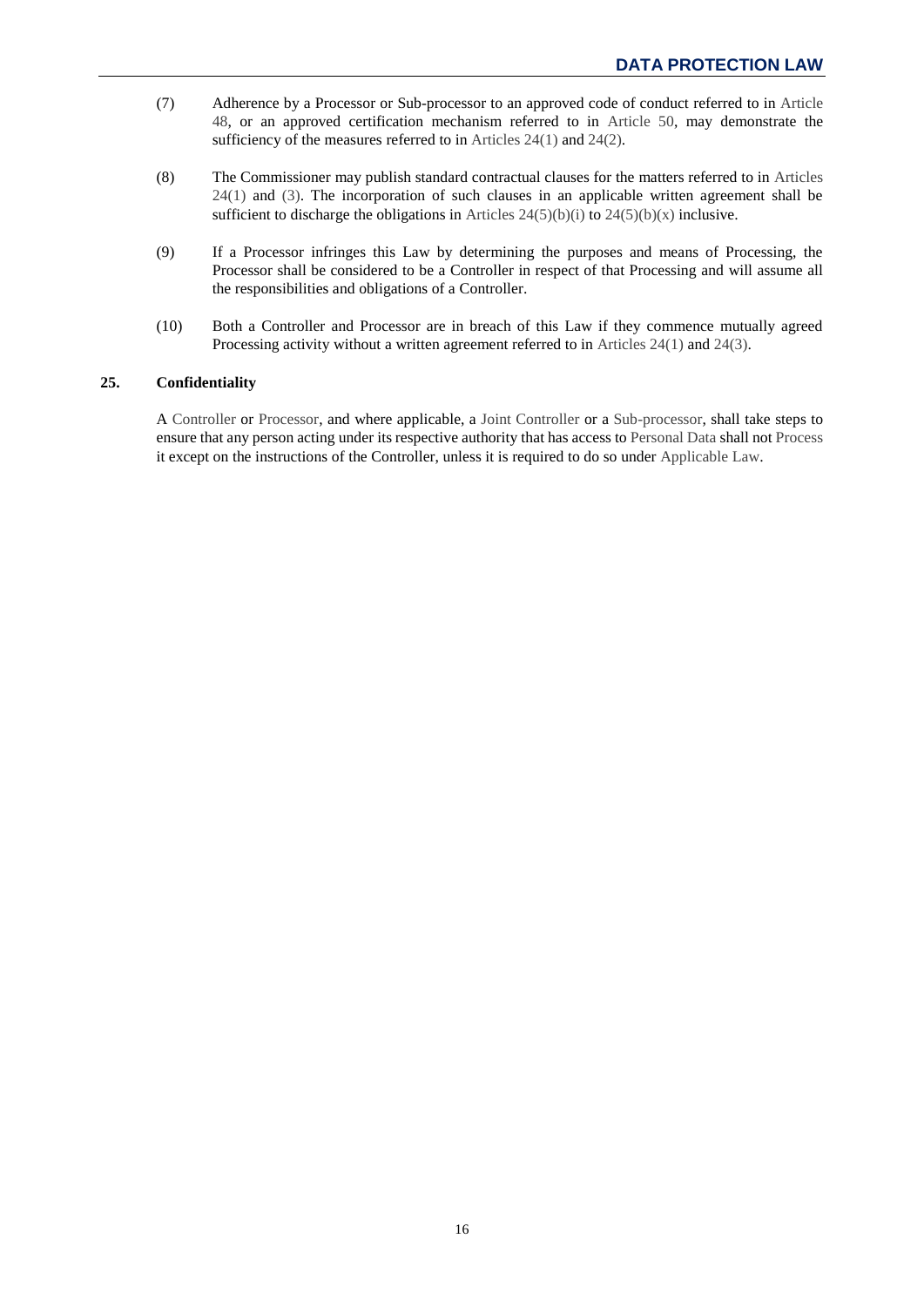(7) Adherence by a Processor or Sub-processor to an approved code of conduct referred to in Article 48, or an approved certification mechanism referred to in Article 50, may demonstrate the sufficiency of the measures referred to in Articles 24(1) and 24(2).

(8) The Commissioner may publish standard contractual clauses for the matters referred to in Articles 24(1) and (3). The incorporation of such clauses in an applicable written agreement shall be sufficient to discharge the obligations in Articles 24(5)(b)(i) to 24(5)(b)(x) inclusive.

(9) If a Processor infringes this Law by determining the purposes and means of Processing, the Processor shall be considered to be a Controller in respect of that Processing and will assume all the responsibilities and obligations of a Controller.

(10) Both a Controller and Processor are in breach of this Law if they commence mutually agreed Processing activity without a written agreement referred to in Articles 24(1) and 24(3).

## 25. Confidentiality

A Controller or Processor, and where applicable, a Joint Controller or a Sub-processor, shall take steps to ensure that any person acting under its respective authority that has access to Personal Data shall not Process it except on the instructions of the Controller, unless it is required to do so under Applicable Law.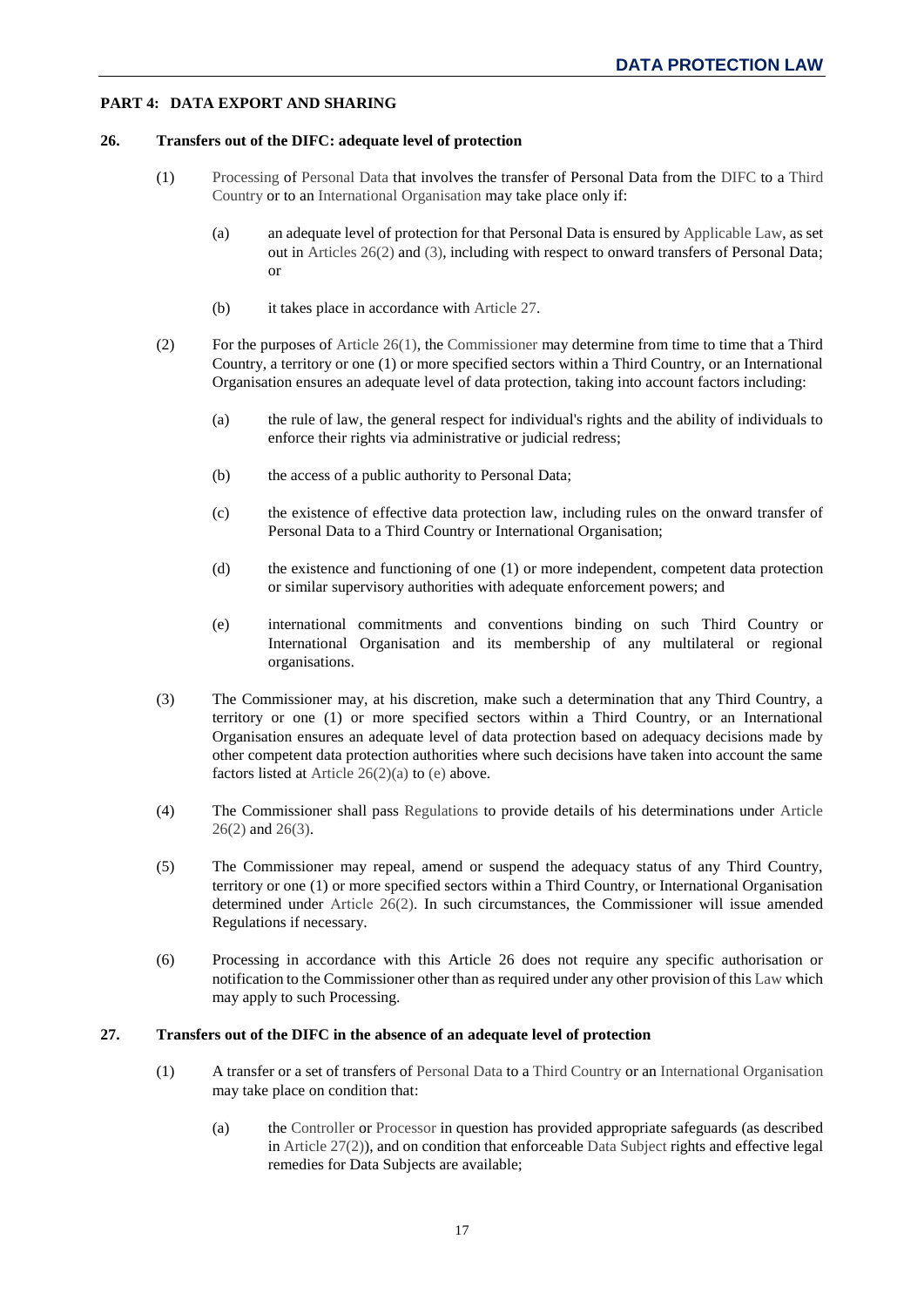## PART 4: DATA EXPORT AND SHARING

### 26. Transfers out of the DIFC: adequate level of protection

(1) Processing of Personal Data that involves the transfer of Personal Data from the DIFC to a Third Country or to an International Organisation may take place only if:

(a) an adequate level of protection for that Personal Data is ensured by Applicable Law, as set out in Articles 26(2) and (3), including with respect to onward transfers of Personal Data; or

(b) it takes place in accordance with Article 27.

(2) For the purposes of Article 26(1), the Commissioner may determine from time to time that a Third Country, a territory or one (1) or more specified sectors within a Third Country, or an International Organisation ensures an adequate level of data protection, taking into account factors including:

(a) the rule of law, the general respect for individual's rights and the ability of individuals to enforce their rights via administrative or judicial redress;

(b) the access of a public authority to Personal Data;

(c) the existence of effective data protection law, including rules on the onward transfer of Personal Data to a Third Country or International Organisation;

(d) the existence and functioning of one (1) or more independent, competent data protection or similar supervisory authorities with adequate enforcement powers; and

(e) international commitments and conventions binding on such Third Country or International Organisation and its membership of any multilateral or regional organisations.

(3) The Commissioner may, at his discretion, make such a determination that any Third Country, a territory or one (1) or more specified sectors within a Third Country, or an International Organisation ensures an adequate level of data protection based on adequacy decisions made by other competent data protection authorities where such decisions have taken into account the same factors listed at Article 26(2)(a) to (e) above.

(4) The Commissioner shall pass Regulations to provide details of his determinations under Article 26(2) and 26(3).

(5) The Commissioner may repeal, amend or suspend the adequacy status of any Third Country, territory or one (1) or more specified sectors within a Third Country, or International Organisation determined under Article 26(2). In such circumstances, the Commissioner will issue amended Regulations if necessary.

(6) Processing in accordance with this Article 26 does not require any specific authorisation or notification to the Commissioner other than as required under any other provision of this Law which may apply to such Processing.

### 27. Transfers out of the DIFC in the absence of an adequate level of protection

(1) A transfer or a set of transfers of Personal Data to a Third Country or an International Organisation may take place on condition that:

(a) the Controller or Processor in question has provided appropriate safeguards (as described in Article 27(2)), and on condition that enforceable Data Subject rights and effective legal remedies for Data Subjects are available;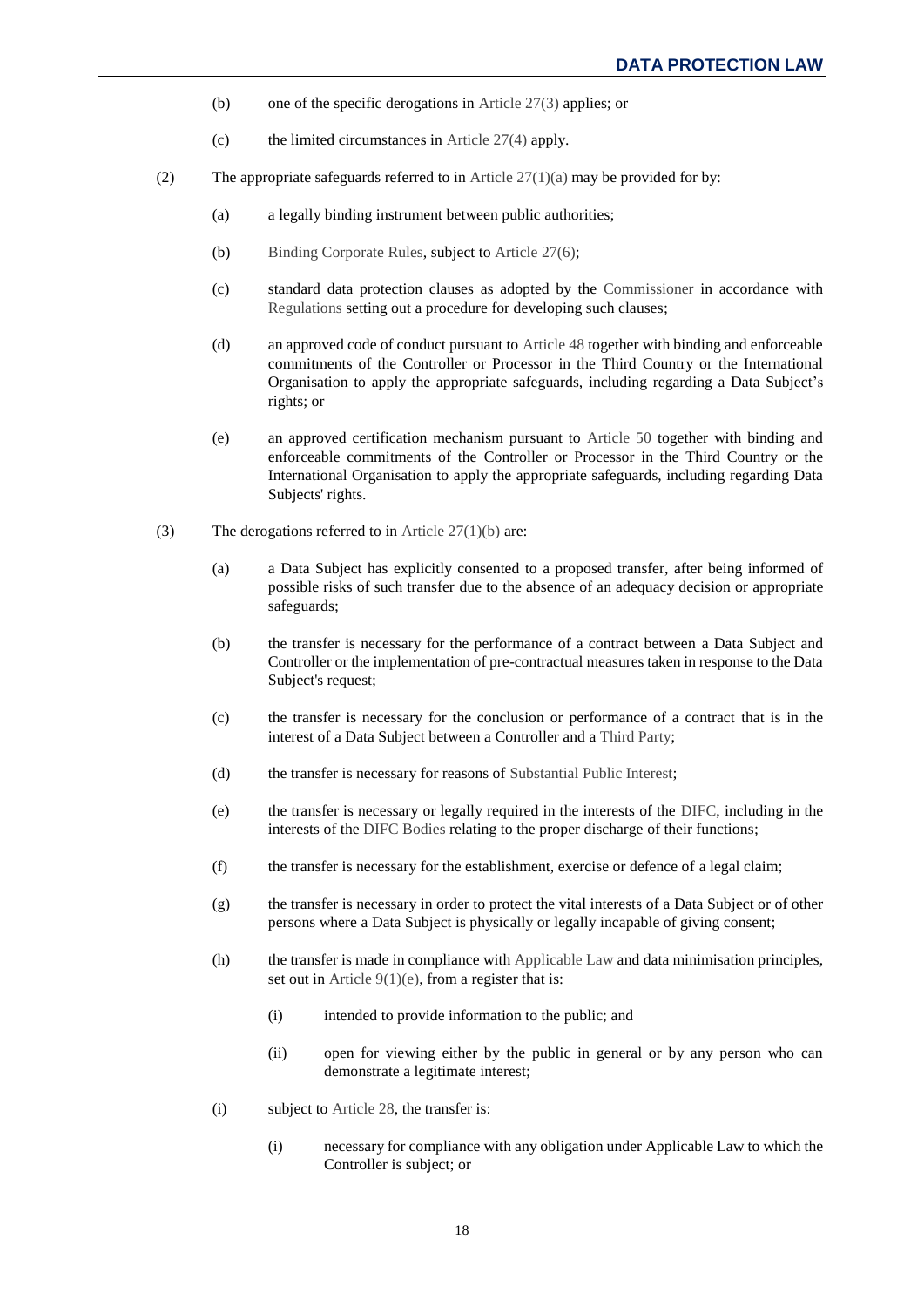(b) one of the specific derogations in Article 27(3) applies; or

(c) the limited circumstances in Article 27(4) apply.

(2) The appropriate safeguards referred to in Article 27(1)(a) may be provided for by:

(a) a legally binding instrument between public authorities;

(b) Binding Corporate Rules, subject to Article 27(6);

(c) standard data protection clauses as adopted by the Commissioner in accordance with Regulations setting out a procedure for developing such clauses;

(d) an approved code of conduct pursuant to Article 48 together with binding and enforceable commitments of the Controller or Processor in the Third Country or the International Organisation to apply the appropriate safeguards, including regarding a Data Subject's rights; or

(e) an approved certification mechanism pursuant to Article 50 together with binding and enforceable commitments of the Controller or Processor in the Third Country or the International Organisation to apply the appropriate safeguards, including regarding Data Subjects' rights.

(3) The derogations referred to in Article 27(1)(b) are:

(a) a Data Subject has explicitly consented to a proposed transfer, after being informed of possible risks of such transfer due to the absence of an adequacy decision or appropriate safeguards;

(b) the transfer is necessary for the performance of a contract between a Data Subject and Controller or the implementation of pre-contractual measures taken in response to the Data Subject's request;

(c) the transfer is necessary for the conclusion or performance of a contract that is in the interest of a Data Subject between a Controller and a Third Party;

(d) the transfer is necessary for reasons of Substantial Public Interest;

(e) the transfer is necessary or legally required in the interests of the DIFC, including in the interests of the DIFC Bodies relating to the proper discharge of their functions;

(f) the transfer is necessary for the establishment, exercise or defence of a legal claim;

(g) the transfer is necessary in order to protect the vital interests of a Data Subject or of other persons where a Data Subject is physically or legally incapable of giving consent;

(h) the transfer is made in compliance with Applicable Law and data minimisation principles, set out in Article 9(1)(e), from a register that is:

(i) intended to provide information to the public; and

(ii) open for viewing either by the public in general or by any person who can demonstrate a legitimate interest;

(i) subject to Article 28, the transfer is:

(i) necessary for compliance with any obligation under Applicable Law to which the Controller is subject; or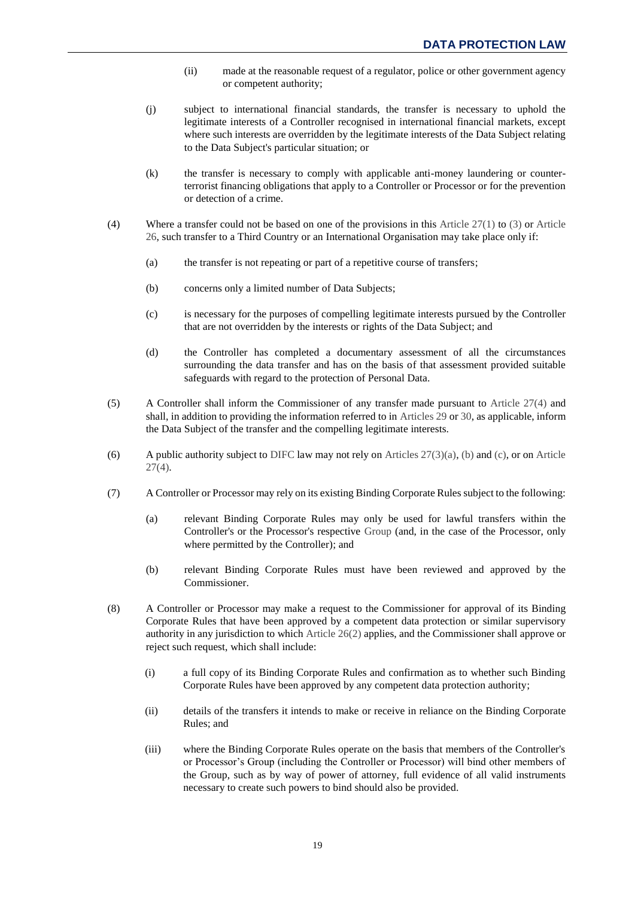(ii) made at the reasonable request of a regulator, police or other government agency or competent authority;

(j) subject to international financial standards, the transfer is necessary to uphold the legitimate interests of a Controller recognised in international financial markets, except where such interests are overridden by the legitimate interests of the Data Subject relating to the Data Subject's particular situation; or

(k) the transfer is necessary to comply with applicable anti-money laundering or counter-terrorist financing obligations that apply to a Controller or Processor or for the prevention or detection of a crime.

(4) Where a transfer could not be based on one of the provisions in this Article 27(1) to (3) or Article 26, such transfer to a Third Country or an International Organisation may take place only if:

(a) the transfer is not repeating or part of a repetitive course of transfers;

(b) concerns only a limited number of Data Subjects;

(c) is necessary for the purposes of compelling legitimate interests pursued by the Controller that are not overridden by the interests or rights of the Data Subject; and

(d) the Controller has completed a documentary assessment of all the circumstances surrounding the data transfer and has on the basis of that assessment provided suitable safeguards with regard to the protection of Personal Data.

(5) A Controller shall inform the Commissioner of any transfer made pursuant to Article 27(4) and shall, in addition to providing the information referred to in Articles 29 or 30, as applicable, inform the Data Subject of the transfer and the compelling legitimate interests.

(6) A public authority subject to DIFC law may not rely on Articles 27(3)(a), (b) and (c), or on Article 27(4).

(7) A Controller or Processor may rely on its existing Binding Corporate Rules subject to the following:

(a) relevant Binding Corporate Rules may only be used for lawful transfers within the Controller's or the Processor's respective Group (and, in the case of the Processor, only where permitted by the Controller); and

(b) relevant Binding Corporate Rules must have been reviewed and approved by the Commissioner.

(8) A Controller or Processor may make a request to the Commissioner for approval of its Binding Corporate Rules that have been approved by a competent data protection or similar supervisory authority in any jurisdiction to which Article 26(2) applies, and the Commissioner shall approve or reject such request, which shall include:

(i) a full copy of its Binding Corporate Rules and confirmation as to whether such Binding Corporate Rules have been approved by any competent data protection authority;

(ii) details of the transfers it intends to make or receive in reliance on the Binding Corporate Rules; and

(iii) where the Binding Corporate Rules operate on the basis that members of the Controller's or Processor's Group (including the Controller or Processor) will bind other members of the Group, such as by way of power of attorney, full evidence of all valid instruments necessary to create such powers to bind should also be provided.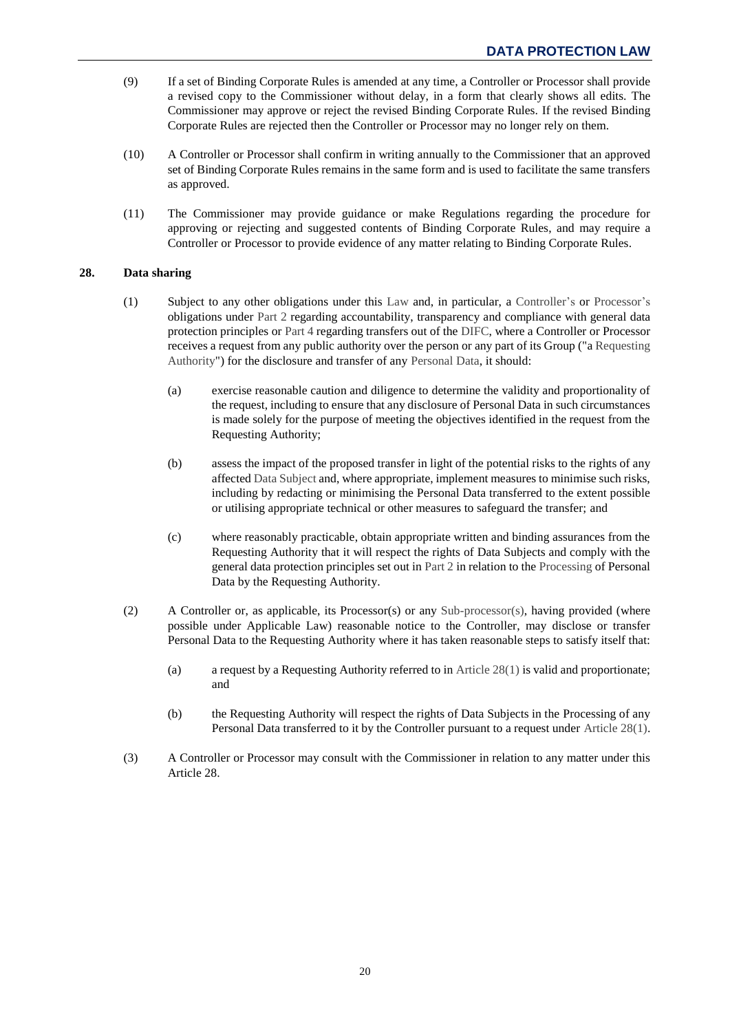(9) If a set of Binding Corporate Rules is amended at any time, a Controller or Processor shall provide a revised copy to the Commissioner without delay, in a form that clearly shows all edits. The Commissioner may approve or reject the revised Binding Corporate Rules. If the revised Binding Corporate Rules are rejected then the Controller or Processor may no longer rely on them.

(10) A Controller or Processor shall confirm in writing annually to the Commissioner that an approved set of Binding Corporate Rules remains in the same form and is used to facilitate the same transfers as approved.

(11) The Commissioner may provide guidance or make Regulations regarding the procedure for approving or rejecting and suggested contents of Binding Corporate Rules, and may require a Controller or Processor to provide evidence of any matter relating to Binding Corporate Rules.

### 28. Data sharing

(1) Subject to any other obligations under this Law and, in particular, a Controller's or Processor's obligations under Part 2 regarding accountability, transparency and compliance with general data protection principles or Part 4 regarding transfers out of the DIFC, where a Controller or Processor receives a request from any public authority over the person or any part of its Group ("a Requesting Authority") for the disclosure and transfer of any Personal Data, it should:

- (a) exercise reasonable caution and diligence to determine the validity and proportionality of the request, including to ensure that any disclosure of Personal Data in such circumstances is made solely for the purpose of meeting the objectives identified in the request from the Requesting Authority;

- (b) assess the impact of the proposed transfer in light of the potential risks to the rights of any affected Data Subject and, where appropriate, implement measures to minimise such risks, including by redacting or minimising the Personal Data transferred to the extent possible or utilising appropriate technical or other measures to safeguard the transfer; and

- (c) where reasonably practicable, obtain appropriate written and binding assurances from the Requesting Authority that it will respect the rights of Data Subjects and comply with the general data protection principles set out in Part 2 in relation to the Processing of Personal Data by the Requesting Authority.

(2) A Controller or, as applicable, its Processor(s) or any Sub-processor(s), having provided (where possible under Applicable Law) reasonable notice to the Controller, may disclose or transfer Personal Data to the Requesting Authority where it has taken reasonable steps to satisfy itself that:

- (a) a request by a Requesting Authority referred to in Article 28(1) is valid and proportionate; and

- (b) the Requesting Authority will respect the rights of Data Subjects in the Processing of any Personal Data transferred to it by the Controller pursuant to a request under Article 28(1).

(3) A Controller or Processor may consult with the Commissioner in relation to any matter under this Article 28.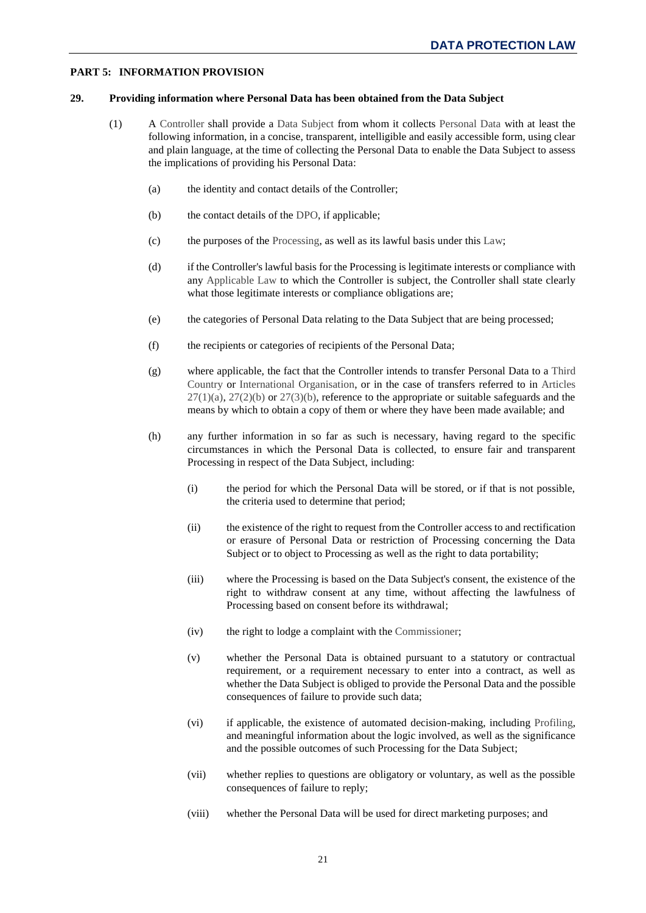## PART 5: INFORMATION PROVISION

### 29. Providing information where Personal Data has been obtained from the Data Subject

(1) A Controller shall provide a Data Subject from whom it collects Personal Data with at least the following information, in a concise, transparent, intelligible and easily accessible form, using clear and plain language, at the time of collecting the Personal Data to enable the Data Subject to assess the implications of providing his Personal Data:

(a) the identity and contact details of the Controller;

(b) the contact details of the DPO, if applicable;

(c) the purposes of the Processing, as well as its lawful basis under this Law;

(d) if the Controller's lawful basis for the Processing is legitimate interests or compliance with any Applicable Law to which the Controller is subject, the Controller shall state clearly what those legitimate interests or compliance obligations are;

(e) the categories of Personal Data relating to the Data Subject that are being processed;

(f) the recipients or categories of recipients of the Personal Data;

(g) where applicable, the fact that the Controller intends to transfer Personal Data to a Third Country or International Organisation, or in the case of transfers referred to in Articles 27(1)(a), 27(2)(b) or 27(3)(b), reference to the appropriate or suitable safeguards and the means by which to obtain a copy of them or where they have been made available; and

(h) any further information in so far as such is necessary, having regard to the specific circumstances in which the Personal Data is collected, to ensure fair and transparent Processing in respect of the Data Subject, including:

(i) the period for which the Personal Data will be stored, or if that is not possible, the criteria used to determine that period;

(ii) the existence of the right to request from the Controller access to and rectification or erasure of Personal Data or restriction of Processing concerning the Data Subject or to object to Processing as well as the right to data portability;

(iii) where the Processing is based on the Data Subject's consent, the existence of the right to withdraw consent at any time, without affecting the lawfulness of Processing based on consent before its withdrawal;

(iv) the right to lodge a complaint with the Commissioner;

(v) whether the Personal Data is obtained pursuant to a statutory or contractual requirement, or a requirement necessary to enter into a contract, as well as whether the Data Subject is obliged to provide the Personal Data and the possible consequences of failure to provide such data;

(vi) if applicable, the existence of automated decision-making, including Profiling, and meaningful information about the logic involved, as well as the significance and the possible outcomes of such Processing for the Data Subject;

(vii) whether replies to questions are obligatory or voluntary, as well as the possible consequences of failure to reply;

(viii) whether the Personal Data will be used for direct marketing purposes; and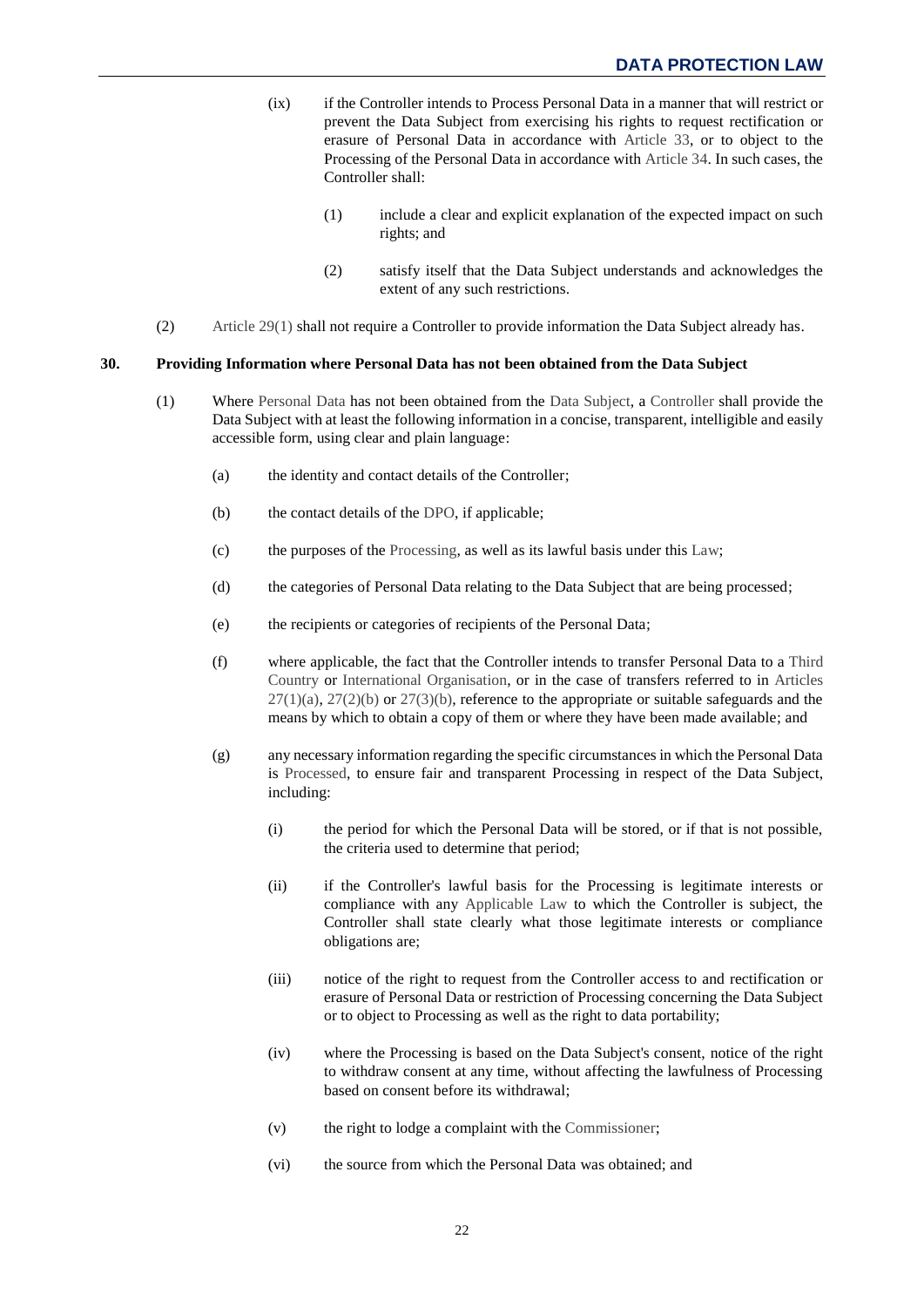(ix) if the Controller intends to Process Personal Data in a manner that will restrict or prevent the Data Subject from exercising his rights to request rectification or erasure of Personal Data in accordance with Article 33, or to object to the Processing of the Personal Data in accordance with Article 34. In such cases, the Controller shall:

(1) include a clear and explicit explanation of the expected impact on such rights; and

(2) satisfy itself that the Data Subject understands and acknowledges the extent of any such restrictions.

(2) Article 29(1) shall not require a Controller to provide information the Data Subject already has.

**30. Providing Information where Personal Data has not been obtained from the Data Subject**

(1) Where Personal Data has not been obtained from the Data Subject, a Controller shall provide the Data Subject with at least the following information in a concise, transparent, intelligible and easily accessible form, using clear and plain language:

(a) the identity and contact details of the Controller;

(b) the contact details of the DPO, if applicable;

(c) the purposes of the Processing, as well as its lawful basis under this Law;

(d) the categories of Personal Data relating to the Data Subject that are being processed;

(e) the recipients or categories of recipients of the Personal Data;

(f) where applicable, the fact that the Controller intends to transfer Personal Data to a Third Country or International Organisation, or in the case of transfers referred to in Articles 27(1)(a), 27(2)(b) or 27(3)(b), reference to the appropriate or suitable safeguards and the means by which to obtain a copy of them or where they have been made available; and

(g) any necessary information regarding the specific circumstances in which the Personal Data is Processed, to ensure fair and transparent Processing in respect of the Data Subject, including:

(i) the period for which the Personal Data will be stored, or if that is not possible, the criteria used to determine that period;

(ii) if the Controller's lawful basis for the Processing is legitimate interests or compliance with any Applicable Law to which the Controller is subject, the Controller shall state clearly what those legitimate interests or compliance obligations are;

(iii) notice of the right to request from the Controller access to and rectification or erasure of Personal Data or restriction of Processing concerning the Data Subject or to object to Processing as well as the right to data portability;

(iv) where the Processing is based on the Data Subject's consent, notice of the right to withdraw consent at any time, without affecting the lawfulness of Processing based on consent before its withdrawal;

(v) the right to lodge a complaint with the Commissioner;

(vi) the source from which the Personal Data was obtained; and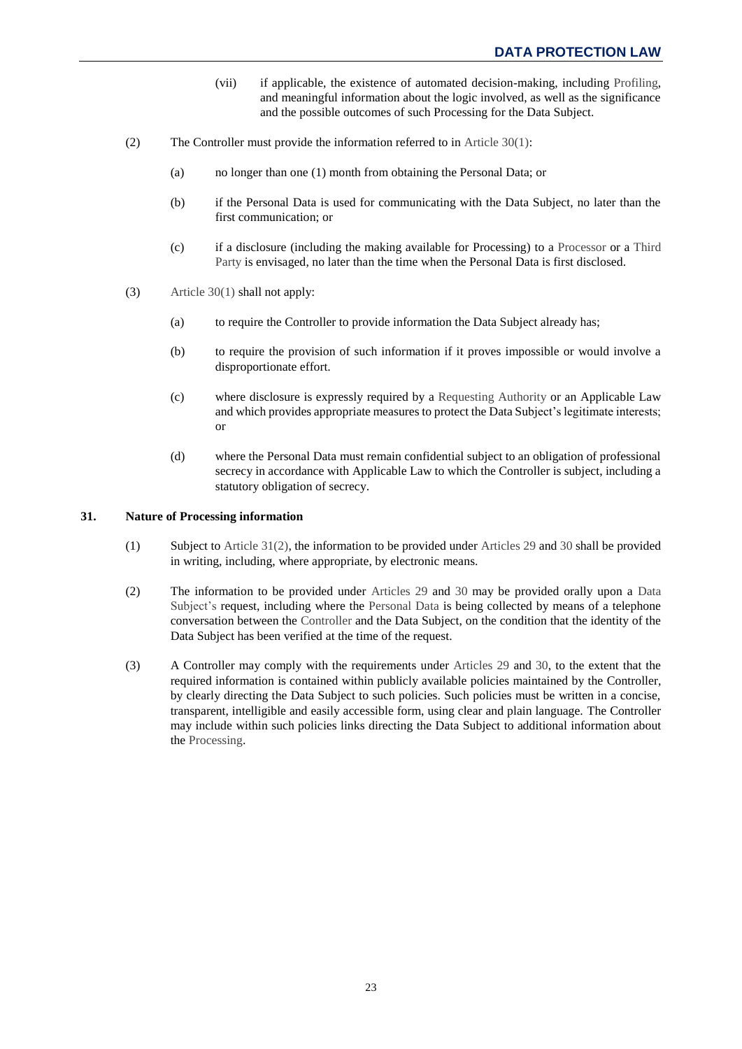(vii) if applicable, the existence of automated decision-making, including Profiling, and meaningful information about the logic involved, as well as the significance and the possible outcomes of such Processing for the Data Subject.

(2) The Controller must provide the information referred to in Article 30(1):

(a) no longer than one (1) month from obtaining the Personal Data; or

(b) if the Personal Data is used for communicating with the Data Subject, no later than the first communication; or

(c) if a disclosure (including the making available for Processing) to a Processor or a Third Party is envisaged, no later than the time when the Personal Data is first disclosed.

(3) Article 30(1) shall not apply:

(a) to require the Controller to provide information the Data Subject already has;

(b) to require the provision of such information if it proves impossible or would involve a disproportionate effort.

(c) where disclosure is expressly required by a Requesting Authority or an Applicable Law and which provides appropriate measures to protect the Data Subject's legitimate interests; or

(d) where the Personal Data must remain confidential subject to an obligation of professional secrecy in accordance with Applicable Law to which the Controller is subject, including a statutory obligation of secrecy.

### 31. Nature of Processing information

(1) Subject to Article 31(2), the information to be provided under Articles 29 and 30 shall be provided in writing, including, where appropriate, by electronic means.

(2) The information to be provided under Articles 29 and 30 may be provided orally upon a Data Subject's request, including where the Personal Data is being collected by means of a telephone conversation between the Controller and the Data Subject, on the condition that the identity of the Data Subject has been verified at the time of the request.

(3) A Controller may comply with the requirements under Articles 29 and 30, to the extent that the required information is contained within publicly available policies maintained by the Controller, by clearly directing the Data Subject to such policies. Such policies must be written in a concise, transparent, intelligible and easily accessible form, using clear and plain language. The Controller may include within such policies links directing the Data Subject to additional information about the Processing.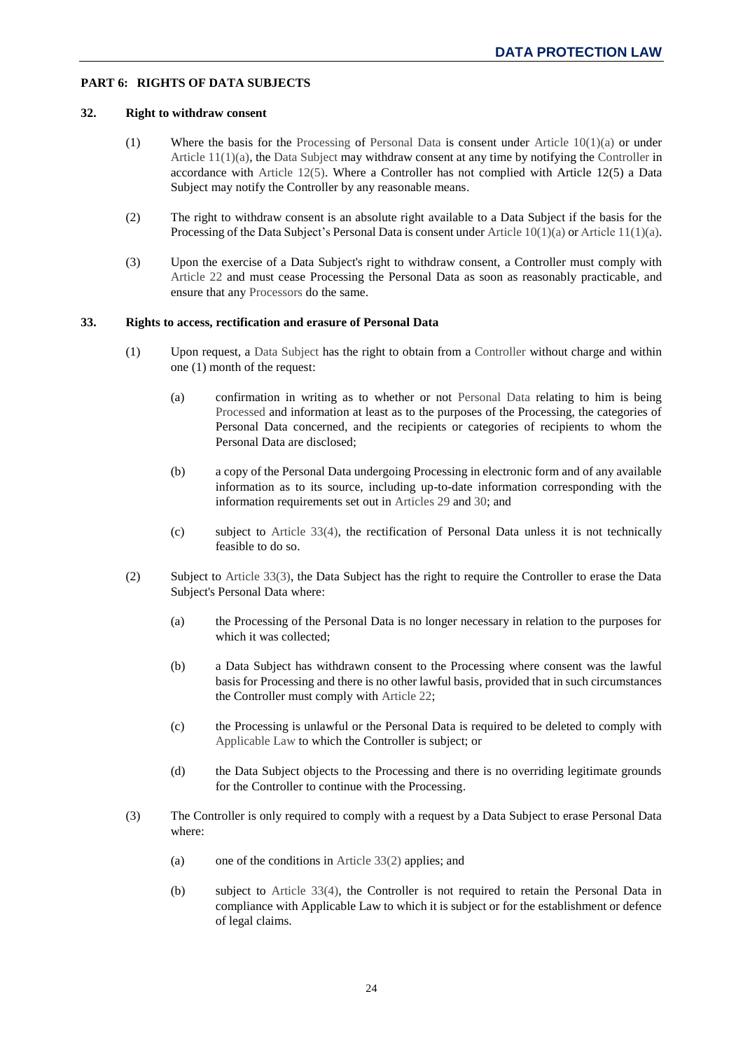## PART 6: RIGHTS OF DATA SUBJECTS

### 32. Right to withdraw consent

(1) Where the basis for the Processing of Personal Data is consent under Article 10(1)(a) or under Article 11(1)(a), the Data Subject may withdraw consent at any time by notifying the Controller in accordance with Article 12(5). Where a Controller has not complied with Article 12(5) a Data Subject may notify the Controller by any reasonable means.

(2) The right to withdraw consent is an absolute right available to a Data Subject if the basis for the Processing of the Data Subject's Personal Data is consent under Article 10(1)(a) or Article 11(1)(a).

(3) Upon the exercise of a Data Subject's right to withdraw consent, a Controller must comply with Article 22 and must cease Processing the Personal Data as soon as reasonably practicable, and ensure that any Processors do the same.

### 33. Rights to access, rectification and erasure of Personal Data

(1) Upon request, a Data Subject has the right to obtain from a Controller without charge and within one (1) month of the request:

(a) confirmation in writing as to whether or not Personal Data relating to him is being Processed and information at least as to the purposes of the Processing, the categories of Personal Data concerned, and the recipients or categories of recipients to whom the Personal Data are disclosed;

(b) a copy of the Personal Data undergoing Processing in electronic form and of any available information as to its source, including up-to-date information corresponding with the information requirements set out in Articles 29 and 30; and

(c) subject to Article 33(4), the rectification of Personal Data unless it is not technically feasible to do so.

(2) Subject to Article 33(3), the Data Subject has the right to require the Controller to erase the Data Subject's Personal Data where:

(a) the Processing of the Personal Data is no longer necessary in relation to the purposes for which it was collected;

(b) a Data Subject has withdrawn consent to the Processing where consent was the lawful basis for Processing and there is no other lawful basis, provided that in such circumstances the Controller must comply with Article 22;

(c) the Processing is unlawful or the Personal Data is required to be deleted to comply with Applicable Law to which the Controller is subject; or

(d) the Data Subject objects to the Processing and there is no overriding legitimate grounds for the Controller to continue with the Processing.

(3) The Controller is only required to comply with a request by a Data Subject to erase Personal Data where:

(a) one of the conditions in Article 33(2) applies; and

(b) subject to Article 33(4), the Controller is not required to retain the Personal Data in compliance with Applicable Law to which it is subject or for the establishment or defence of legal claims.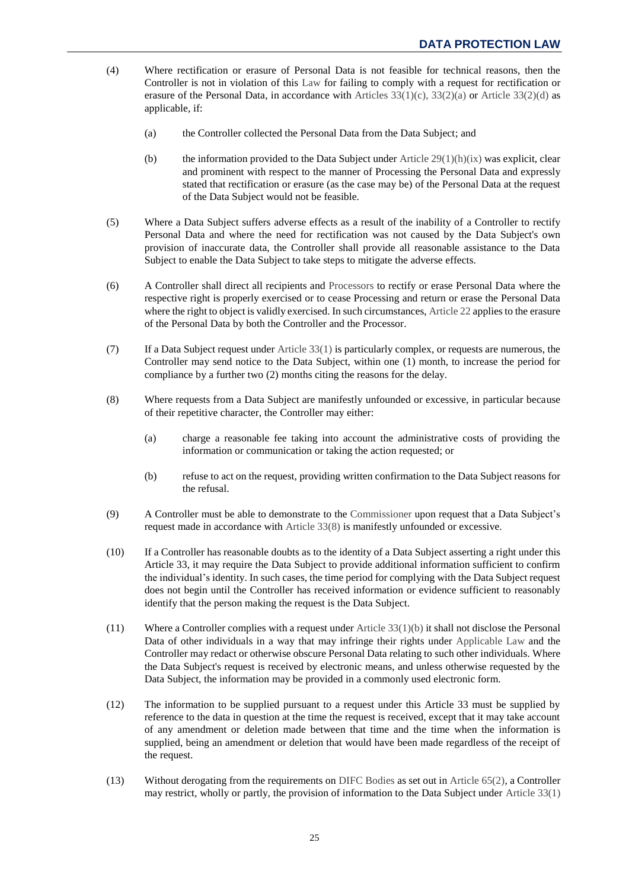(4) Where rectification or erasure of Personal Data is not feasible for technical reasons, then the Controller is not in violation of this Law for failing to comply with a request for rectification or erasure of the Personal Data, in accordance with Articles 33(1)(c), 33(2)(a) or Article 33(2)(d) as applicable, if:

(a) the Controller collected the Personal Data from the Data Subject; and

(b) the information provided to the Data Subject under Article 29(1)(h)(ix) was explicit, clear and prominent with respect to the manner of Processing the Personal Data and expressly stated that rectification or erasure (as the case may be) of the Personal Data at the request of the Data Subject would not be feasible.

(5) Where a Data Subject suffers adverse effects as a result of the inability of a Controller to rectify Personal Data and where the need for rectification was not caused by the Data Subject's own provision of inaccurate data, the Controller shall provide all reasonable assistance to the Data Subject to enable the Data Subject to take steps to mitigate the adverse effects.

(6) A Controller shall direct all recipients and Processors to rectify or erase Personal Data where the respective right is properly exercised or to cease Processing and return or erase the Personal Data where the right to object is validly exercised. In such circumstances, Article 22 applies to the erasure of the Personal Data by both the Controller and the Processor.

(7) If a Data Subject request under Article 33(1) is particularly complex, or requests are numerous, the Controller may send notice to the Data Subject, within one (1) month, to increase the period for compliance by a further two (2) months citing the reasons for the delay.

(8) Where requests from a Data Subject are manifestly unfounded or excessive, in particular because of their repetitive character, the Controller may either:

(a) charge a reasonable fee taking into account the administrative costs of providing the information or communication or taking the action requested; or

(b) refuse to act on the request, providing written confirmation to the Data Subject reasons for the refusal.

(9) A Controller must be able to demonstrate to the Commissioner upon request that a Data Subject's request made in accordance with Article 33(8) is manifestly unfounded or excessive.

(10) If a Controller has reasonable doubts as to the identity of a Data Subject asserting a right under this Article 33, it may require the Data Subject to provide additional information sufficient to confirm the individual's identity. In such cases, the time period for complying with the Data Subject request does not begin until the Controller has received information or evidence sufficient to reasonably identify that the person making the request is the Data Subject.

(11) Where a Controller complies with a request under Article 33(1)(b) it shall not disclose the Personal Data of other individuals in a way that may infringe their rights under Applicable Law and the Controller may redact or otherwise obscure Personal Data relating to such other individuals. Where the Data Subject's request is received by electronic means, and unless otherwise requested by the Data Subject, the information may be provided in a commonly used electronic form.

(12) The information to be supplied pursuant to a request under this Article 33 must be supplied by reference to the data in question at the time the request is received, except that it may take account of any amendment or deletion made between that time and the time when the information is supplied, being an amendment or deletion that would have been made regardless of the receipt of the request.

(13) Without derogating from the requirements on DIFC Bodies as set out in Article 65(2), a Controller may restrict, wholly or partly, the provision of information to the Data Subject under Article 33(1)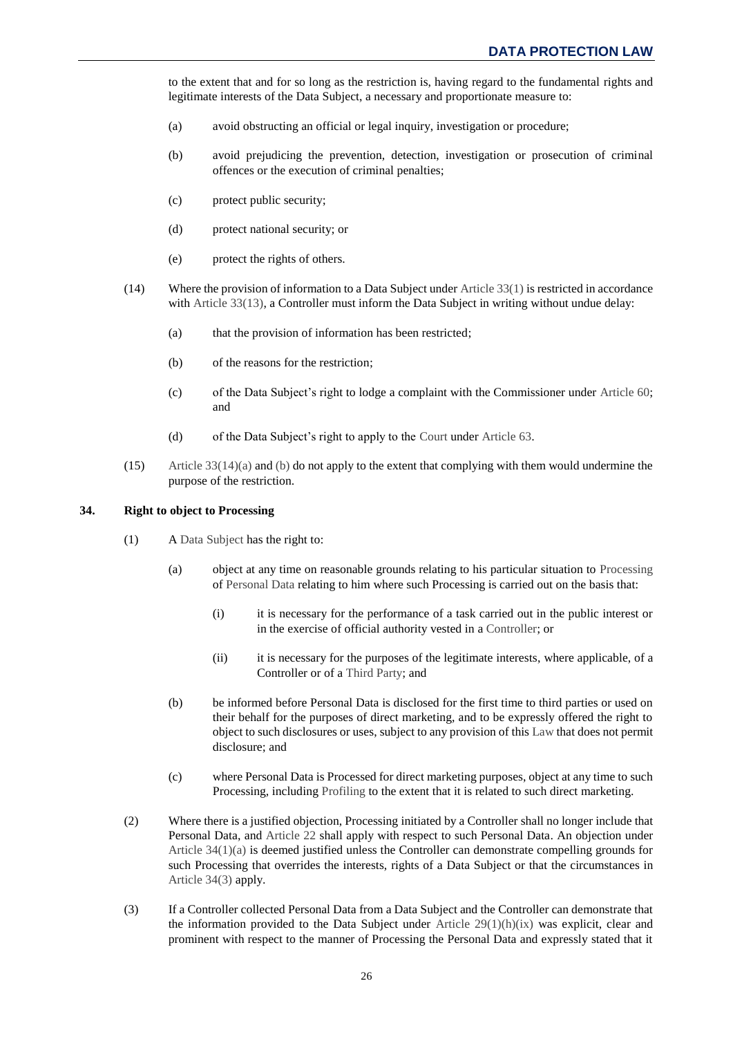to the extent that and for so long as the restriction is, having regard to the fundamental rights and legitimate interests of the Data Subject, a necessary and proportionate measure to:

(a) avoid obstructing an official or legal inquiry, investigation or procedure;

(b) avoid prejudicing the prevention, detection, investigation or prosecution of criminal offences or the execution of criminal penalties;

(c) protect public security;

(d) protect national security; or

(e) protect the rights of others.

(14) Where the provision of information to a Data Subject under Article 33(1) is restricted in accordance with Article 33(13), a Controller must inform the Data Subject in writing without undue delay:

(a) that the provision of information has been restricted;

(b) of the reasons for the restriction;

(c) of the Data Subject's right to lodge a complaint with the Commissioner under Article 60; and

(d) of the Data Subject's right to apply to the Court under Article 63.

(15) Article 33(14)(a) and (b) do not apply to the extent that complying with them would undermine the purpose of the restriction.

### 34. Right to object to Processing

(1) A Data Subject has the right to:

(a) object at any time on reasonable grounds relating to his particular situation to Processing of Personal Data relating to him where such Processing is carried out on the basis that:

(i) it is necessary for the performance of a task carried out in the public interest or in the exercise of official authority vested in a Controller; or

(ii) it is necessary for the purposes of the legitimate interests, where applicable, of a Controller or of a Third Party; and

(b) be informed before Personal Data is disclosed for the first time to third parties or used on their behalf for the purposes of direct marketing, and to be expressly offered the right to object to such disclosures or uses, subject to any provision of this Law that does not permit disclosure; and

(c) where Personal Data is Processed for direct marketing purposes, object at any time to such Processing, including Profiling to the extent that it is related to such direct marketing.

(2) Where there is a justified objection, Processing initiated by a Controller shall no longer include that Personal Data, and Article 22 shall apply with respect to such Personal Data. An objection under Article 34(1)(a) is deemed justified unless the Controller can demonstrate compelling grounds for such Processing that overrides the interests, rights of a Data Subject or that the circumstances in Article 34(3) apply.

(3) If a Controller collected Personal Data from a Data Subject and the Controller can demonstrate that the information provided to the Data Subject under Article 29(1)(h)(ix) was explicit, clear and prominent with respect to the manner of Processing the Personal Data and expressly stated that it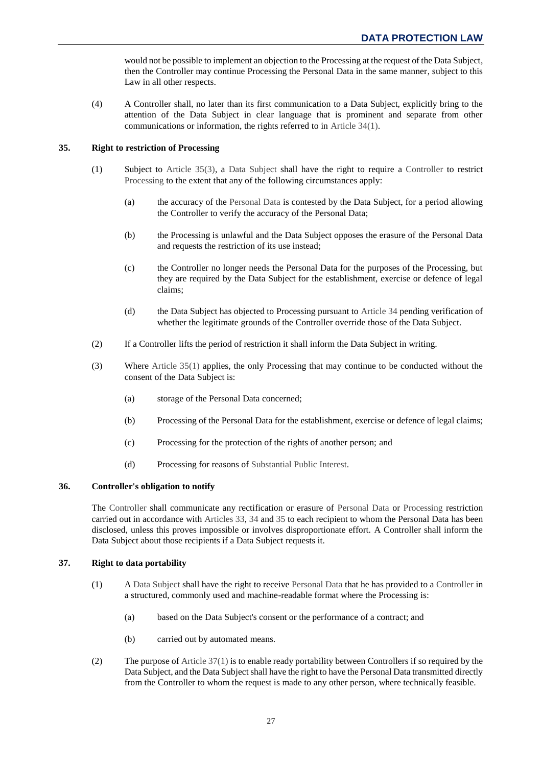would not be possible to implement an objection to the Processing at the request of the Data Subject, then the Controller may continue Processing the Personal Data in the same manner, subject to this Law in all other respects.

(4) A Controller shall, no later than its first communication to a Data Subject, explicitly bring to the attention of the Data Subject in clear language that is prominent and separate from other communications or information, the rights referred to in Article 34(1).

## 35. Right to restriction of Processing

(1) Subject to Article 35(3), a Data Subject shall have the right to require a Controller to restrict Processing to the extent that any of the following circumstances apply:

(a) the accuracy of the Personal Data is contested by the Data Subject, for a period allowing the Controller to verify the accuracy of the Personal Data;

(b) the Processing is unlawful and the Data Subject opposes the erasure of the Personal Data and requests the restriction of its use instead;

(c) the Controller no longer needs the Personal Data for the purposes of the Processing, but they are required by the Data Subject for the establishment, exercise or defence of legal claims;

(d) the Data Subject has objected to Processing pursuant to Article 34 pending verification of whether the legitimate grounds of the Controller override those of the Data Subject.

(2) If a Controller lifts the period of restriction it shall inform the Data Subject in writing.

(3) Where Article 35(1) applies, the only Processing that may continue to be conducted without the consent of the Data Subject is:

(a) storage of the Personal Data concerned;

(b) Processing of the Personal Data for the establishment, exercise or defence of legal claims;

(c) Processing for the protection of the rights of another person; and

(d) Processing for reasons of Substantial Public Interest.

## 36. Controller's obligation to notify

The Controller shall communicate any rectification or erasure of Personal Data or Processing restriction carried out in accordance with Articles 33, 34 and 35 to each recipient to whom the Personal Data has been disclosed, unless this proves impossible or involves disproportionate effort. A Controller shall inform the Data Subject about those recipients if a Data Subject requests it.

## 37. Right to data portability

(1) A Data Subject shall have the right to receive Personal Data that he has provided to a Controller in a structured, commonly used and machine-readable format where the Processing is:

(a) based on the Data Subject's consent or the performance of a contract; and

(b) carried out by automated means.

(2) The purpose of Article 37(1) is to enable ready portability between Controllers if so required by the Data Subject, and the Data Subject shall have the right to have the Personal Data transmitted directly from the Controller to whom the request is made to any other person, where technically feasible.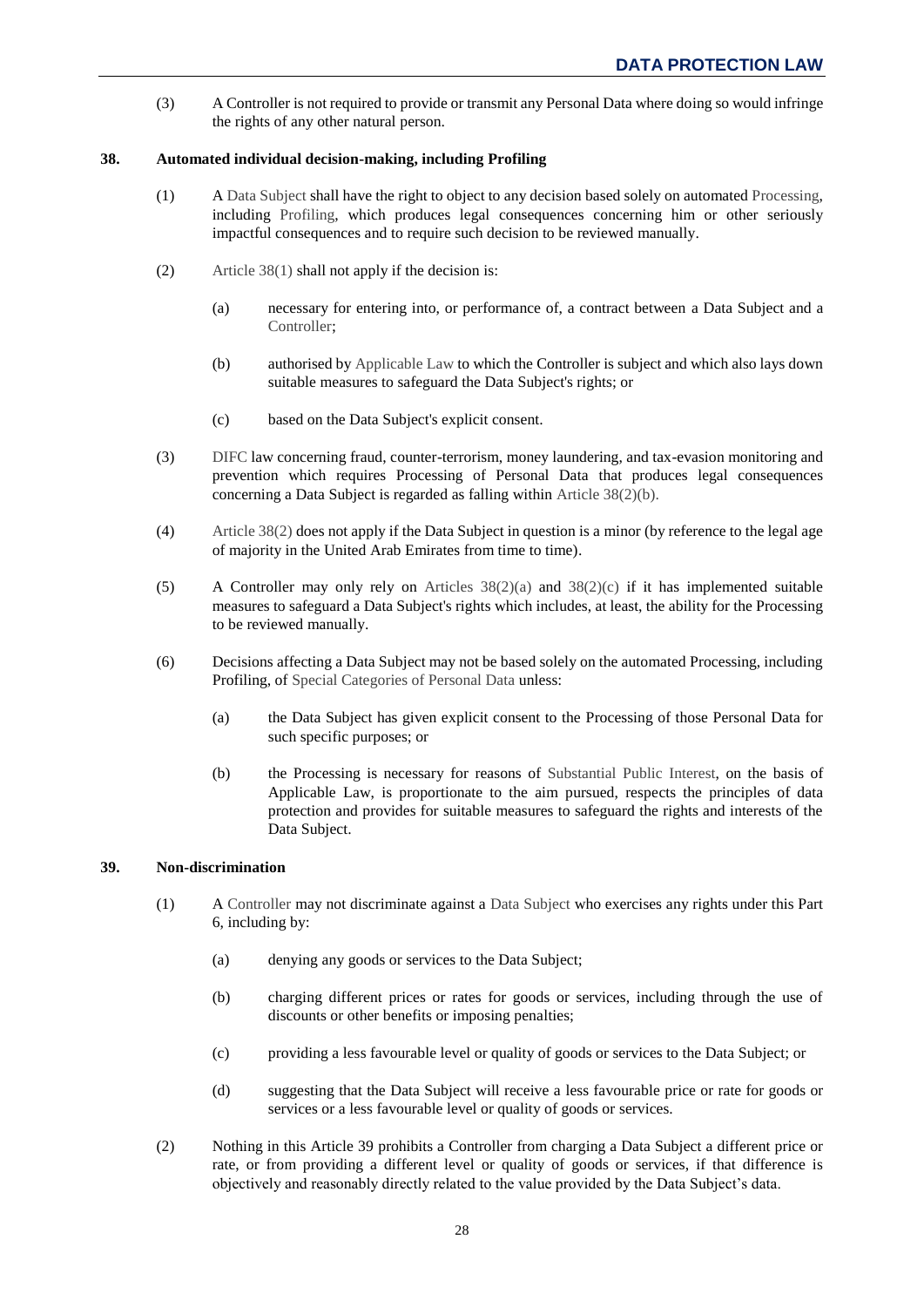(3) A Controller is not required to provide or transmit any Personal Data where doing so would infringe the rights of any other natural person.

## 38. Automated individual decision-making, including Profiling

(1) A Data Subject shall have the right to object to any decision based solely on automated Processing, including Profiling, which produces legal consequences concerning him or other seriously impactful consequences and to require such decision to be reviewed manually.

(2) Article 38(1) shall not apply if the decision is:

(a) necessary for entering into, or performance of, a contract between a Data Subject and a Controller;

(b) authorised by Applicable Law to which the Controller is subject and which also lays down suitable measures to safeguard the Data Subject's rights; or

(c) based on the Data Subject's explicit consent.

(3) DIFC law concerning fraud, counter-terrorism, money laundering, and tax-evasion monitoring and prevention which requires Processing of Personal Data that produces legal consequences concerning a Data Subject is regarded as falling within Article 38(2)(b).

(4) Article 38(2) does not apply if the Data Subject in question is a minor (by reference to the legal age of majority in the United Arab Emirates from time to time).

(5) A Controller may only rely on Articles 38(2)(a) and 38(2)(c) if it has implemented suitable measures to safeguard a Data Subject's rights which includes, at least, the ability for the Processing to be reviewed manually.

(6) Decisions affecting a Data Subject may not be based solely on the automated Processing, including Profiling, of Special Categories of Personal Data unless:

(a) the Data Subject has given explicit consent to the Processing of those Personal Data for such specific purposes; or

(b) the Processing is necessary for reasons of Substantial Public Interest, on the basis of Applicable Law, is proportionate to the aim pursued, respects the principles of data protection and provides for suitable measures to safeguard the rights and interests of the Data Subject.

## 39. Non-discrimination

(1) A Controller may not discriminate against a Data Subject who exercises any rights under this Part 6, including by:

(a) denying any goods or services to the Data Subject;

(b) charging different prices or rates for goods or services, including through the use of discounts or other benefits or imposing penalties;

(c) providing a less favourable level or quality of goods or services to the Data Subject; or

(d) suggesting that the Data Subject will receive a less favourable price or rate for goods or services or a less favourable level or quality of goods or services.

(2) Nothing in this Article 39 prohibits a Controller from charging a Data Subject a different price or rate, or from providing a different level or quality of goods or services, if that difference is objectively and reasonably directly related to the value provided by the Data Subject's data.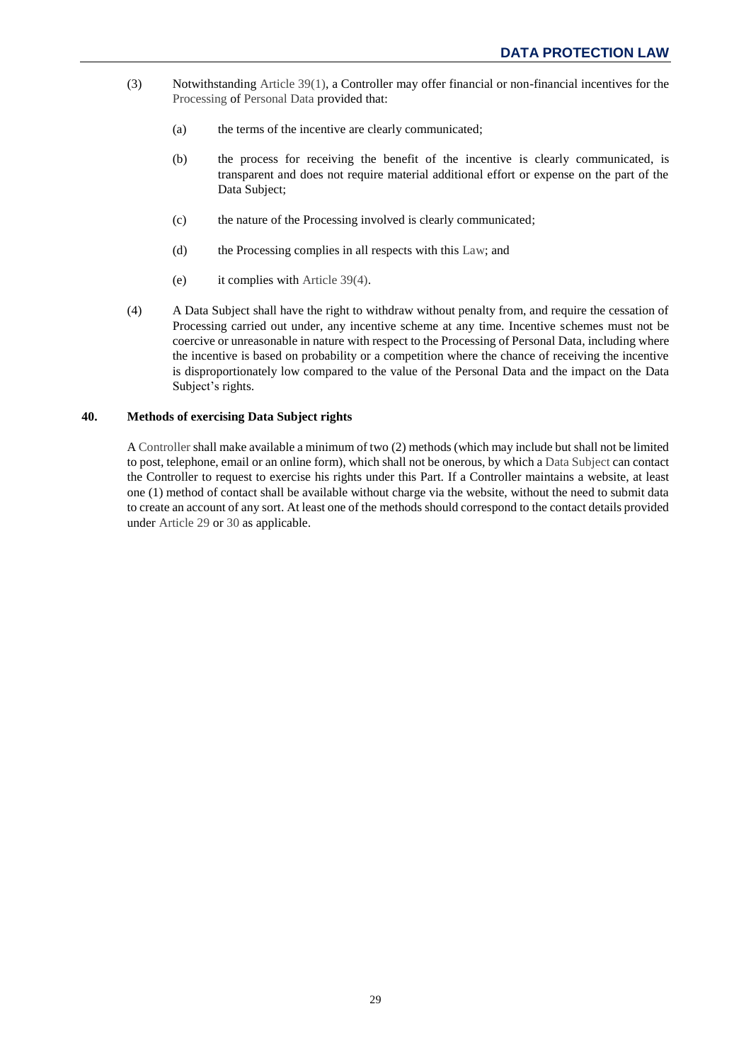(3) Notwithstanding Article 39(1), a Controller may offer financial or non-financial incentives for the Processing of Personal Data provided that:

  (a) the terms of the incentive are clearly communicated;

  (b) the process for receiving the benefit of the incentive is clearly communicated, is transparent and does not require material additional effort or expense on the part of the Data Subject;

  (c) the nature of the Processing involved is clearly communicated;

  (d) the Processing complies in all respects with this Law; and

  (e) it complies with Article 39(4).

(4) A Data Subject shall have the right to withdraw without penalty from, and require the cessation of Processing carried out under, any incentive scheme at any time. Incentive schemes must not be coercive or unreasonable in nature with respect to the Processing of Personal Data, including where the incentive is based on probability or a competition where the chance of receiving the incentive is disproportionately low compared to the value of the Personal Data and the impact on the Data Subject's rights.

## 40. Methods of exercising Data Subject rights

A Controller shall make available a minimum of two (2) methods (which may include but shall not be limited to post, telephone, email or an online form), which shall not be onerous, by which a Data Subject can contact the Controller to request to exercise his rights under this Part. If a Controller maintains a website, at least one (1) method of contact shall be available without charge via the website, without the need to submit data to create an account of any sort. At least one of the methods should correspond to the contact details provided under Article 29 or 30 as applicable.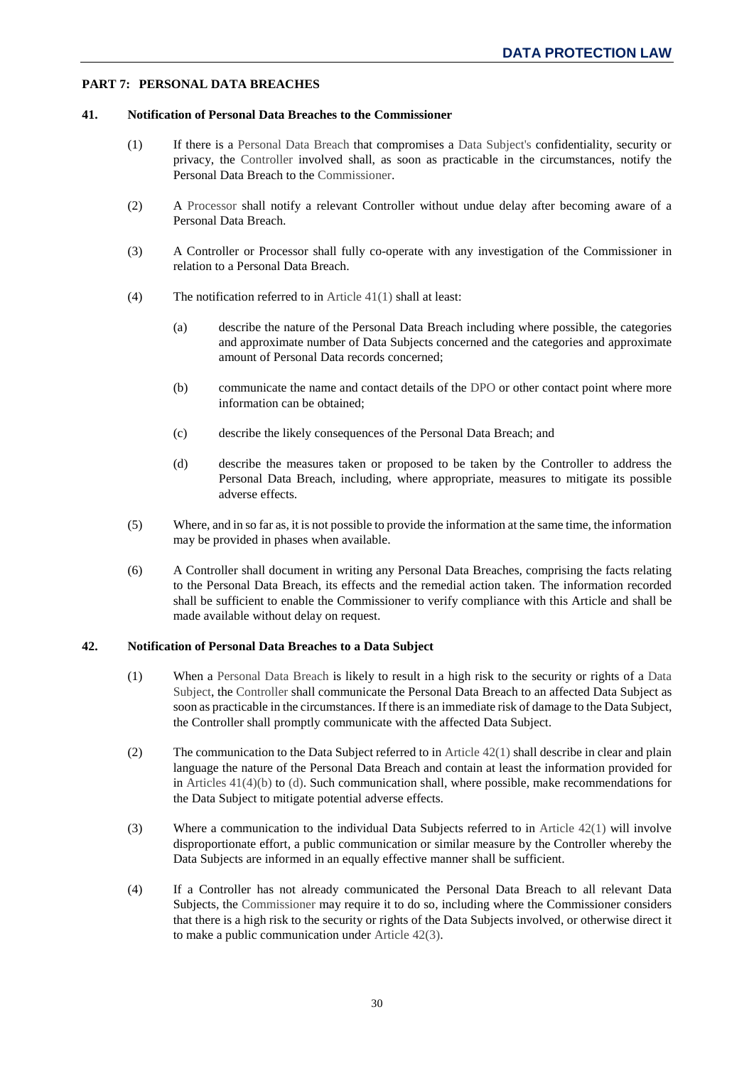## PART 7: PERSONAL DATA BREACHES

### 41. Notification of Personal Data Breaches to the Commissioner

(1) If there is a Personal Data Breach that compromises a Data Subject's confidentiality, security or privacy, the Controller involved shall, as soon as practicable in the circumstances, notify the Personal Data Breach to the Commissioner.

(2) A Processor shall notify a relevant Controller without undue delay after becoming aware of a Personal Data Breach.

(3) A Controller or Processor shall fully co-operate with any investigation of the Commissioner in relation to a Personal Data Breach.

(4) The notification referred to in Article 41(1) shall at least:

(a) describe the nature of the Personal Data Breach including where possible, the categories and approximate number of Data Subjects concerned and the categories and approximate amount of Personal Data records concerned;

(b) communicate the name and contact details of the DPO or other contact point where more information can be obtained;

(c) describe the likely consequences of the Personal Data Breach; and

(d) describe the measures taken or proposed to be taken by the Controller to address the Personal Data Breach, including, where appropriate, measures to mitigate its possible adverse effects.

(5) Where, and in so far as, it is not possible to provide the information at the same time, the information may be provided in phases when available.

(6) A Controller shall document in writing any Personal Data Breaches, comprising the facts relating to the Personal Data Breach, its effects and the remedial action taken. The information recorded shall be sufficient to enable the Commissioner to verify compliance with this Article and shall be made available without delay on request.

### 42. Notification of Personal Data Breaches to a Data Subject

(1) When a Personal Data Breach is likely to result in a high risk to the security or rights of a Data Subject, the Controller shall communicate the Personal Data Breach to an affected Data Subject as soon as practicable in the circumstances. If there is an immediate risk of damage to the Data Subject, the Controller shall promptly communicate with the affected Data Subject.

(2) The communication to the Data Subject referred to in Article 42(1) shall describe in clear and plain language the nature of the Personal Data Breach and contain at least the information provided for in Articles 41(4)(b) to (d). Such communication shall, where possible, make recommendations for the Data Subject to mitigate potential adverse effects.

(3) Where a communication to the individual Data Subjects referred to in Article 42(1) will involve disproportionate effort, a public communication or similar measure by the Controller whereby the Data Subjects are informed in an equally effective manner shall be sufficient.

(4) If a Controller has not already communicated the Personal Data Breach to all relevant Data Subjects, the Commissioner may require it to do so, including where the Commissioner considers that there is a high risk to the security or rights of the Data Subjects involved, or otherwise direct it to make a public communication under Article 42(3).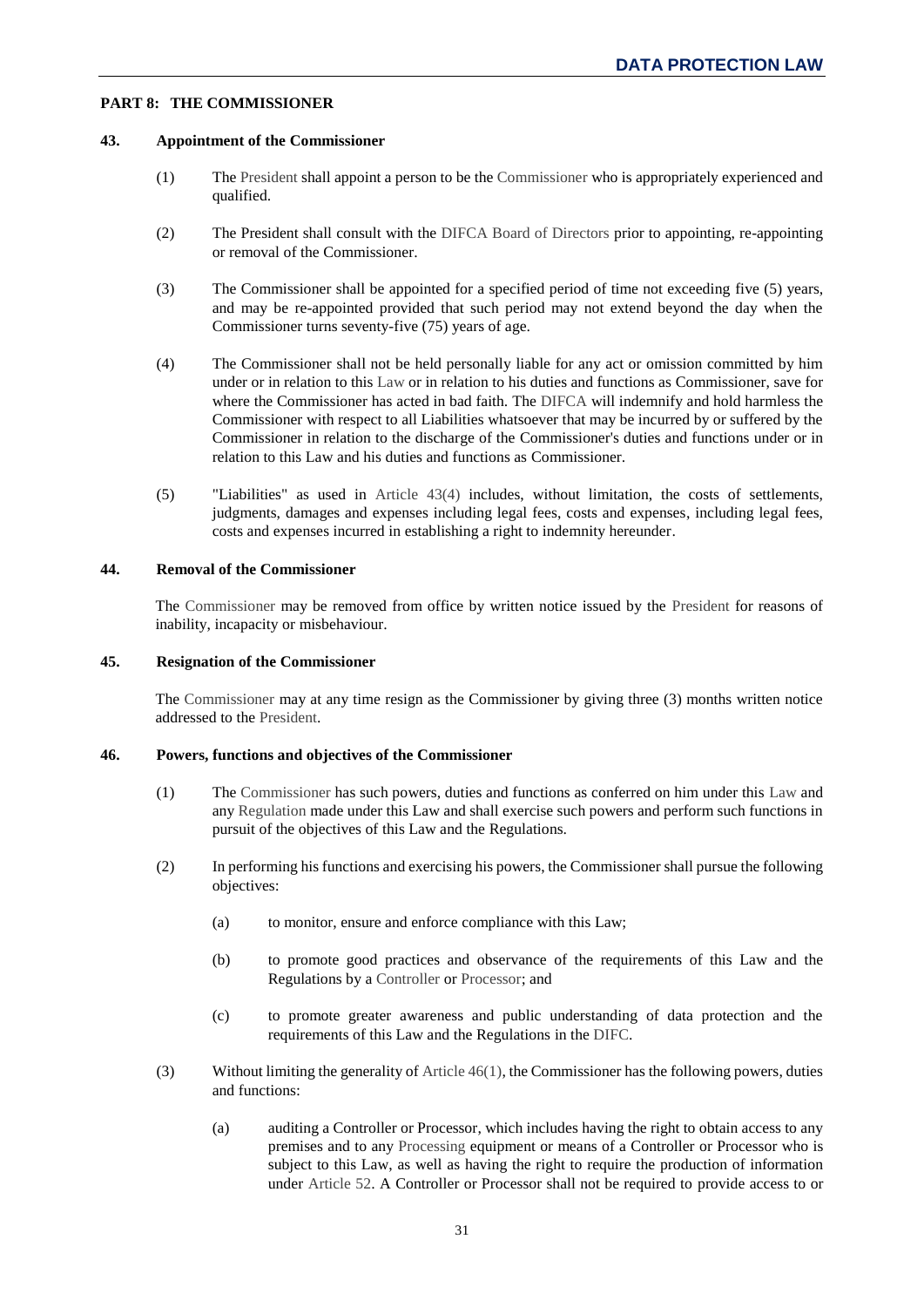## PART 8: THE COMMISSIONER

### 43. Appointment of the Commissioner

(1) The President shall appoint a person to be the Commissioner who is appropriately experienced and qualified.

(2) The President shall consult with the DIFCA Board of Directors prior to appointing, re-appointing or removal of the Commissioner.

(3) The Commissioner shall be appointed for a specified period of time not exceeding five (5) years, and may be re-appointed provided that such period may not extend beyond the day when the Commissioner turns seventy-five (75) years of age.

(4) The Commissioner shall not be held personally liable for any act or omission committed by him under or in relation to this Law or in relation to his duties and functions as Commissioner, save for where the Commissioner has acted in bad faith. The DIFCA will indemnify and hold harmless the Commissioner with respect to all Liabilities whatsoever that may be incurred by or suffered by the Commissioner in relation to the discharge of the Commissioner's duties and functions under or in relation to this Law and his duties and functions as Commissioner.

(5) "Liabilities" as used in Article 43(4) includes, without limitation, the costs of settlements, judgments, damages and expenses including legal fees, costs and expenses, including legal fees, costs and expenses incurred in establishing a right to indemnity hereunder.

### 44. Removal of the Commissioner

The Commissioner may be removed from office by written notice issued by the President for reasons of inability, incapacity or misbehaviour.

### 45. Resignation of the Commissioner

The Commissioner may at any time resign as the Commissioner by giving three (3) months written notice addressed to the President.

### 46. Powers, functions and objectives of the Commissioner

(1) The Commissioner has such powers, duties and functions as conferred on him under this Law and any Regulation made under this Law and shall exercise such powers and perform such functions in pursuit of the objectives of this Law and the Regulations.

(2) In performing his functions and exercising his powers, the Commissioner shall pursue the following objectives:

(a) to monitor, ensure and enforce compliance with this Law;

(b) to promote good practices and observance of the requirements of this Law and the Regulations by a Controller or Processor; and

(c) to promote greater awareness and public understanding of data protection and the requirements of this Law and the Regulations in the DIFC.

(3) Without limiting the generality of Article 46(1), the Commissioner has the following powers, duties and functions:

(a) auditing a Controller or Processor, which includes having the right to obtain access to any premises and to any Processing equipment or means of a Controller or Processor who is subject to this Law, as well as having the right to require the production of information under Article 52. A Controller or Processor shall not be required to provide access to or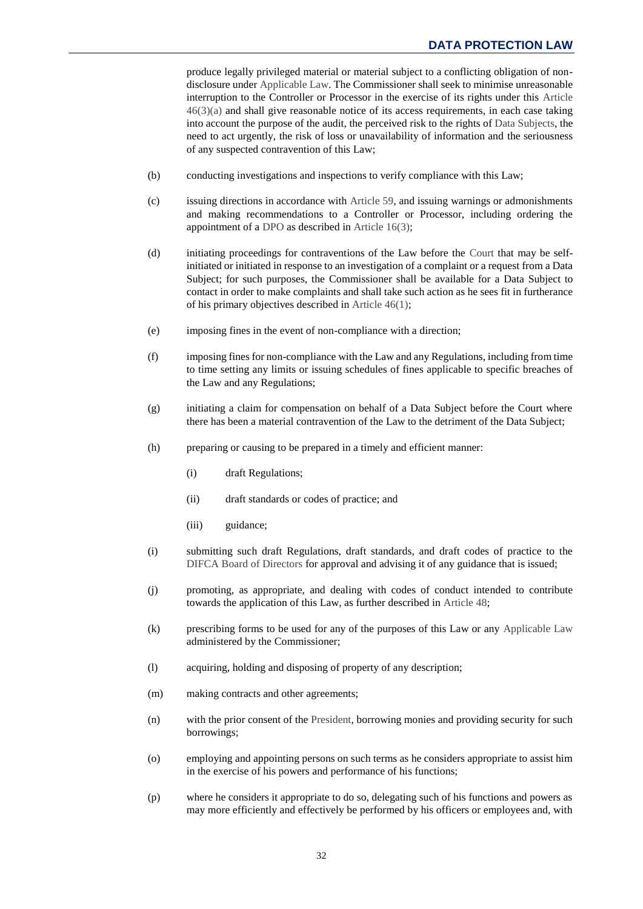produce legally privileged material or material subject to a conflicting obligation of non-disclosure under Applicable Law. The Commissioner shall seek to minimise unreasonable interruption to the Controller or Processor in the exercise of its rights under this Article 46(3)(a) and shall give reasonable notice of its access requirements, in each case taking into account the purpose of the audit, the perceived risk to the rights of Data Subjects, the need to act urgently, the risk of loss or unavailability of information and the seriousness of any suspected contravention of this Law;

(b) conducting investigations and inspections to verify compliance with this Law;

(c) issuing directions in accordance with Article 59, and issuing warnings or admonishments and making recommendations to a Controller or Processor, including ordering the appointment of a DPO as described in Article 16(3);

(d) initiating proceedings for contraventions of the Law before the Court that may be self-initiated or initiated in response to an investigation of a complaint or a request from a Data Subject; for such purposes, the Commissioner shall be available for a Data Subject to contact in order to make complaints and shall take such action as he sees fit in furtherance of his primary objectives described in Article 46(1);

(e) imposing fines in the event of non-compliance with a direction;

(f) imposing fines for non-compliance with the Law and any Regulations, including from time to time setting any limits or issuing schedules of fines applicable to specific breaches of the Law and any Regulations;

(g) initiating a claim for compensation on behalf of a Data Subject before the Court where there has been a material contravention of the Law to the detriment of the Data Subject;

(h) preparing or causing to be prepared in a timely and efficient manner:

 (i) draft Regulations;

 (ii) draft standards or codes of practice; and

 (iii) guidance;

(i) submitting such draft Regulations, draft standards, and draft codes of practice to the DIFCA Board of Directors for approval and advising it of any guidance that is issued;

(j) promoting, as appropriate, and dealing with codes of conduct intended to contribute towards the application of this Law, as further described in Article 48;

(k) prescribing forms to be used for any of the purposes of this Law or any Applicable Law administered by the Commissioner;

(l) acquiring, holding and disposing of property of any description;

(m) making contracts and other agreements;

(n) with the prior consent of the President, borrowing monies and providing security for such borrowings;

(o) employing and appointing persons on such terms as he considers appropriate to assist him in the exercise of his powers and performance of his functions;

(p) where he considers it appropriate to do so, delegating such of his functions and powers as may more efficiently and effectively be performed by his officers or employees and, with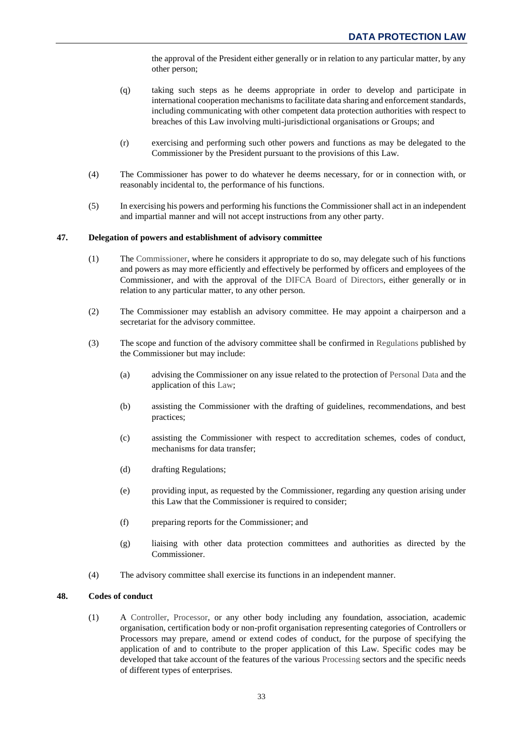the approval of the President either generally or in relation to any particular matter, by any other person;

(q) taking such steps as he deems appropriate in order to develop and participate in international cooperation mechanisms to facilitate data sharing and enforcement standards, including communicating with other competent data protection authorities with respect to breaches of this Law involving multi-jurisdictional organisations or Groups; and

(r) exercising and performing such other powers and functions as may be delegated to the Commissioner by the President pursuant to the provisions of this Law.

(4) The Commissioner has power to do whatever he deems necessary, for or in connection with, or reasonably incidental to, the performance of his functions.

(5) In exercising his powers and performing his functions the Commissioner shall act in an independent and impartial manner and will not accept instructions from any other party.

**47. Delegation of powers and establishment of advisory committee**

(1) The Commissioner, where he considers it appropriate to do so, may delegate such of his functions and powers as may more efficiently and effectively be performed by officers and employees of the Commissioner, and with the approval of the DIFCA Board of Directors, either generally or in relation to any particular matter, to any other person.

(2) The Commissioner may establish an advisory committee. He may appoint a chairperson and a secretariat for the advisory committee.

(3) The scope and function of the advisory committee shall be confirmed in Regulations published by the Commissioner but may include:

(a) advising the Commissioner on any issue related to the protection of Personal Data and the application of this Law;

(b) assisting the Commissioner with the drafting of guidelines, recommendations, and best practices;

(c) assisting the Commissioner with respect to accreditation schemes, codes of conduct, mechanisms for data transfer;

(d) drafting Regulations;

(e) providing input, as requested by the Commissioner, regarding any question arising under this Law that the Commissioner is required to consider;

(f) preparing reports for the Commissioner; and

(g) liaising with other data protection committees and authorities as directed by the Commissioner.

(4) The advisory committee shall exercise its functions in an independent manner.

**48. Codes of conduct**

(1) A Controller, Processor, or any other body including any foundation, association, academic organisation, certification body or non-profit organisation representing categories of Controllers or Processors may prepare, amend or extend codes of conduct, for the purpose of specifying the application of and to contribute to the proper application of this Law. Specific codes may be developed that take account of the features of the various Processing sectors and the specific needs of different types of enterprises.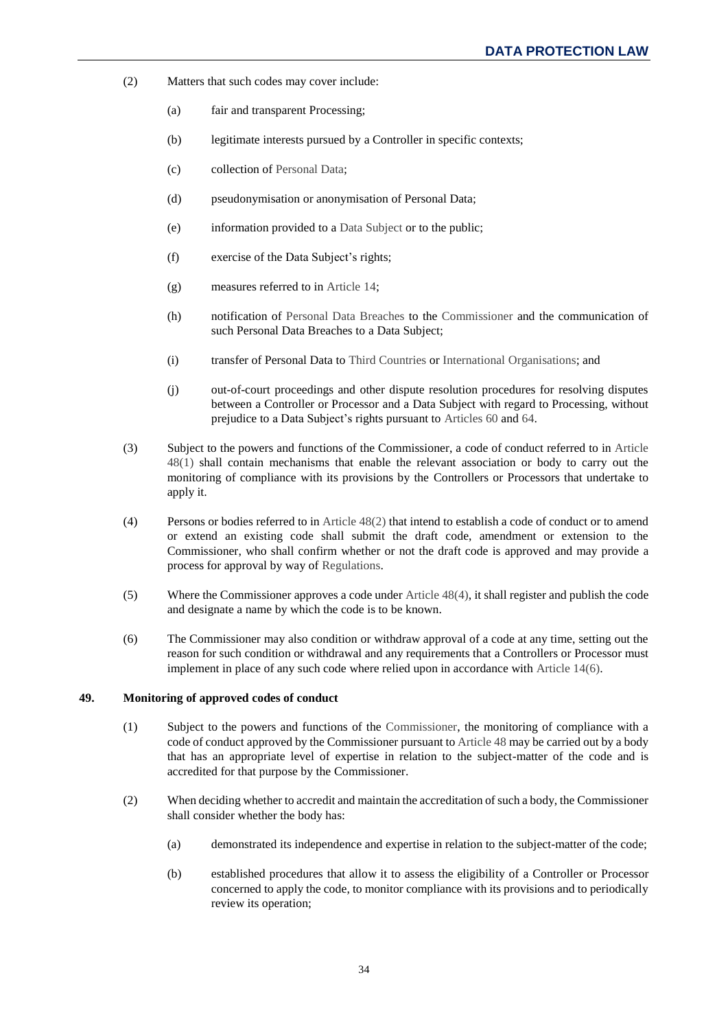(2) Matters that such codes may cover include:

(a) fair and transparent Processing;

(b) legitimate interests pursued by a Controller in specific contexts;

(c) collection of Personal Data;

(d) pseudonymisation or anonymisation of Personal Data;

(e) information provided to a Data Subject or to the public;

(f) exercise of the Data Subject's rights;

(g) measures referred to in Article 14;

(h) notification of Personal Data Breaches to the Commissioner and the communication of such Personal Data Breaches to a Data Subject;

(i) transfer of Personal Data to Third Countries or International Organisations; and

(j) out-of-court proceedings and other dispute resolution procedures for resolving disputes between a Controller or Processor and a Data Subject with regard to Processing, without prejudice to a Data Subject's rights pursuant to Articles 60 and 64.

(3) Subject to the powers and functions of the Commissioner, a code of conduct referred to in Article 48(1) shall contain mechanisms that enable the relevant association or body to carry out the monitoring of compliance with its provisions by the Controllers or Processors that undertake to apply it.

(4) Persons or bodies referred to in Article 48(2) that intend to establish a code of conduct or to amend or extend an existing code shall submit the draft code, amendment or extension to the Commissioner, who shall confirm whether or not the draft code is approved and may provide a process for approval by way of Regulations.

(5) Where the Commissioner approves a code under Article 48(4), it shall register and publish the code and designate a name by which the code is to be known.

(6) The Commissioner may also condition or withdraw approval of a code at any time, setting out the reason for such condition or withdrawal and any requirements that a Controllers or Processor must implement in place of any such code where relied upon in accordance with Article 14(6).

**49. Monitoring of approved codes of conduct**

(1) Subject to the powers and functions of the Commissioner, the monitoring of compliance with a code of conduct approved by the Commissioner pursuant to Article 48 may be carried out by a body that has an appropriate level of expertise in relation to the subject-matter of the code and is accredited for that purpose by the Commissioner.

(2) When deciding whether to accredit and maintain the accreditation of such a body, the Commissioner shall consider whether the body has:

(a) demonstrated its independence and expertise in relation to the subject-matter of the code;

(b) established procedures that allow it to assess the eligibility of a Controller or Processor concerned to apply the code, to monitor compliance with its provisions and to periodically review its operation;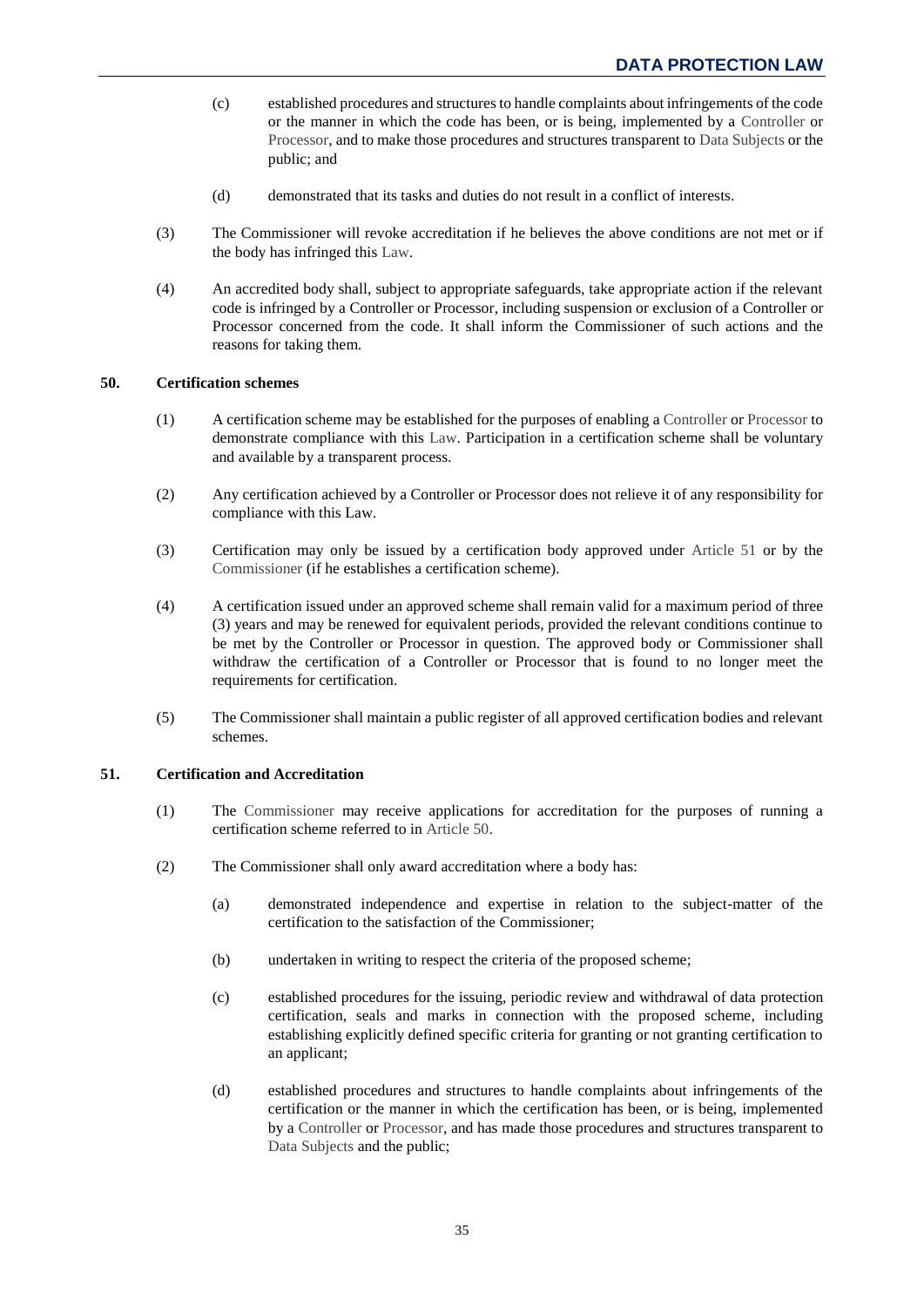(c) established procedures and structures to handle complaints about infringements of the code or the manner in which the code has been, or is being, implemented by a Controller or Processor, and to make those procedures and structures transparent to Data Subjects or the public; and

(d) demonstrated that its tasks and duties do not result in a conflict of interests.

(3) The Commissioner will revoke accreditation if he believes the above conditions are not met or if the body has infringed this Law.

(4) An accredited body shall, subject to appropriate safeguards, take appropriate action if the relevant code is infringed by a Controller or Processor, including suspension or exclusion of a Controller or Processor concerned from the code. It shall inform the Commissioner of such actions and the reasons for taking them.

### 50. Certification schemes

(1) A certification scheme may be established for the purposes of enabling a Controller or Processor to demonstrate compliance with this Law. Participation in a certification scheme shall be voluntary and available by a transparent process.

(2) Any certification achieved by a Controller or Processor does not relieve it of any responsibility for compliance with this Law.

(3) Certification may only be issued by a certification body approved under Article 51 or by the Commissioner (if he establishes a certification scheme).

(4) A certification issued under an approved scheme shall remain valid for a maximum period of three (3) years and may be renewed for equivalent periods, provided the relevant conditions continue to be met by the Controller or Processor in question. The approved body or Commissioner shall withdraw the certification of a Controller or Processor that is found to no longer meet the requirements for certification.

(5) The Commissioner shall maintain a public register of all approved certification bodies and relevant schemes.

### 51. Certification and Accreditation

(1) The Commissioner may receive applications for accreditation for the purposes of running a certification scheme referred to in Article 50.

(2) The Commissioner shall only award accreditation where a body has:

(a) demonstrated independence and expertise in relation to the subject-matter of the certification to the satisfaction of the Commissioner;

(b) undertaken in writing to respect the criteria of the proposed scheme;

(c) established procedures for the issuing, periodic review and withdrawal of data protection certification, seals and marks in connection with the proposed scheme, including establishing explicitly defined specific criteria for granting or not granting certification to an applicant;

(d) established procedures and structures to handle complaints about infringements of the certification or the manner in which the certification has been, or is being, implemented by a Controller or Processor, and has made those procedures and structures transparent to Data Subjects and the public;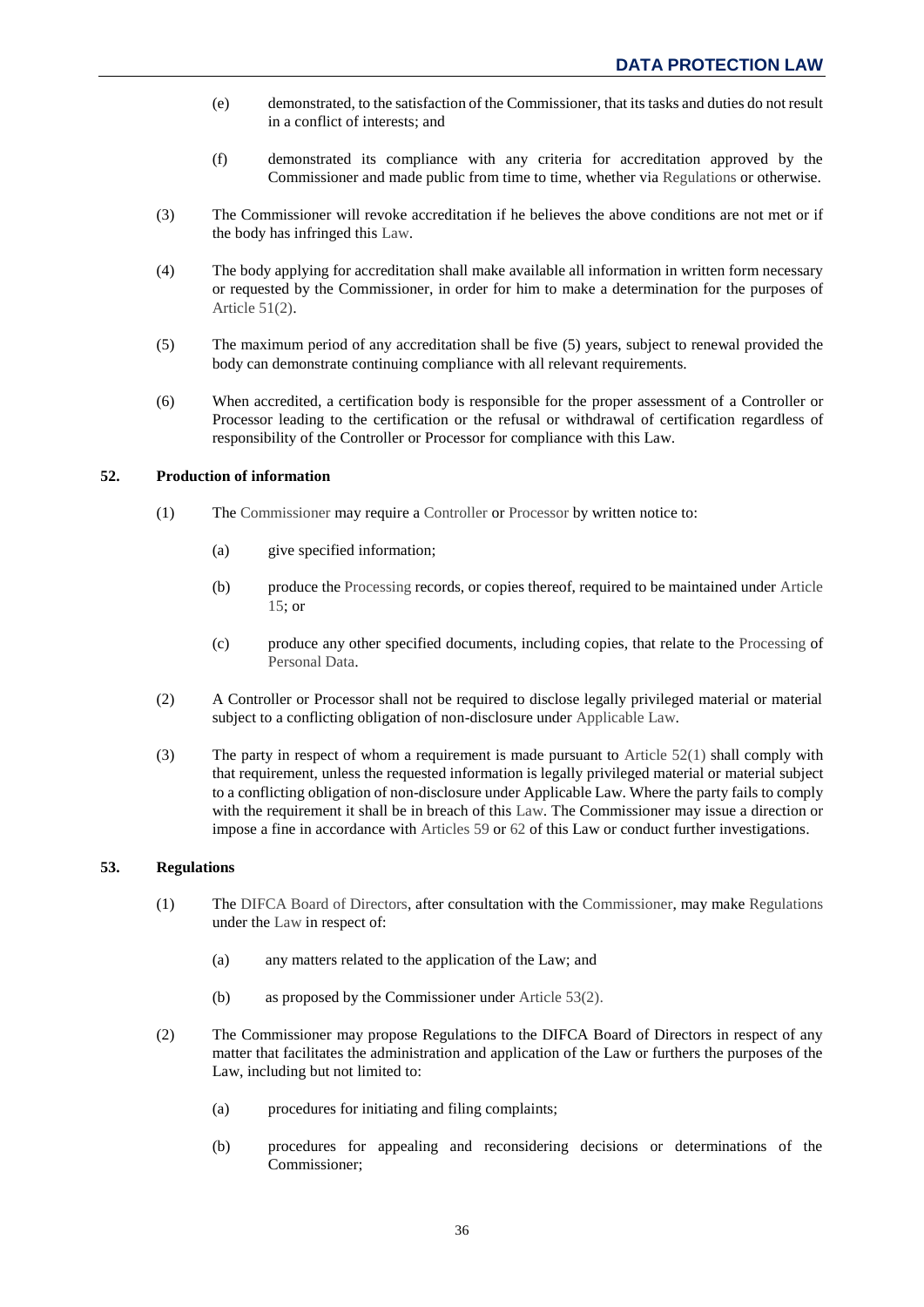(e) demonstrated, to the satisfaction of the Commissioner, that its tasks and duties do not result in a conflict of interests; and

(f) demonstrated its compliance with any criteria for accreditation approved by the Commissioner and made public from time to time, whether via Regulations or otherwise.

(3) The Commissioner will revoke accreditation if he believes the above conditions are not met or if the body has infringed this Law.

(4) The body applying for accreditation shall make available all information in written form necessary or requested by the Commissioner, in order for him to make a determination for the purposes of Article 51(2).

(5) The maximum period of any accreditation shall be five (5) years, subject to renewal provided the body can demonstrate continuing compliance with all relevant requirements.

(6) When accredited, a certification body is responsible for the proper assessment of a Controller or Processor leading to the certification or the refusal or withdrawal of certification regardless of responsibility of the Controller or Processor for compliance with this Law.

## 52. Production of information

(1) The Commissioner may require a Controller or Processor by written notice to:

(a) give specified information;

(b) produce the Processing records, or copies thereof, required to be maintained under Article 15; or

(c) produce any other specified documents, including copies, that relate to the Processing of Personal Data.

(2) A Controller or Processor shall not be required to disclose legally privileged material or material subject to a conflicting obligation of non-disclosure under Applicable Law.

(3) The party in respect of whom a requirement is made pursuant to Article 52(1) shall comply with that requirement, unless the requested information is legally privileged material or material subject to a conflicting obligation of non-disclosure under Applicable Law. Where the party fails to comply with the requirement it shall be in breach of this Law. The Commissioner may issue a direction or impose a fine in accordance with Articles 59 or 62 of this Law or conduct further investigations.

## 53. Regulations

(1) The DIFCA Board of Directors, after consultation with the Commissioner, may make Regulations under the Law in respect of:

(a) any matters related to the application of the Law; and

(b) as proposed by the Commissioner under Article 53(2).

(2) The Commissioner may propose Regulations to the DIFCA Board of Directors in respect of any matter that facilitates the administration and application of the Law or furthers the purposes of the Law, including but not limited to:

(a) procedures for initiating and filing complaints;

(b) procedures for appealing and reconsidering decisions or determinations of the Commissioner;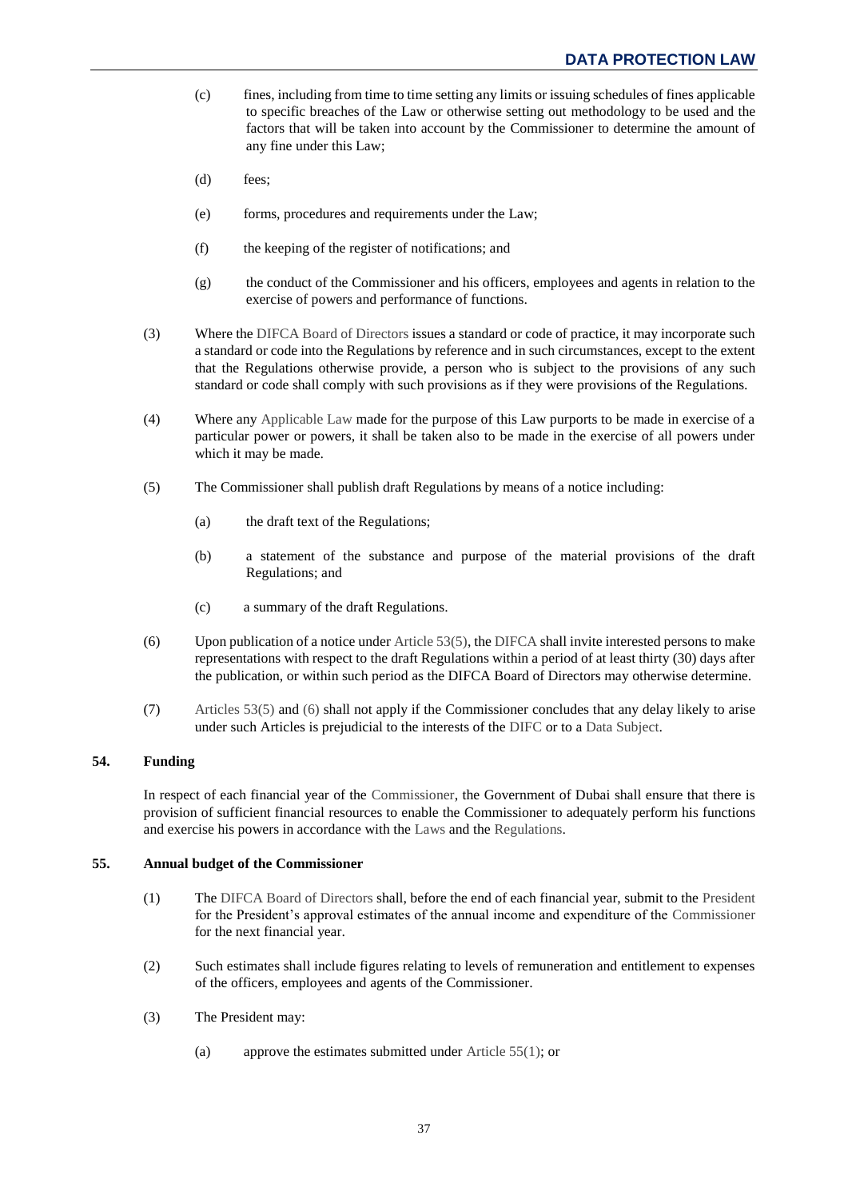(c) fines, including from time to time setting any limits or issuing schedules of fines applicable to specific breaches of the Law or otherwise setting out methodology to be used and the factors that will be taken into account by the Commissioner to determine the amount of any fine under this Law;

(d) fees;

(e) forms, procedures and requirements under the Law;

(f) the keeping of the register of notifications; and

(g) the conduct of the Commissioner and his officers, employees and agents in relation to the exercise of powers and performance of functions.

(3) Where the DIFCA Board of Directors issues a standard or code of practice, it may incorporate such a standard or code into the Regulations by reference and in such circumstances, except to the extent that the Regulations otherwise provide, a person who is subject to the provisions of any such standard or code shall comply with such provisions as if they were provisions of the Regulations.

(4) Where any Applicable Law made for the purpose of this Law purports to be made in exercise of a particular power or powers, it shall be taken also to be made in the exercise of all powers under which it may be made.

(5) The Commissioner shall publish draft Regulations by means of a notice including:

(a) the draft text of the Regulations;

(b) a statement of the substance and purpose of the material provisions of the draft Regulations; and

(c) a summary of the draft Regulations.

(6) Upon publication of a notice under Article 53(5), the DIFCA shall invite interested persons to make representations with respect to the draft Regulations within a period of at least thirty (30) days after the publication, or within such period as the DIFCA Board of Directors may otherwise determine.

(7) Articles 53(5) and (6) shall not apply if the Commissioner concludes that any delay likely to arise under such Articles is prejudicial to the interests of the DIFC or to a Data Subject.

### 54. Funding

In respect of each financial year of the Commissioner, the Government of Dubai shall ensure that there is provision of sufficient financial resources to enable the Commissioner to adequately perform his functions and exercise his powers in accordance with the Laws and the Regulations.

### 55. Annual budget of the Commissioner

(1) The DIFCA Board of Directors shall, before the end of each financial year, submit to the President for the President's approval estimates of the annual income and expenditure of the Commissioner for the next financial year.

(2) Such estimates shall include figures relating to levels of remuneration and entitlement to expenses of the officers, employees and agents of the Commissioner.

(3) The President may:

(a) approve the estimates submitted under Article 55(1); or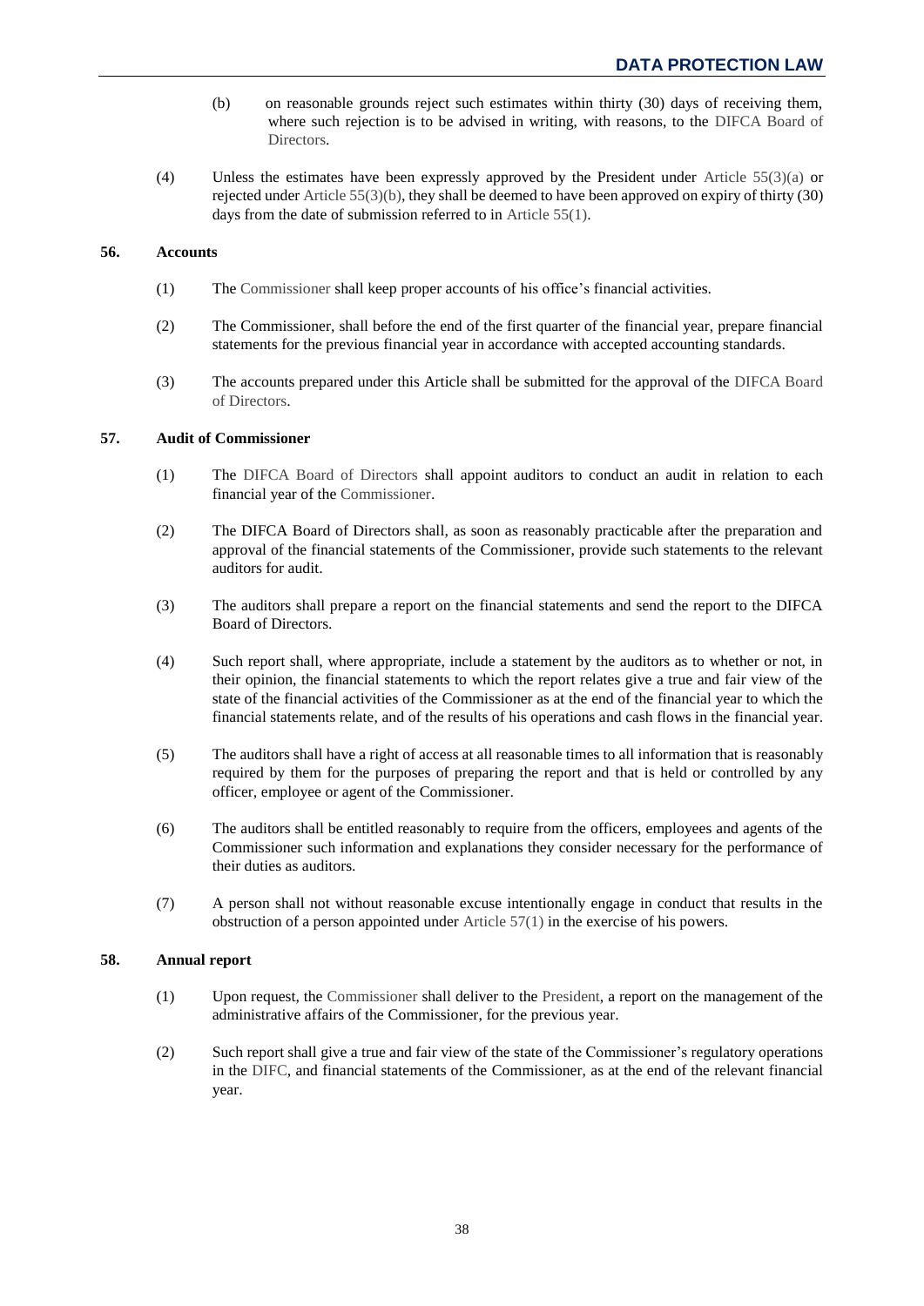(b) on reasonable grounds reject such estimates within thirty (30) days of receiving them, where such rejection is to be advised in writing, with reasons, to the DIFCA Board of Directors.

(4) Unless the estimates have been expressly approved by the President under Article 55(3)(a) or rejected under Article 55(3)(b), they shall be deemed to have been approved on expiry of thirty (30) days from the date of submission referred to in Article 55(1).

**56. Accounts**

(1) The Commissioner shall keep proper accounts of his office's financial activities.

(2) The Commissioner, shall before the end of the first quarter of the financial year, prepare financial statements for the previous financial year in accordance with accepted accounting standards.

(3) The accounts prepared under this Article shall be submitted for the approval of the DIFCA Board of Directors.

**57. Audit of Commissioner**

(1) The DIFCA Board of Directors shall appoint auditors to conduct an audit in relation to each financial year of the Commissioner.

(2) The DIFCA Board of Directors shall, as soon as reasonably practicable after the preparation and approval of the financial statements of the Commissioner, provide such statements to the relevant auditors for audit.

(3) The auditors shall prepare a report on the financial statements and send the report to the DIFCA Board of Directors.

(4) Such report shall, where appropriate, include a statement by the auditors as to whether or not, in their opinion, the financial statements to which the report relates give a true and fair view of the state of the financial activities of the Commissioner as at the end of the financial year to which the financial statements relate, and of the results of his operations and cash flows in the financial year.

(5) The auditors shall have a right of access at all reasonable times to all information that is reasonably required by them for the purposes of preparing the report and that is held or controlled by any officer, employee or agent of the Commissioner.

(6) The auditors shall be entitled reasonably to require from the officers, employees and agents of the Commissioner such information and explanations they consider necessary for the performance of their duties as auditors.

(7) A person shall not without reasonable excuse intentionally engage in conduct that results in the obstruction of a person appointed under Article 57(1) in the exercise of his powers.

**58. Annual report**

(1) Upon request, the Commissioner shall deliver to the President, a report on the management of the administrative affairs of the Commissioner, for the previous year.

(2) Such report shall give a true and fair view of the state of the Commissioner's regulatory operations in the DIFC, and financial statements of the Commissioner, as at the end of the relevant financial year.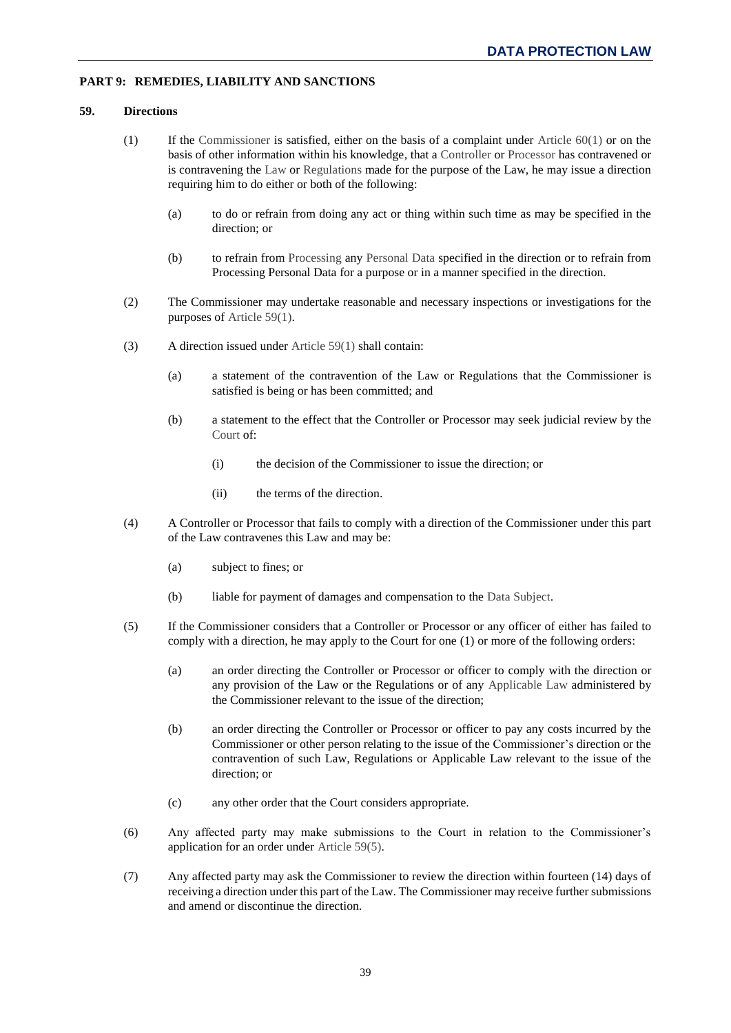## PART 9: REMEDIES, LIABILITY AND SANCTIONS

### 59. Directions

(1) If the Commissioner is satisfied, either on the basis of a complaint under Article 60(1) or on the basis of other information within his knowledge, that a Controller or Processor has contravened or is contravening the Law or Regulations made for the purpose of the Law, he may issue a direction requiring him to do either or both of the following:

- (a) to do or refrain from doing any act or thing within such time as may be specified in the direction; or
- (b) to refrain from Processing any Personal Data specified in the direction or to refrain from Processing Personal Data for a purpose or in a manner specified in the direction.

(2) The Commissioner may undertake reasonable and necessary inspections or investigations for the purposes of Article 59(1).

(3) A direction issued under Article 59(1) shall contain:

- (a) a statement of the contravention of the Law or Regulations that the Commissioner is satisfied is being or has been committed; and
- (b) a statement to the effect that the Controller or Processor may seek judicial review by the Court of:
  - (i) the decision of the Commissioner to issue the direction; or
  - (ii) the terms of the direction.

(4) A Controller or Processor that fails to comply with a direction of the Commissioner under this part of the Law contravenes this Law and may be:

- (a) subject to fines; or
- (b) liable for payment of damages and compensation to the Data Subject.

(5) If the Commissioner considers that a Controller or Processor or any officer of either has failed to comply with a direction, he may apply to the Court for one (1) or more of the following orders:

- (a) an order directing the Controller or Processor or officer to comply with the direction or any provision of the Law or the Regulations or of any Applicable Law administered by the Commissioner relevant to the issue of the direction;
- (b) an order directing the Controller or Processor or officer to pay any costs incurred by the Commissioner or other person relating to the issue of the Commissioner's direction or the contravention of such Law, Regulations or Applicable Law relevant to the issue of the direction; or
- (c) any other order that the Court considers appropriate.

(6) Any affected party may make submissions to the Court in relation to the Commissioner's application for an order under Article 59(5).

(7) Any affected party may ask the Commissioner to review the direction within fourteen (14) days of receiving a direction under this part of the Law. The Commissioner may receive further submissions and amend or discontinue the direction.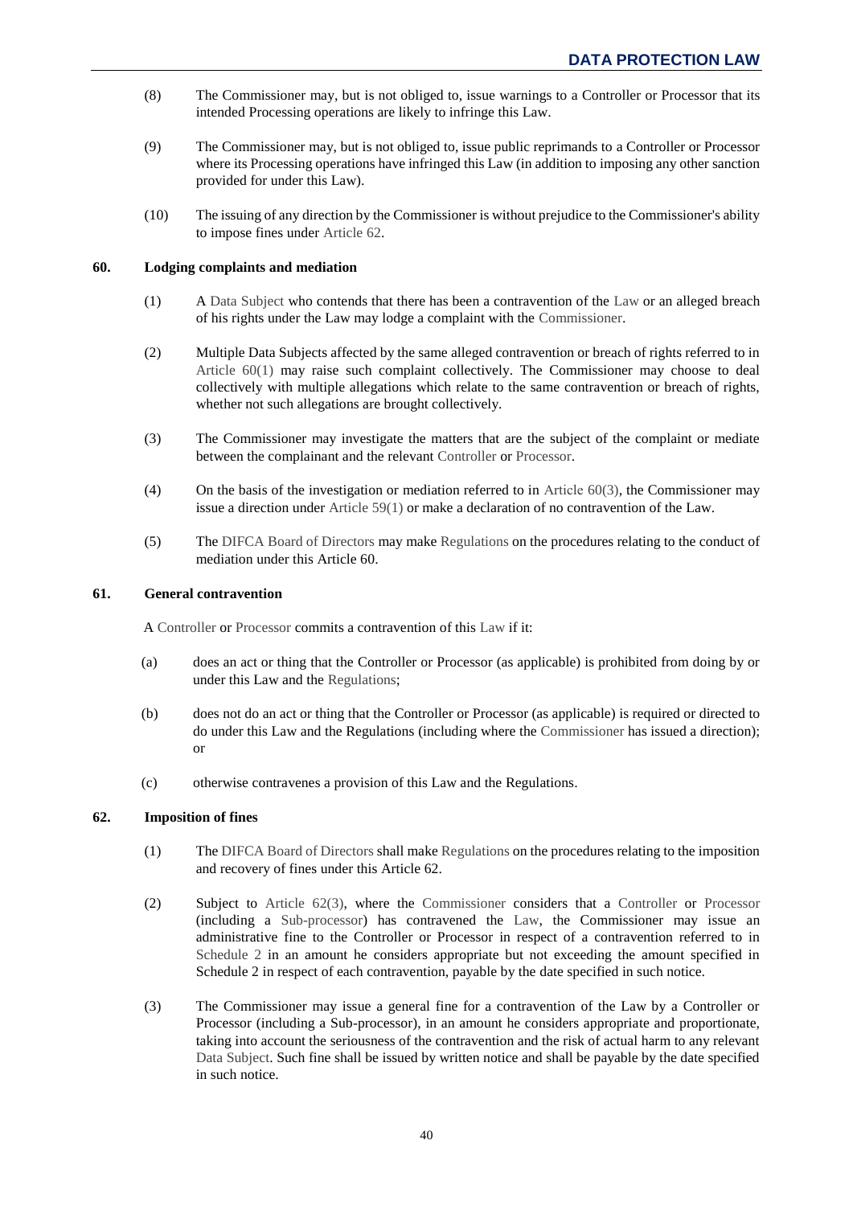(8) The Commissioner may, but is not obliged to, issue warnings to a Controller or Processor that its intended Processing operations are likely to infringe this Law.

(9) The Commissioner may, but is not obliged to, issue public reprimands to a Controller or Processor where its Processing operations have infringed this Law (in addition to imposing any other sanction provided for under this Law).

(10) The issuing of any direction by the Commissioner is without prejudice to the Commissioner's ability to impose fines under Article 62.

**60. Lodging complaints and mediation**

(1) A Data Subject who contends that there has been a contravention of the Law or an alleged breach of his rights under the Law may lodge a complaint with the Commissioner.

(2) Multiple Data Subjects affected by the same alleged contravention or breach of rights referred to in Article 60(1) may raise such complaint collectively. The Commissioner may choose to deal collectively with multiple allegations which relate to the same contravention or breach of rights, whether not such allegations are brought collectively.

(3) The Commissioner may investigate the matters that are the subject of the complaint or mediate between the complainant and the relevant Controller or Processor.

(4) On the basis of the investigation or mediation referred to in Article 60(3), the Commissioner may issue a direction under Article 59(1) or make a declaration of no contravention of the Law.

(5) The DIFCA Board of Directors may make Regulations on the procedures relating to the conduct of mediation under this Article 60.

**61. General contravention**

A Controller or Processor commits a contravention of this Law if it:

(a) does an act or thing that the Controller or Processor (as applicable) is prohibited from doing by or under this Law and the Regulations;

(b) does not do an act or thing that the Controller or Processor (as applicable) is required or directed to do under this Law and the Regulations (including where the Commissioner has issued a direction); or

(c) otherwise contravenes a provision of this Law and the Regulations.

**62. Imposition of fines**

(1) The DIFCA Board of Directors shall make Regulations on the procedures relating to the imposition and recovery of fines under this Article 62.

(2) Subject to Article 62(3), where the Commissioner considers that a Controller or Processor (including a Sub-processor) has contravened the Law, the Commissioner may issue an administrative fine to the Controller or Processor in respect of a contravention referred to in Schedule 2 in an amount he considers appropriate but not exceeding the amount specified in Schedule 2 in respect of each contravention, payable by the date specified in such notice.

(3) The Commissioner may issue a general fine for a contravention of the Law by a Controller or Processor (including a Sub-processor), in an amount he considers appropriate and proportionate, taking into account the seriousness of the contravention and the risk of actual harm to any relevant Data Subject. Such fine shall be issued by written notice and shall be payable by the date specified in such notice.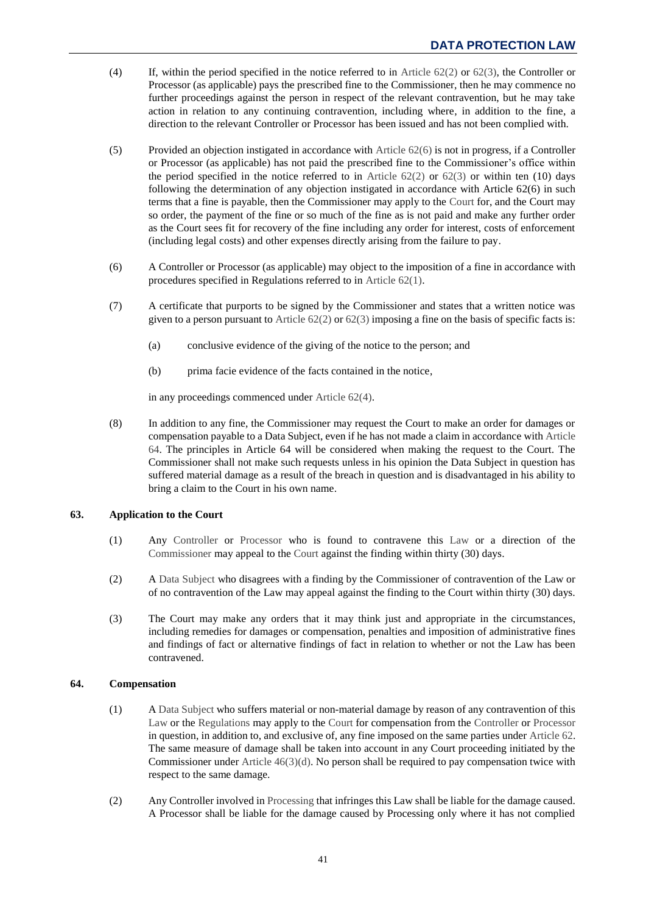(4) If, within the period specified in the notice referred to in Article 62(2) or 62(3), the Controller or Processor (as applicable) pays the prescribed fine to the Commissioner, then he may commence no further proceedings against the person in respect of the relevant contravention, but he may take action in relation to any continuing contravention, including where, in addition to the fine, a direction to the relevant Controller or Processor has been issued and has not been complied with.

(5) Provided an objection instigated in accordance with Article 62(6) is not in progress, if a Controller or Processor (as applicable) has not paid the prescribed fine to the Commissioner's office within the period specified in the notice referred to in Article 62(2) or 62(3) or within ten (10) days following the determination of any objection instigated in accordance with Article 62(6) in such terms that a fine is payable, then the Commissioner may apply to the Court for, and the Court may so order, the payment of the fine or so much of the fine as is not paid and make any further order as the Court sees fit for recovery of the fine including any order for interest, costs of enforcement (including legal costs) and other expenses directly arising from the failure to pay.

(6) A Controller or Processor (as applicable) may object to the imposition of a fine in accordance with procedures specified in Regulations referred to in Article 62(1).

(7) A certificate that purports to be signed by the Commissioner and states that a written notice was given to a person pursuant to Article 62(2) or 62(3) imposing a fine on the basis of specific facts is:

(a) conclusive evidence of the giving of the notice to the person; and

(b) prima facie evidence of the facts contained in the notice,

in any proceedings commenced under Article 62(4).

(8) In addition to any fine, the Commissioner may request the Court to make an order for damages or compensation payable to a Data Subject, even if he has not made a claim in accordance with Article 64. The principles in Article 64 will be considered when making the request to the Court. The Commissioner shall not make such requests unless in his opinion the Data Subject in question has suffered material damage as a result of the breach in question and is disadvantaged in his ability to bring a claim to the Court in his own name.

### 63. Application to the Court

(1) Any Controller or Processor who is found to contravene this Law or a direction of the Commissioner may appeal to the Court against the finding within thirty (30) days.

(2) A Data Subject who disagrees with a finding by the Commissioner of contravention of the Law or of no contravention of the Law may appeal against the finding to the Court within thirty (30) days.

(3) The Court may make any orders that it may think just and appropriate in the circumstances, including remedies for damages or compensation, penalties and imposition of administrative fines and findings of fact or alternative findings of fact in relation to whether or not the Law has been contravened.

### 64. Compensation

(1) A Data Subject who suffers material or non-material damage by reason of any contravention of this Law or the Regulations may apply to the Court for compensation from the Controller or Processor in question, in addition to, and exclusive of, any fine imposed on the same parties under Article 62. The same measure of damage shall be taken into account in any Court proceeding initiated by the Commissioner under Article 46(3)(d). No person shall be required to pay compensation twice with respect to the same damage.

(2) Any Controller involved in Processing that infringes this Law shall be liable for the damage caused. A Processor shall be liable for the damage caused by Processing only where it has not complied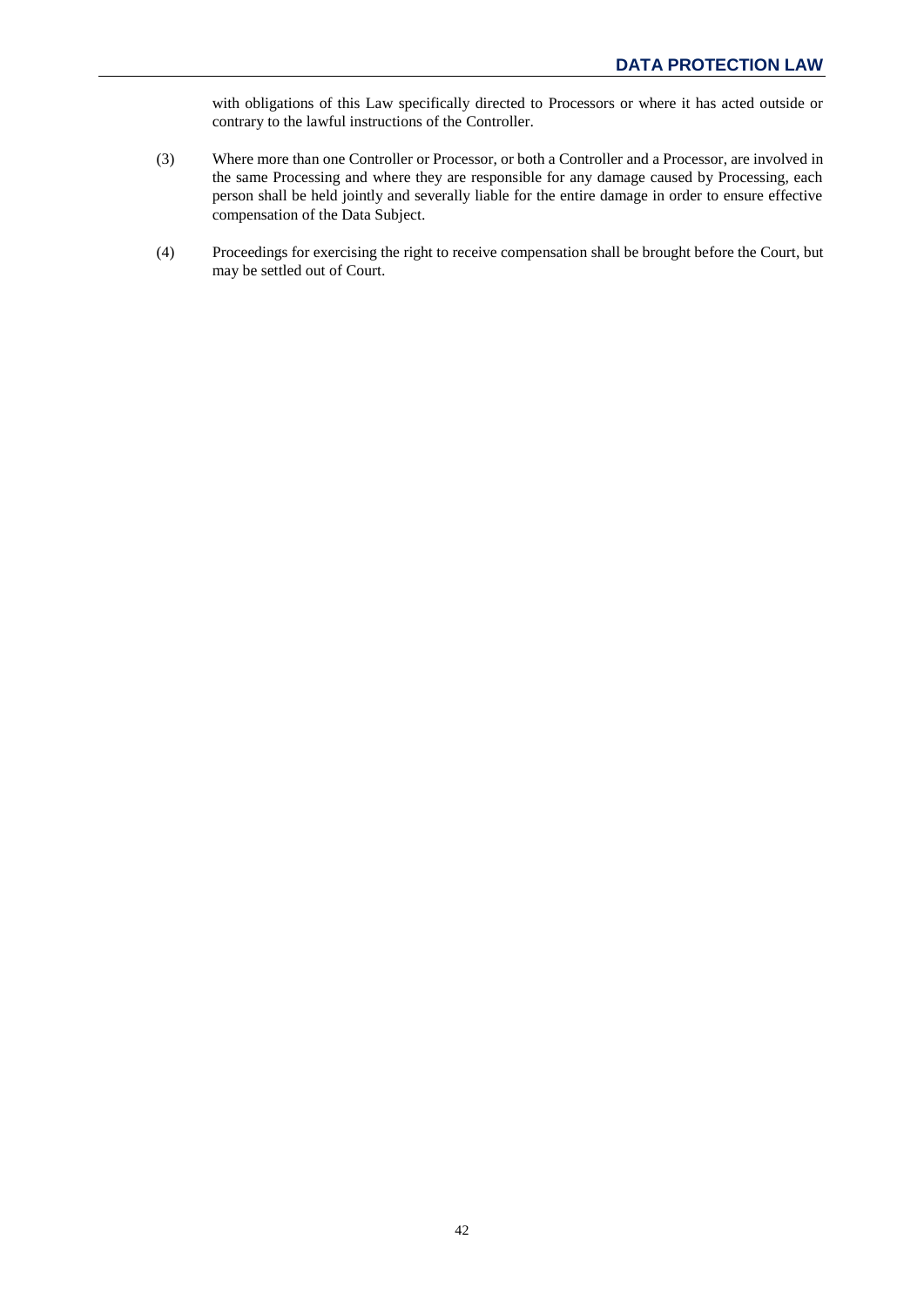with obligations of this Law specifically directed to Processors or where it has acted outside or contrary to the lawful instructions of the Controller.

(3) Where more than one Controller or Processor, or both a Controller and a Processor, are involved in the same Processing and where they are responsible for any damage caused by Processing, each person shall be held jointly and severally liable for the entire damage in order to ensure effective compensation of the Data Subject.

(4) Proceedings for exercising the right to receive compensation shall be brought before the Court, but may be settled out of Court.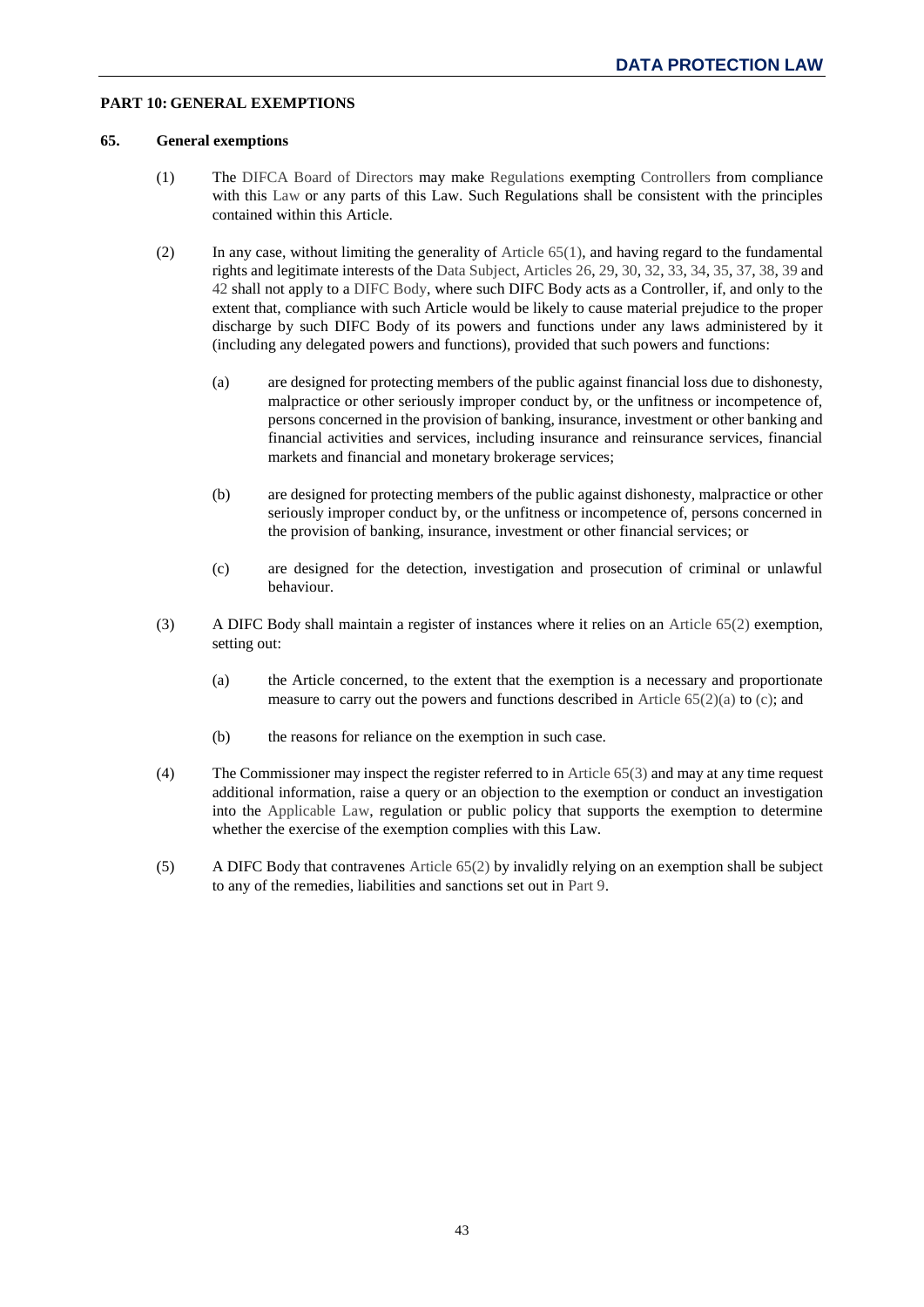## PART 10: GENERAL EXEMPTIONS

### 65. General exemptions

(1) The DIFCA Board of Directors may make Regulations exempting Controllers from compliance with this Law or any parts of this Law. Such Regulations shall be consistent with the principles contained within this Article.

(2) In any case, without limiting the generality of Article 65(1), and having regard to the fundamental rights and legitimate interests of the Data Subject, Articles 26, 29, 30, 32, 33, 34, 35, 37, 38, 39 and 42 shall not apply to a DIFC Body, where such DIFC Body acts as a Controller, if, and only to the extent that, compliance with such Article would be likely to cause material prejudice to the proper discharge by such DIFC Body of its powers and functions under any laws administered by it (including any delegated powers and functions), provided that such powers and functions:

(a) are designed for protecting members of the public against financial loss due to dishonesty, malpractice or other seriously improper conduct by, or the unfitness or incompetence of, persons concerned in the provision of banking, insurance, investment or other banking and financial activities and services, including insurance and reinsurance services, financial markets and financial and monetary brokerage services;

(b) are designed for protecting members of the public against dishonesty, malpractice or other seriously improper conduct by, or the unfitness or incompetence of, persons concerned in the provision of banking, insurance, investment or other financial services; or

(c) are designed for the detection, investigation and prosecution of criminal or unlawful behaviour.

(3) A DIFC Body shall maintain a register of instances where it relies on an Article 65(2) exemption, setting out:

(a) the Article concerned, to the extent that the exemption is a necessary and proportionate measure to carry out the powers and functions described in Article 65(2)(a) to (c); and

(b) the reasons for reliance on the exemption in such case.

(4) The Commissioner may inspect the register referred to in Article 65(3) and may at any time request additional information, raise a query or an objection to the exemption or conduct an investigation into the Applicable Law, regulation or public policy that supports the exemption to determine whether the exercise of the exemption complies with this Law.

(5) A DIFC Body that contravenes Article 65(2) by invalidly relying on an exemption shall be subject to any of the remedies, liabilities and sanctions set out in Part 9.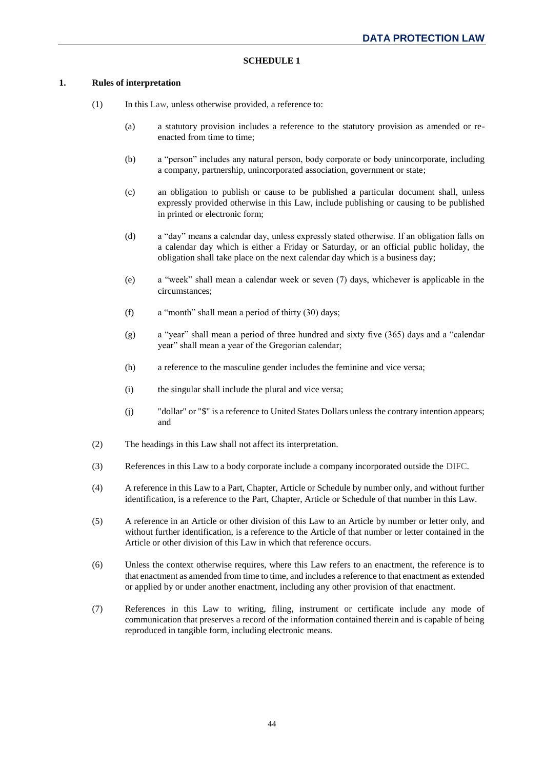## SCHEDULE 1

### 1. Rules of interpretation

(1) In this Law, unless otherwise provided, a reference to:

(a) a statutory provision includes a reference to the statutory provision as amended or re-enacted from time to time;

(b) a "person" includes any natural person, body corporate or body unincorporate, including a company, partnership, unincorporated association, government or state;

(c) an obligation to publish or cause to be published a particular document shall, unless expressly provided otherwise in this Law, include publishing or causing to be published in printed or electronic form;

(d) a "day" means a calendar day, unless expressly stated otherwise. If an obligation falls on a calendar day which is either a Friday or Saturday, or an official public holiday, the obligation shall take place on the next calendar day which is a business day;

(e) a "week" shall mean a calendar week or seven (7) days, whichever is applicable in the circumstances;

(f) a "month" shall mean a period of thirty (30) days;

(g) a "year" shall mean a period of three hundred and sixty five (365) days and a "calendar year" shall mean a year of the Gregorian calendar;

(h) a reference to the masculine gender includes the feminine and vice versa;

(i) the singular shall include the plural and vice versa;

(j) "dollar" or "$" is a reference to United States Dollars unless the contrary intention appears; and

(2) The headings in this Law shall not affect its interpretation.

(3) References in this Law to a body corporate include a company incorporated outside the DIFC.

(4) A reference in this Law to a Part, Chapter, Article or Schedule by number only, and without further identification, is a reference to the Part, Chapter, Article or Schedule of that number in this Law.

(5) A reference in an Article or other division of this Law to an Article by number or letter only, and without further identification, is a reference to the Article of that number or letter contained in the Article or other division of this Law in which that reference occurs.

(6) Unless the context otherwise requires, where this Law refers to an enactment, the reference is to that enactment as amended from time to time, and includes a reference to that enactment as extended or applied by or under another enactment, including any other provision of that enactment.

(7) References in this Law to writing, filing, instrument or certificate include any mode of communication that preserves a record of the information contained therein and is capable of being reproduced in tangible form, including electronic means.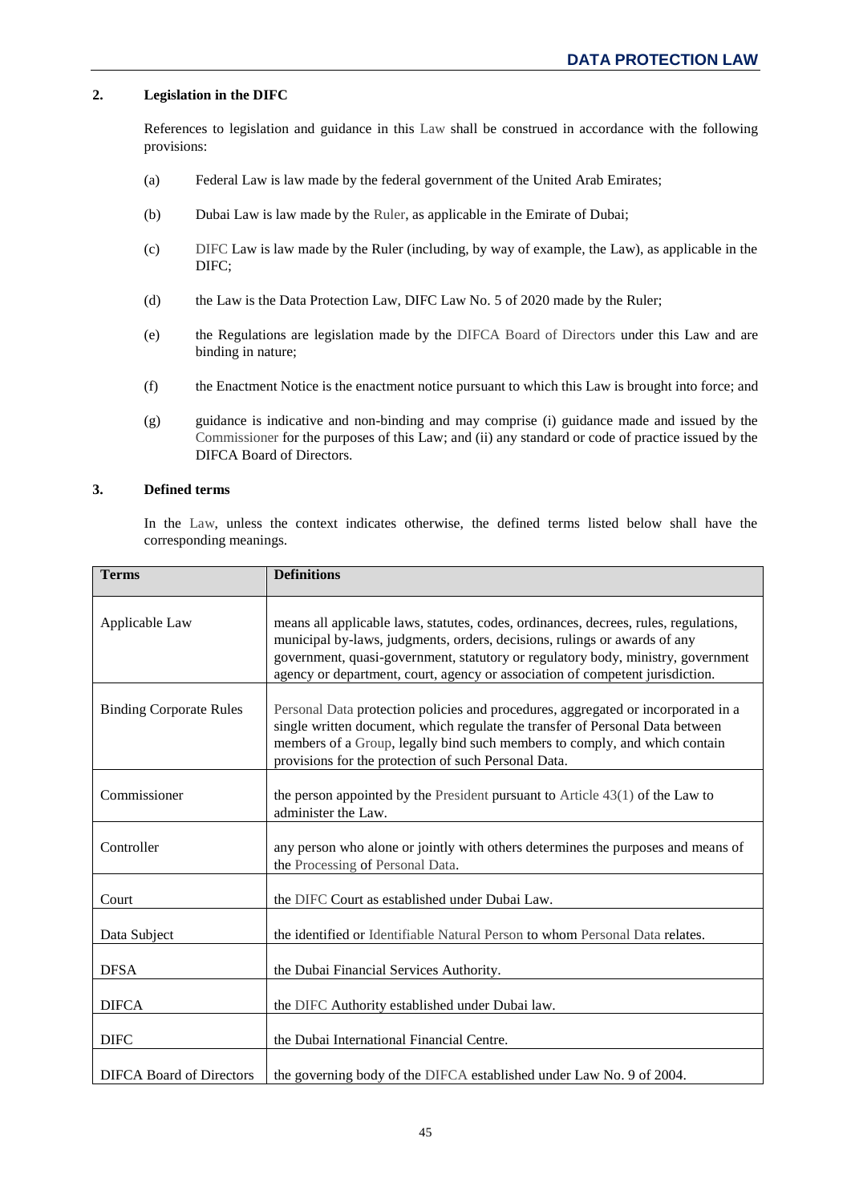## 2. Legislation in the DIFC

References to legislation and guidance in this Law shall be construed in accordance with the following provisions:

(a) Federal Law is law made by the federal government of the United Arab Emirates;

(b) Dubai Law is law made by the Ruler, as applicable in the Emirate of Dubai;

(c) DIFC Law is law made by the Ruler (including, by way of example, the Law), as applicable in the DIFC;

(d) the Law is the Data Protection Law, DIFC Law No. 5 of 2020 made by the Ruler;

(e) the Regulations are legislation made by the DIFCA Board of Directors under this Law and are binding in nature;

(f) the Enactment Notice is the enactment notice pursuant to which this Law is brought into force; and

(g) guidance is indicative and non-binding and may comprise (i) guidance made and issued by the Commissioner for the purposes of this Law; and (ii) any standard or code of practice issued by the DIFCA Board of Directors.

## 3. Defined terms

In the Law, unless the context indicates otherwise, the defined terms listed below shall have the corresponding meanings.

| Terms | Definitions |
|---|---|
| Applicable Law | means all applicable laws, statutes, codes, ordinances, decrees, rules, regulations, municipal by-laws, judgments, orders, decisions, rulings or awards of any government, quasi-government, statutory or regulatory body, ministry, government agency or department, court, agency or association of competent jurisdiction. |
| Binding Corporate Rules | Personal Data protection policies and procedures, aggregated or incorporated in a single written document, which regulate the transfer of Personal Data between members of a Group, legally bind such members to comply, and which contain provisions for the protection of such Personal Data. |
| Commissioner | the person appointed by the President pursuant to Article 43(1) of the Law to administer the Law. |
| Controller | any person who alone or jointly with others determines the purposes and means of the Processing of Personal Data. |
| Court | the DIFC Court as established under Dubai Law. |
| Data Subject | the identified or Identifiable Natural Person to whom Personal Data relates. |
| DFSA | the Dubai Financial Services Authority. |
| DIFCA | the DIFC Authority established under Dubai law. |
| DIFC | the Dubai International Financial Centre. |
| DIFCA Board of Directors | the governing body of the DIFCA established under Law No. 9 of 2004. |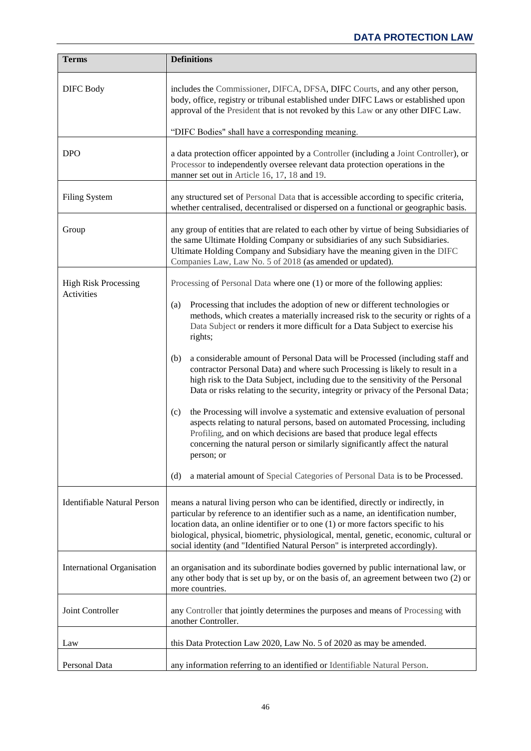| Terms | Definitions |
|---|---|
| DIFC Body | includes the Commissioner, DIFCA, DFSA, DIFC Courts, and any other person, body, office, registry or tribunal established under DIFC Laws or established upon approval of the President that is not revoked by this Law or any other DIFC Law.<br><br>"DIFC Bodies" shall have a corresponding meaning. |
| DPO | a data protection officer appointed by a Controller (including a Joint Controller), or Processor to independently oversee relevant data protection operations in the manner set out in Article 16, 17, 18 and 19. |
| Filing System | any structured set of Personal Data that is accessible according to specific criteria, whether centralised, decentralised or dispersed on a functional or geographic basis. |
| Group | any group of entities that are related to each other by virtue of being Subsidiaries of the same Ultimate Holding Company or subsidiaries of any such Subsidiaries. Ultimate Holding Company and Subsidiary have the meaning given in the DIFC Companies Law, Law No. 5 of 2018 (as amended or updated). |
| High Risk Processing Activities | Processing of Personal Data where one (1) or more of the following applies:<br><br>(a) Processing that includes the adoption of new or different technologies or methods, which creates a materially increased risk to the security or rights of a Data Subject or renders it more difficult for a Data Subject to exercise his rights;<br><br>(b) a considerable amount of Personal Data will be Processed (including staff and contractor Personal Data) and where such Processing is likely to result in a high risk to the Data Subject, including due to the sensitivity of the Personal Data or risks relating to the security, integrity or privacy of the Personal Data;<br><br>(c) the Processing will involve a systematic and extensive evaluation of personal aspects relating to natural persons, based on automated Processing, including Profiling, and on which decisions are based that produce legal effects concerning the natural person or similarly significantly affect the natural person; or<br><br>(d) a material amount of Special Categories of Personal Data is to be Processed. |
| Identifiable Natural Person | means a natural living person who can be identified, directly or indirectly, in particular by reference to an identifier such as a name, an identification number, location data, an online identifier or to one (1) or more factors specific to his biological, physical, biometric, physiological, mental, genetic, economic, cultural or social identity (and "Identified Natural Person" is interpreted accordingly). |
| International Organisation | an organisation and its subordinate bodies governed by public international law, or any other body that is set up by, or on the basis of, an agreement between two (2) or more countries. |
| Joint Controller | any Controller that jointly determines the purposes and means of Processing with another Controller. |
| Law | this Data Protection Law 2020, Law No. 5 of 2020 as may be amended. |
| Personal Data | any information referring to an identified or Identifiable Natural Person. |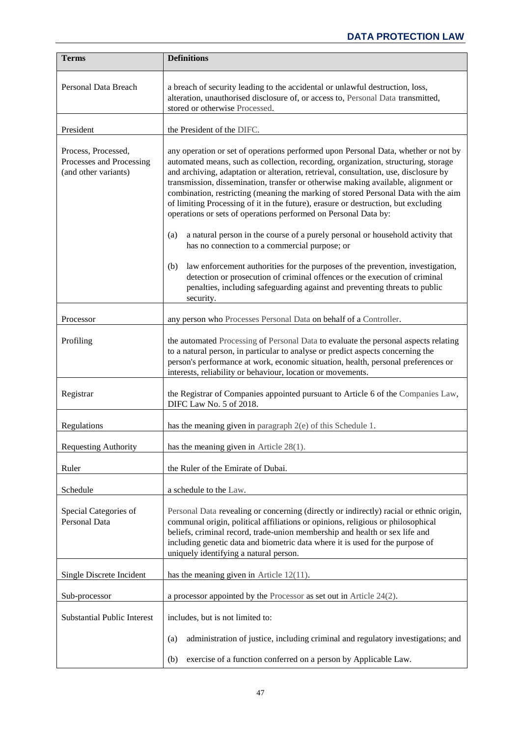| Terms | Definitions |
|---|---|
| Personal Data Breach | a breach of security leading to the accidental or unlawful destruction, loss, alteration, unauthorised disclosure of, or access to, Personal Data transmitted, stored or otherwise Processed. |
| President | the President of the DIFC. |
| Process, Processed, Processes and Processing (and other variants) | any operation or set of operations performed upon Personal Data, whether or not by automated means, such as collection, recording, organization, structuring, storage and archiving, adaptation or alteration, retrieval, consultation, use, disclosure by transmission, dissemination, transfer or otherwise making available, alignment or combination, restricting (meaning the marking of stored Personal Data with the aim of limiting Processing of it in the future), erasure or destruction, but excluding operations or sets of operations performed on Personal Data by: (a) a natural person in the course of a purely personal or household activity that has no connection to a commercial purpose; or (b) law enforcement authorities for the purposes of the prevention, investigation, detection or prosecution of criminal offences or the execution of criminal penalties, including safeguarding against and preventing threats to public security. |
| Processor | any person who Processes Personal Data on behalf of a Controller. |
| Profiling | the automated Processing of Personal Data to evaluate the personal aspects relating to a natural person, in particular to analyse or predict aspects concerning the person's performance at work, economic situation, health, personal preferences or interests, reliability or behaviour, location or movements. |
| Registrar | the Registrar of Companies appointed pursuant to Article 6 of the Companies Law, DIFC Law No. 5 of 2018. |
| Regulations | has the meaning given in paragraph 2(e) of this Schedule 1. |
| Requesting Authority | has the meaning given in Article 28(1). |
| Ruler | the Ruler of the Emirate of Dubai. |
| Schedule | a schedule to the Law. |
| Special Categories of Personal Data | Personal Data revealing or concerning (directly or indirectly) racial or ethnic origin, communal origin, political affiliations or opinions, religious or philosophical beliefs, criminal record, trade-union membership and health or sex life and including genetic data and biometric data where it is used for the purpose of uniquely identifying a natural person. |
| Single Discrete Incident | has the meaning given in Article 12(11). |
| Sub-processor | a processor appointed by the Processor as set out in Article 24(2). |
| Substantial Public Interest | includes, but is not limited to: (a) administration of justice, including criminal and regulatory investigations; and (b) exercise of a function conferred on a person by Applicable Law. |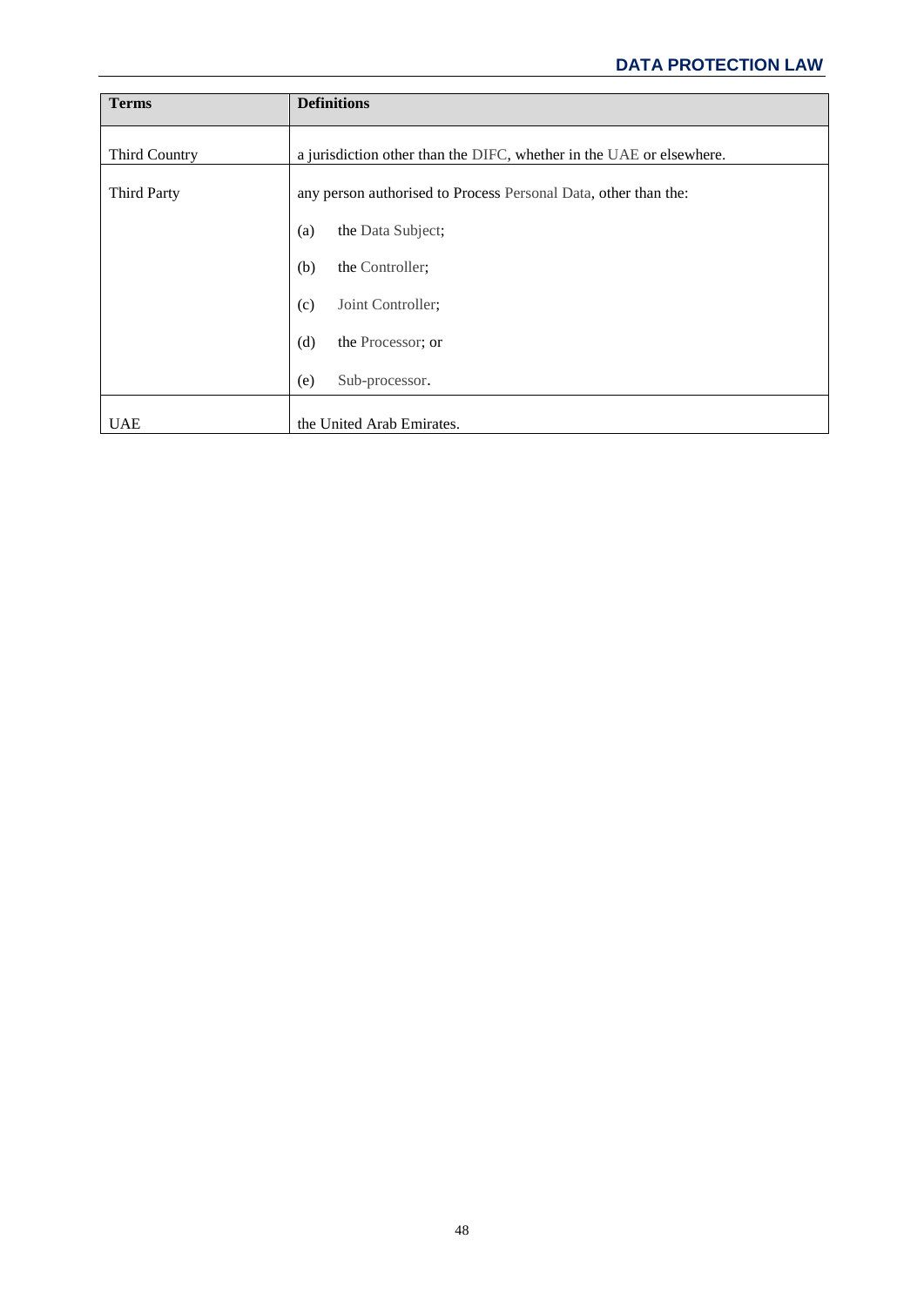| Terms | Definitions |
| --- | --- |
| Third Country | a jurisdiction other than the DIFC, whether in the UAE or elsewhere. |
| Third Party | any person authorised to Process Personal Data, other than the:<br>(a) the Data Subject;<br>(b) the Controller;<br>(c) Joint Controller;<br>(d) the Processor; or<br>(e) Sub-processor. |
| UAE | the United Arab Emirates. |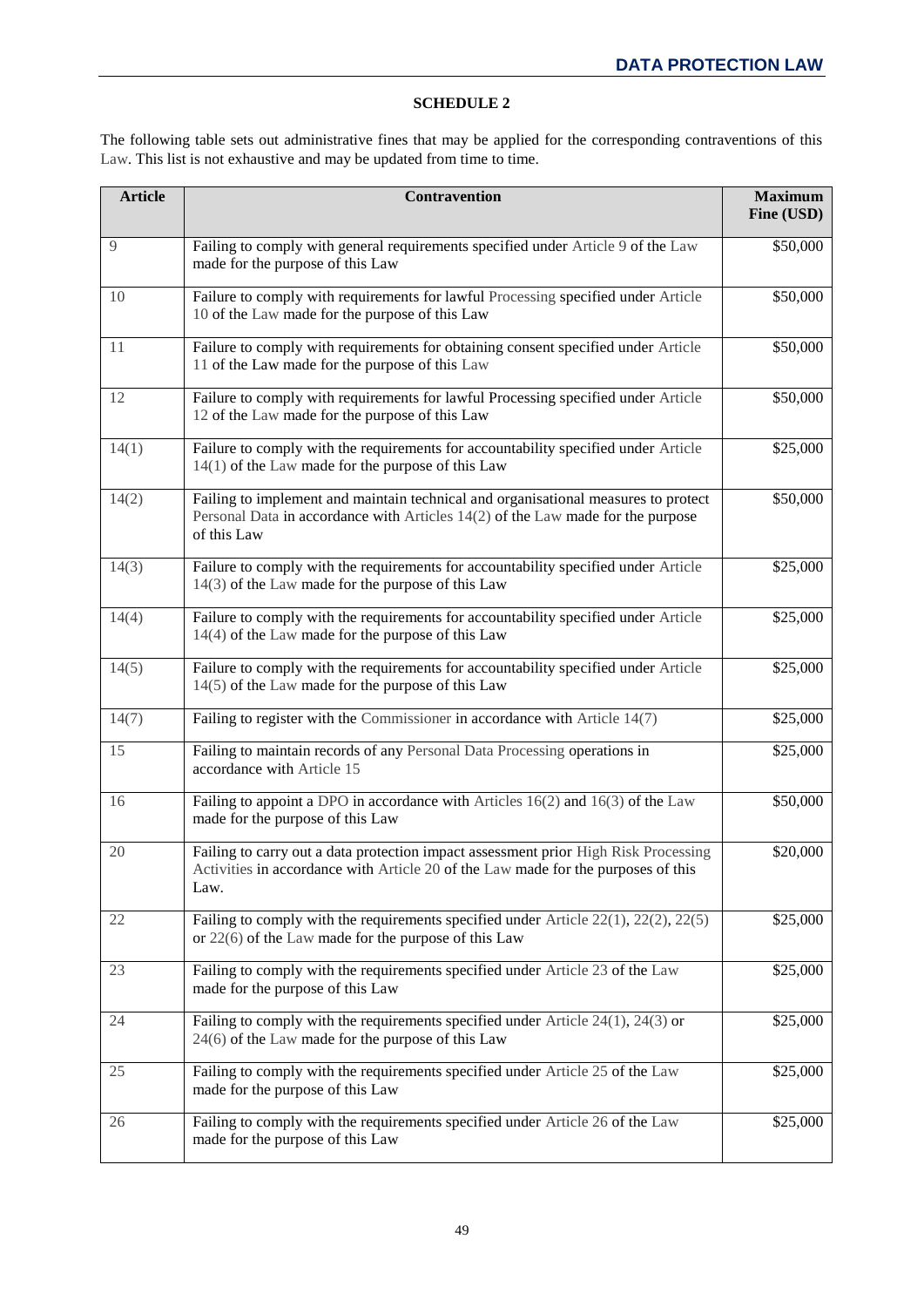**SCHEDULE 2**

The following table sets out administrative fines that may be applied for the corresponding contraventions of this Law. This list is not exhaustive and may be updated from time to time.

| Article | Contravention | Maximum Fine (USD) |
|---|---|---|
| 9 | Failing to comply with general requirements specified under Article 9 of the Law made for the purpose of this Law | $50,000 |
| 10 | Failure to comply with requirements for lawful Processing specified under Article 10 of the Law made for the purpose of this Law | $50,000 |
| 11 | Failure to comply with requirements for obtaining consent specified under Article 11 of the Law made for the purpose of this Law | $50,000 |
| 12 | Failure to comply with requirements for lawful Processing specified under Article 12 of the Law made for the purpose of this Law | $50,000 |
| 14(1) | Failure to comply with the requirements for accountability specified under Article 14(1) of the Law made for the purpose of this Law | $25,000 |
| 14(2) | Failing to implement and maintain technical and organisational measures to protect Personal Data in accordance with Articles 14(2) of the Law made for the purpose of this Law | $50,000 |
| 14(3) | Failure to comply with the requirements for accountability specified under Article 14(3) of the Law made for the purpose of this Law | $25,000 |
| 14(4) | Failure to comply with the requirements for accountability specified under Article 14(4) of the Law made for the purpose of this Law | $25,000 |
| 14(5) | Failure to comply with the requirements for accountability specified under Article 14(5) of the Law made for the purpose of this Law | $25,000 |
| 14(7) | Failing to register with the Commissioner in accordance with Article 14(7) | $25,000 |
| 15 | Failing to maintain records of any Personal Data Processing operations in accordance with Article 15 | $25,000 |
| 16 | Failing to appoint a DPO in accordance with Articles 16(2) and 16(3) of the Law made for the purpose of this Law | $50,000 |
| 20 | Failing to carry out a data protection impact assessment prior High Risk Processing Activities in accordance with Article 20 of the Law made for the purposes of this Law. | $20,000 |
| 22 | Failing to comply with the requirements specified under Article 22(1), 22(2), 22(5) or 22(6) of the Law made for the purpose of this Law | $25,000 |
| 23 | Failing to comply with the requirements specified under Article 23 of the Law made for the purpose of this Law | $25,000 |
| 24 | Failing to comply with the requirements specified under Article 24(1), 24(3) or 24(6) of the Law made for the purpose of this Law | $25,000 |
| 25 | Failing to comply with the requirements specified under Article 25 of the Law made for the purpose of this Law | $25,000 |
| 26 | Failing to comply with the requirements specified under Article 26 of the Law made for the purpose of this Law | $25,000 |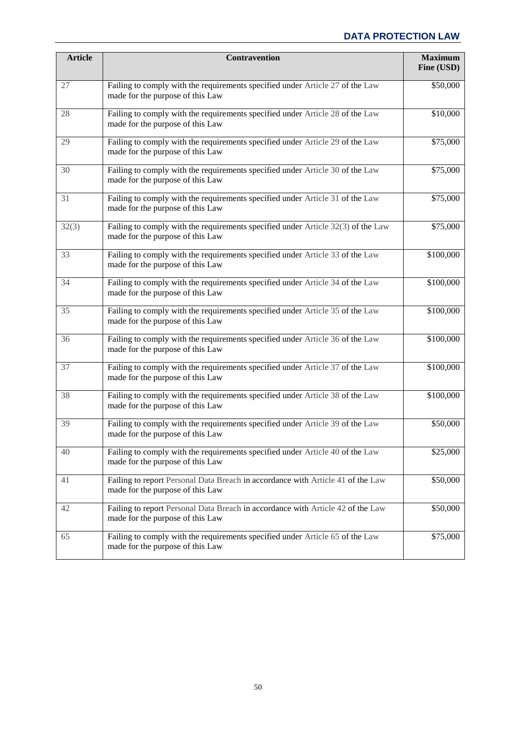| Article | Contravention | Maximum Fine (USD) |
|---|---|---|
| 27 | Failing to comply with the requirements specified under Article 27 of the Law made for the purpose of this Law | $50,000 |
| 28 | Failing to comply with the requirements specified under Article 28 of the Law made for the purpose of this Law | $10,000 |
| 29 | Failing to comply with the requirements specified under Article 29 of the Law made for the purpose of this Law | $75,000 |
| 30 | Failing to comply with the requirements specified under Article 30 of the Law made for the purpose of this Law | $75,000 |
| 31 | Failing to comply with the requirements specified under Article 31 of the Law made for the purpose of this Law | $75,000 |
| 32(3) | Failing to comply with the requirements specified under Article 32(3) of the Law made for the purpose of this Law | $75,000 |
| 33 | Failing to comply with the requirements specified under Article 33 of the Law made for the purpose of this Law | $100,000 |
| 34 | Failing to comply with the requirements specified under Article 34 of the Law made for the purpose of this Law | $100,000 |
| 35 | Failing to comply with the requirements specified under Article 35 of the Law made for the purpose of this Law | $100,000 |
| 36 | Failing to comply with the requirements specified under Article 36 of the Law made for the purpose of this Law | $100,000 |
| 37 | Failing to comply with the requirements specified under Article 37 of the Law made for the purpose of this Law | $100,000 |
| 38 | Failing to comply with the requirements specified under Article 38 of the Law made for the purpose of this Law | $100,000 |
| 39 | Failing to comply with the requirements specified under Article 39 of the Law made for the purpose of this Law | $50,000 |
| 40 | Failing to comply with the requirements specified under Article 40 of the Law made for the purpose of this Law | $25,000 |
| 41 | Failing to report Personal Data Breach in accordance with Article 41 of the Law made for the purpose of this Law | $50,000 |
| 42 | Failing to report Personal Data Breach in accordance with Article 42 of the Law made for the purpose of this Law | $50,000 |
| 65 | Failing to comply with the requirements specified under Article 65 of the Law made for the purpose of this Law | $75,000 |